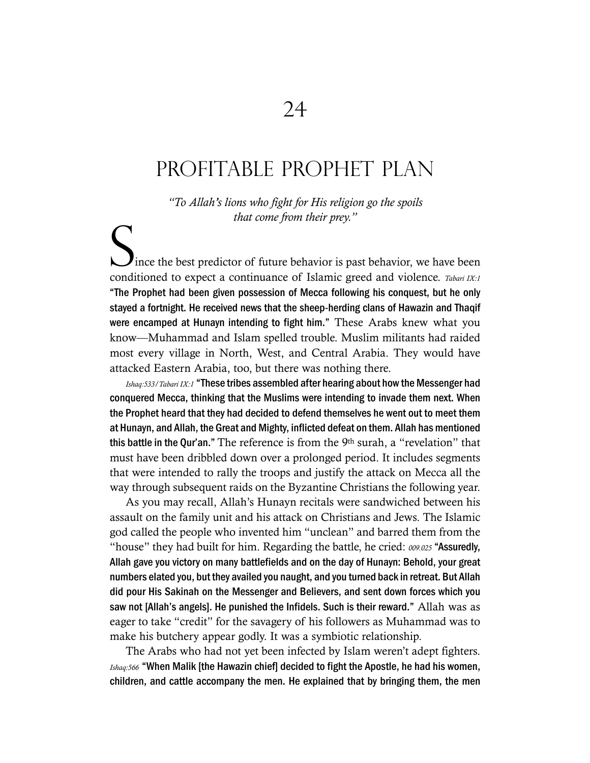# 24

# PROFITABLE PROPHET PLAN

*"To Allah's lions who fight for His religion go the spoils that come from their prey."*

Since the best predictor of future behavior is past behavior, we have been conditioned to expect a continuance of Islamic greed and violence. *Tabari IX:1* **"The Prophet had been given possession of Mecca following his conquest, but he only stayed a fortnight. He received news that the sheep-herding clans of Hawazin and Thaqif were encamped at Hunayn intending to fight him."** These Arabs knew what you know—Muhammad and Islam spelled trouble. Muslim militants had raided most every village in North, West, and Central Arabia. They would have attacked Eastern Arabia, too, but there was nothing there.

*Ishaq:533/Tabari IX:1* **"These tribes assembled after hearing about how the Messenger had conquered Mecca, thinking that the Muslims were intending to invade them next. When the Prophet heard that they had decided to defend themselves he went out to meet them at Hunayn, and Allah, the Great and Mighty, inflicted defeat on them. Allah has mentioned this battle in the Qur'an."** The reference is from the 9th surah, a "revelation" that must have been dribbled down over a prolonged period. It includes segments that were intended to rally the troops and justify the attack on Mecca all the way through subsequent raids on the Byzantine Christians the following year.

As you may recall, Allah's Hunayn recitals were sandwiched between his assault on the family unit and his attack on Christians and Jews. The Islamic god called the people who invented him "unclean" and barred them from the "house" they had built for him. Regarding the battle, he cried: *009.025* **"Assuredly, Allah gave you victory on many battlefields and on the day of Hunayn: Behold, your great numbers elated you, but they availed you naught, and you turned back in retreat. But Allah did pour His Sakinah on the Messenger and Believers, and sent down forces which you saw not [Allah's angels]. He punished the Infidels. Such is their reward."** Allah was as eager to take "credit" for the savagery of his followers as Muhammad was to make his butchery appear godly. It was a symbiotic relationship.

The Arabs who had not yet been infected by Islam weren't adept fighters. *Ishaq:566* **"When Malik [the Hawazin chief] decided to fight the Apostle, he had his women, children, and cattle accompany the men. He explained that by bringing them, the men**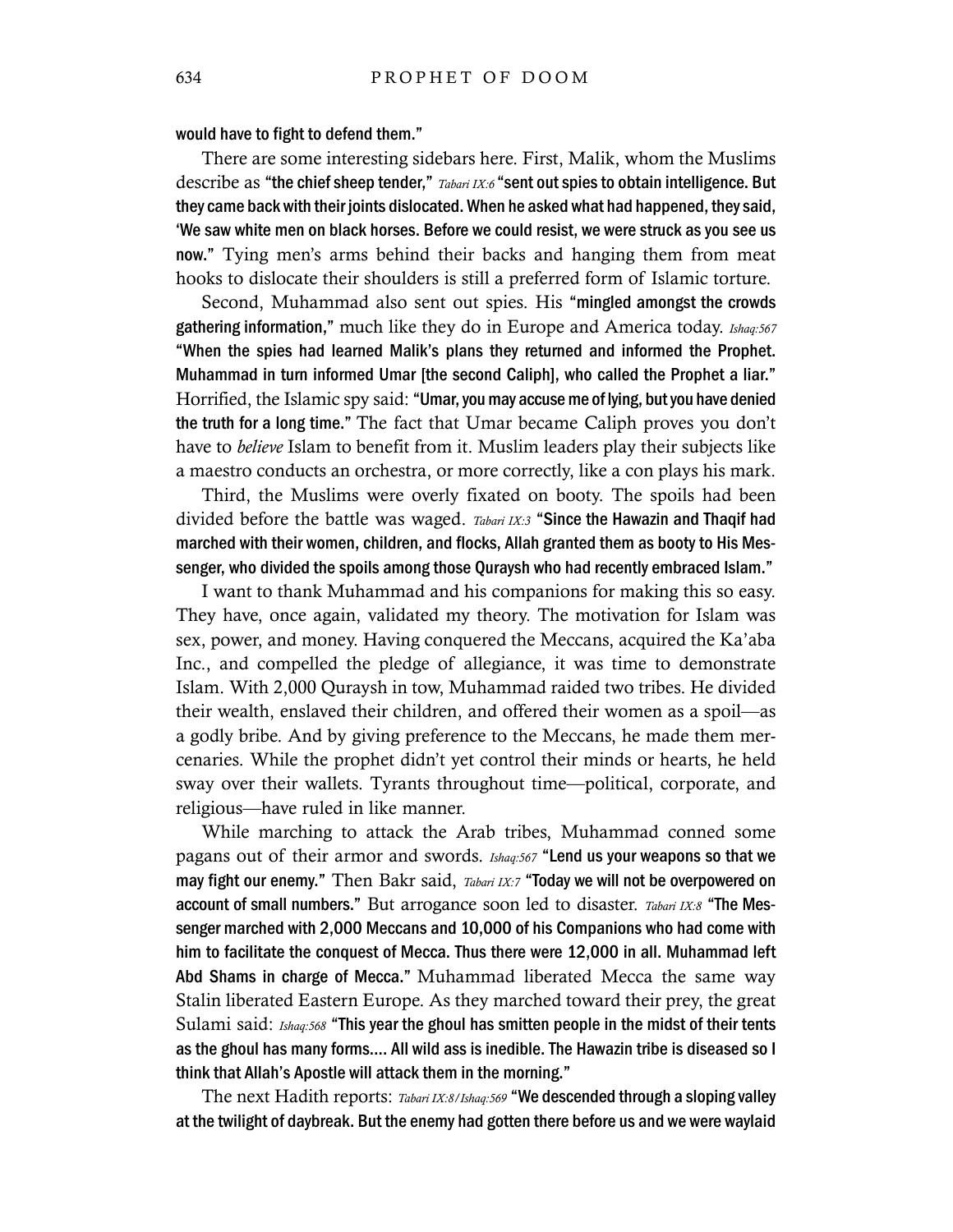**would have to fight to defend them."**

There are some interesting sidebars here. First, Malik, whom the Muslims describe as **"the chief sheep tender,"** *Tabari IX:6* **"sent out spies to obtain intelligence. But they came back with their joints dislocated. When he asked what had happened, they said, 'We saw white men on black horses. Before we could resist, we were struck as you see us now."** Tying men's arms behind their backs and hanging them from meat hooks to dislocate their shoulders is still a preferred form of Islamic torture.

Second, Muhammad also sent out spies. His **"mingled amongst the crowds gathering information,"** much like they do in Europe and America today. *Ishaq:567* **"When the spies had learned Malik's plans they returned and informed the Prophet. Muhammad in turn informed Umar [the second Caliph], who called the Prophet a liar."** Horrified, the Islamic spy said: **"Umar, you may accuse me of lying, but you have denied the truth for a long time."** The fact that Umar became Caliph proves you don't have to *believe* Islam to benefit from it. Muslim leaders play their subjects like a maestro conducts an orchestra, or more correctly, like a con plays his mark.

Third, the Muslims were overly fixated on booty. The spoils had been divided before the battle was waged. *Tabari IX:3* **"Since the Hawazin and Thaqif had marched with their women, children, and flocks, Allah granted them as booty to His Messenger, who divided the spoils among those Quraysh who had recently embraced Islam."**

I want to thank Muhammad and his companions for making this so easy. They have, once again, validated my theory. The motivation for Islam was sex, power, and money. Having conquered the Meccans, acquired the Ka'aba Inc., and compelled the pledge of allegiance, it was time to demonstrate Islam. With 2,000 Quraysh in tow, Muhammad raided two tribes. He divided their wealth, enslaved their children, and offered their women as a spoil—as a godly bribe. And by giving preference to the Meccans, he made them mercenaries. While the prophet didn't yet control their minds or hearts, he held sway over their wallets. Tyrants throughout time—political, corporate, and religious—have ruled in like manner.

While marching to attack the Arab tribes, Muhammad conned some pagans out of their armor and swords. *Ishaq:567* **"Lend us your weapons so that we may fight our enemy."** Then Bakr said, *Tabari IX:7* **"Today we will not be overpowered on account of small numbers."** But arrogance soon led to disaster. *Tabari IX:8* **"The Messenger marched with 2,000 Meccans and 10,000 of his Companions who had come with him to facilitate the conquest of Mecca. Thus there were 12,000 in all. Muhammad left Abd Shams in charge of Mecca."** Muhammad liberated Mecca the same way Stalin liberated Eastern Europe. As they marched toward their prey, the great Sulami said: *Ishaq:568* **"This year the ghoul has smitten people in the midst of their tents as the ghoul has many forms.... All wild ass is inedible. The Hawazin tribe is diseased so I think that Allah's Apostle will attack them in the morning."**

The next Hadith reports: *Tabari IX:8/Ishaq:569* **"We descended through a sloping valley at the twilight of daybreak. But the enemy had gotten there before us and we were waylaid**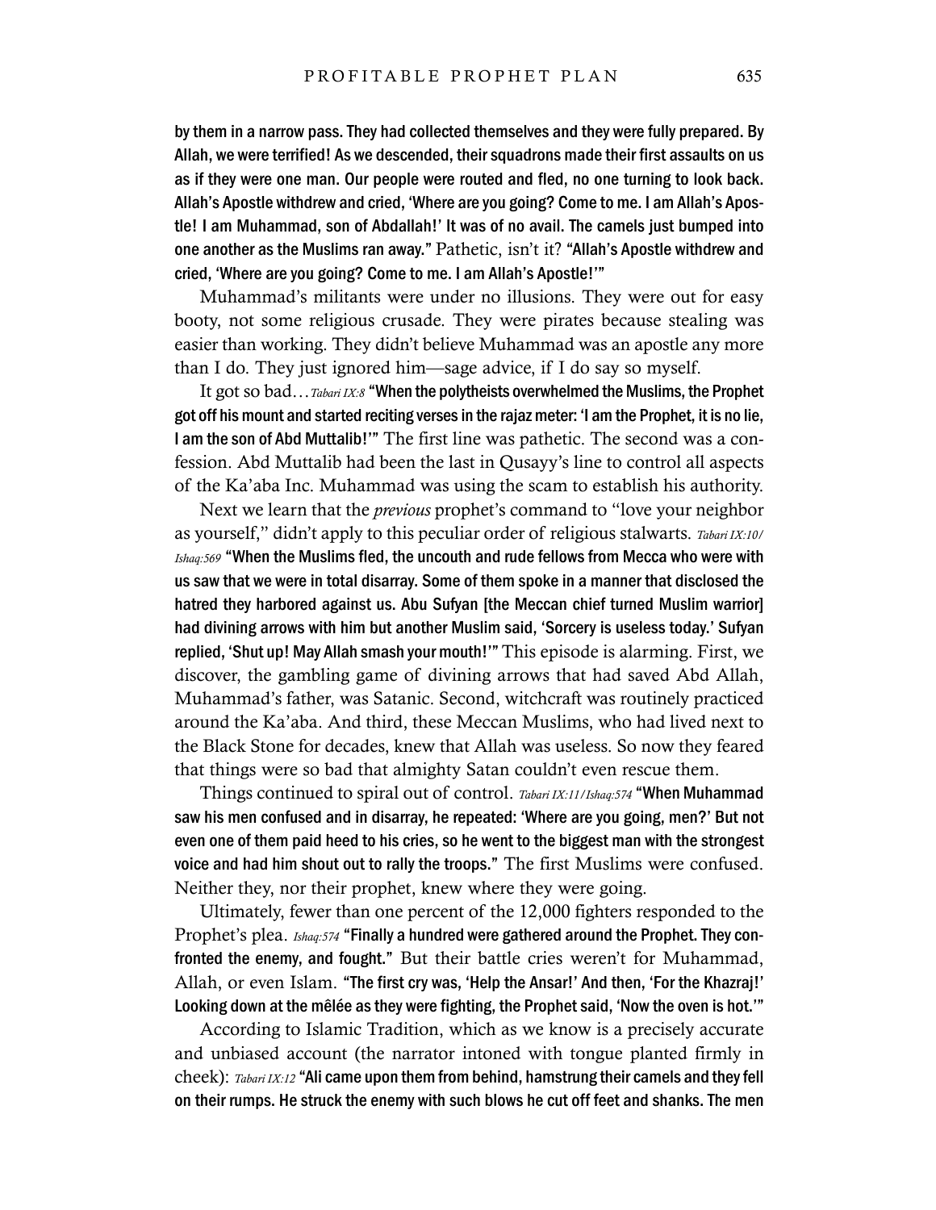**by them in a narrow pass. They had collected themselves and they were fully prepared. By Allah, we were terrified! As we descended, their squadrons made their first assaults on us as if they were one man. Our people were routed and fled, no one turning to look back. Allah's Apostle withdrew and cried, 'Where are you going? Come to me. I am Allah's Apostle! I am Muhammad, son of Abdallah!' It was of no avail. The camels just bumped into one another as the Muslims ran away."** Pathetic, isn't it? **"Allah's Apostle withdrew and cried, 'Where are you going? Come to me. I am Allah's Apostle!'"**

Muhammad's militants were under no illusions. They were out for easy booty, not some religious crusade. They were pirates because stealing was easier than working. They didn't believe Muhammad was an apostle any more than I do. They just ignored him—sage advice, if I do say so myself.

It got so bad… *Tabari IX:8* **"When the polytheists overwhelmed the Muslims, the Prophet got off his mount and started reciting verses in the rajaz meter: 'I am the Prophet, it is no lie, I am the son of Abd Muttalib!'"** The first line was pathetic. The second was a confession. Abd Muttalib had been the last in Qusayy's line to control all aspects of the Ka'aba Inc. Muhammad was using the scam to establish his authority.

Next we learn that the *previous* prophet's command to "love your neighbor as yourself," didn't apply to this peculiar order of religious stalwarts. *Tabari IX:10/ Ishaq:569* **"When the Muslims fled, the uncouth and rude fellows from Mecca who were with us saw that we were in total disarray. Some of them spoke in a manner that disclosed the hatred they harbored against us. Abu Sufyan [the Meccan chief turned Muslim warrior] had divining arrows with him but another Muslim said, 'Sorcery is useless today.' Sufyan replied, 'Shut up! May Allah smash your mouth!'"** This episode is alarming. First, we discover, the gambling game of divining arrows that had saved Abd Allah, Muhammad's father, was Satanic. Second, witchcraft was routinely practiced around the Ka'aba. And third, these Meccan Muslims, who had lived next to the Black Stone for decades, knew that Allah was useless. So now they feared that things were so bad that almighty Satan couldn't even rescue them.

Things continued to spiral out of control. *Tabari IX:11/Ishaq:574* **"When Muhammad saw his men confused and in disarray, he repeated: 'Where are you going, men?' But not even one of them paid heed to his cries, so he went to the biggest man with the strongest voice and had him shout out to rally the troops."** The first Muslims were confused. Neither they, nor their prophet, knew where they were going.

Ultimately, fewer than one percent of the 12,000 fighters responded to the Prophet's plea. *Ishaq:574* **"Finally a hundred were gathered around the Prophet. They confronted the enemy, and fought."** But their battle cries weren't for Muhammad, Allah, or even Islam. **"The first cry was, 'Help the Ansar!' And then, 'For the Khazraj!' Looking down at the mêlée as they were fighting, the Prophet said, 'Now the oven is hot.'"**

According to Islamic Tradition, which as we know is a precisely accurate and unbiased account (the narrator intoned with tongue planted firmly in cheek): *Tabari IX:12* **"Ali came upon them from behind, hamstrung their camels and they fell on their rumps. He struck the enemy with such blows he cut off feet and shanks. The men**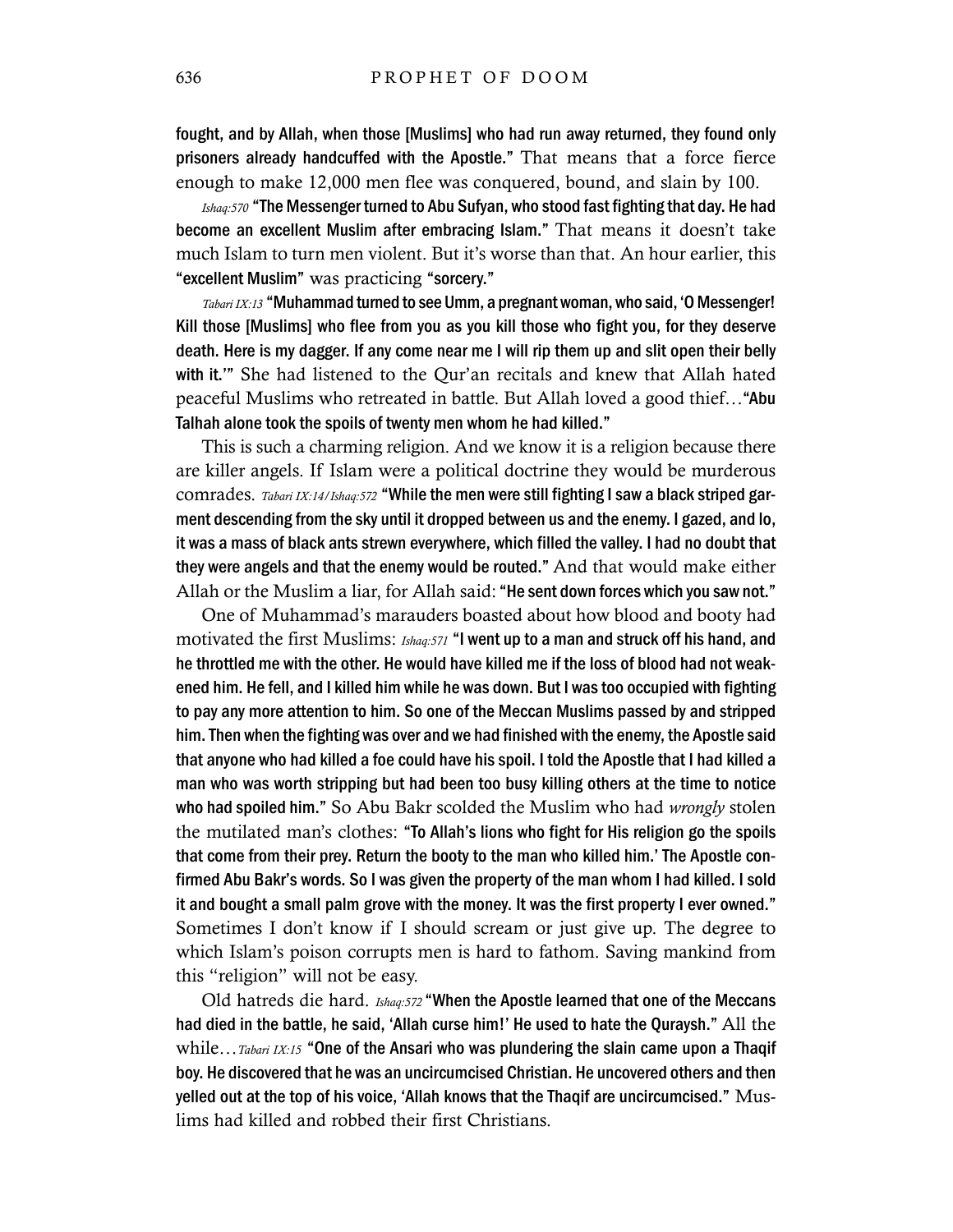fought, and by Allah, when those [Muslims] who had run away returned, they found only prisoners already handcuffed with the Apostle." That means that a force fierce enough to make 12,000 men flee was conquered, bound, and slain by 100.

*Ishaq:570* "The Messenger turned to Abu Sufyan, who stood fast fighting that day. He had become an excellent Muslim after embracing Islam." That means it doesn't take much Islam to turn men violent. But it's worse than that. An hour earlier, this "excellent Muslim" was practicing "sorcery."

*Tabari IX:13* "Muhammad turned to see Umm, a pregnant woman, who said, 'O Messenger! Kill those [Muslims] who flee from you as you kill those who fight you, for they deserve death. Here is my dagger. If any come near me I will rip them up and slit open their belly with it.'" She had listened to the Qur'an recitals and knew that Allah hated peaceful Muslims who retreated in battle. But Allah loved a good thief…"Abu Talhah alone took the spoils of twenty men whom he had killed."

This is such a charming religion. And we know it is a religion because there are killer angels. If Islam were a political doctrine they would be murderous comrades. *Tabari IX:14/Ishaq:572* "While the men were still fighting I saw a black striped garment descending from the sky until it dropped between us and the enemy. I gazed, and lo, it was a mass of black ants strewn everywhere, which filled the valley. I had no doubt that they were angels and that the enemy would be routed." And that would make either Allah or the Muslim a liar, for Allah said: "He sent down forces which you saw not."

One of Muhammad's marauders boasted about how blood and booty had motivated the first Muslims: *Ishaq:571* "I went up to a man and struck off his hand, and he throttled me with the other. He would have killed me if the loss of blood had not weakened him. He fell, and I killed him while he was down. But I was too occupied with fighting to pay any more attention to him. So one of the Meccan Muslims passed by and stripped him. Then when the fighting was over and we had finished with the enemy, the Apostle said that anyone who had killed a foe could have his spoil. I told the Apostle that I had killed a man who was worth stripping but had been too busy killing others at the time to notice who had spoiled him." So Abu Bakr scolded the Muslim who had *wrongly* stolen the mutilated man's clothes: "To Allah's lions who fight for His religion go the spoils that come from their prey. Return the booty to the man who killed him.' The Apostle confirmed Abu Bakr's words. So I was given the property of the man whom I had killed. I sold it and bought a small palm grove with the money. It was the first property I ever owned." Sometimes I don't know if I should scream or just give up. The degree to which Islam's poison corrupts men is hard to fathom. Saving mankind from this "religion" will not be easy.

Old hatreds die hard. *Ishaq:572* "When the Apostle learned that one of the Meccans had died in the battle, he said, 'Allah curse him!' He used to hate the Quraysh." All the while…*Tabari IX:15* "One of the Ansari who was plundering the slain came upon a Thaqif boy. He discovered that he was an uncircumcised Christian. He uncovered others and then yelled out at the top of his voice, 'Allah knows that the Thaqif are uncircumcised." Muslims had killed and robbed their first Christians.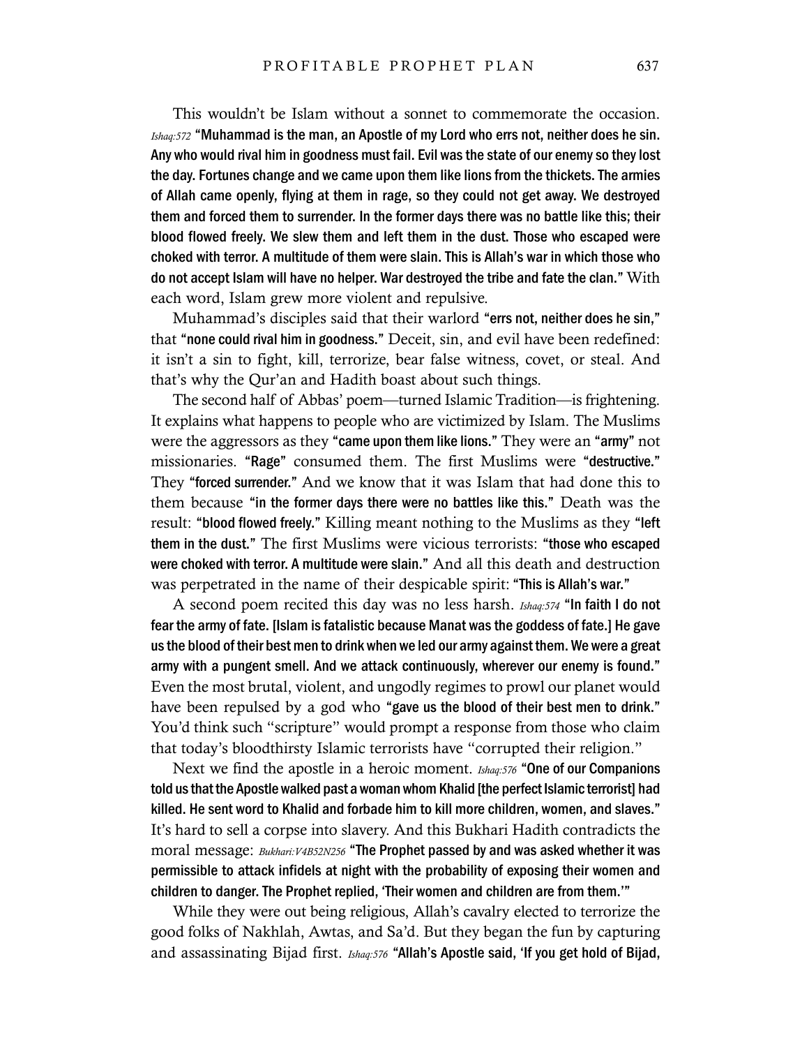This wouldn't be Islam without a sonnet to commemorate the occasion. *Ishaq:572* **"Muhammad is the man, an Apostle of my Lord who errs not, neither does he sin. Any who would rival him in goodness must fail. Evil was the state of our enemy so they lost the day. Fortunes change and we came upon them like lions from the thickets. The armies of Allah came openly, flying at them in rage, so they could not get away. We destroyed them and forced them to surrender. In the former days there was no battle like this; their blood flowed freely. We slew them and left them in the dust. Those who escaped were choked with terror. A multitude of them were slain. This is Allah's war in which those who do not accept Islam will have no helper. War destroyed the tribe and fate the clan."** With each word, Islam grew more violent and repulsive.

Muhammad's disciples said that their warlord **"errs not, neither does he sin,"** that **"none could rival him in goodness."** Deceit, sin, and evil have been redefined: it isn't a sin to fight, kill, terrorize, bear false witness, covet, or steal. And that's why the Qur'an and Hadith boast about such things.

The second half of Abbas' poem—turned Islamic Tradition—is frightening. It explains what happens to people who are victimized by Islam. The Muslims were the aggressors as they **"came upon them like lions."** They were an **"army"** not missionaries. **"Rage"** consumed them. The first Muslims were **"destructive."** They **"forced surrender."** And we know that it was Islam that had done this to them because **"in the former days there were no battles like this."** Death was the result: **"blood flowed freely."** Killing meant nothing to the Muslims as they **"left them in the dust."** The first Muslims were vicious terrorists: **"those who escaped were choked with terror. A multitude were slain."** And all this death and destruction was perpetrated in the name of their despicable spirit: **"This is Allah's war."**

A second poem recited this day was no less harsh. *Ishaq:574* **"In faith I do not fear the army of fate. [Islam is fatalistic because Manat was the goddess of fate.] He gave us the blood of their best men to drink when we led our army against them. We were a great army with a pungent smell. And we attack continuously, wherever our enemy is found."** Even the most brutal, violent, and ungodly regimes to prowl our planet would have been repulsed by a god who **"gave us the blood of their best men to drink."** You'd think such "scripture" would prompt a response from those who claim that today's bloodthirsty Islamic terrorists have "corrupted their religion."

Next we find the apostle in a heroic moment. *Ishaq:576* **"One of our Companions told us that the Apostle walked past a woman whom Khalid [the perfect Islamic terrorist] had killed. He sent word to Khalid and forbade him to kill more children, women, and slaves."** It's hard to sell a corpse into slavery. And this Bukhari Hadith contradicts the moral message: *Bukhari:V4B52N256* **"The Prophet passed by and was asked whether it was permissible to attack infidels at night with the probability of exposing their women and children to danger. The Prophet replied, 'Their women and children are from them.'"**

While they were out being religious, Allah's cavalry elected to terrorize the good folks of Nakhlah, Awtas, and Sa'd. But they began the fun by capturing and assassinating Bijad first. *Ishaq:576* **"Allah's Apostle said, 'If you get hold of Bijad,**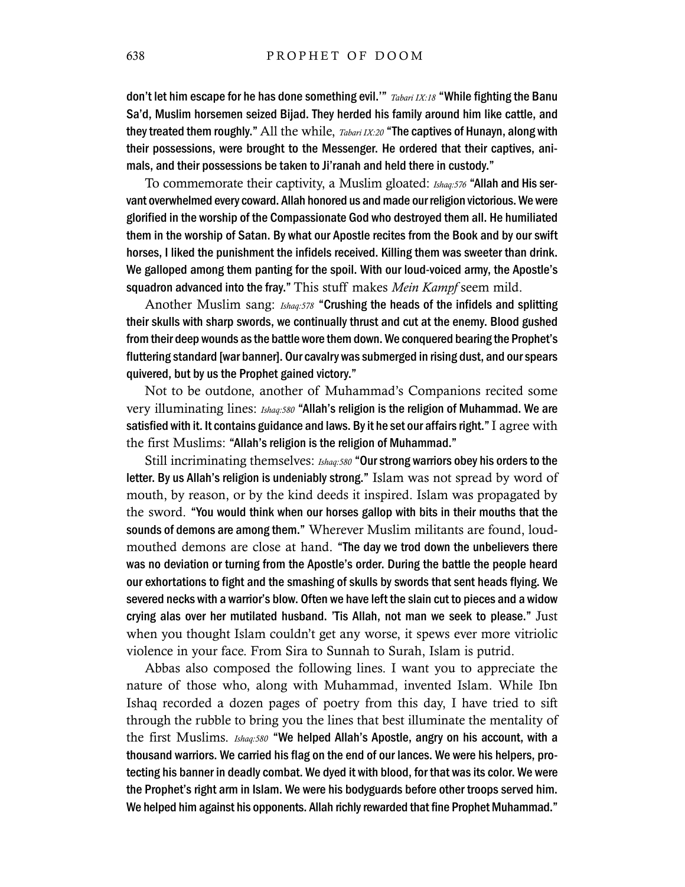don't let him escape for he has done something evil.'" *Tabari IX:18* "While fighting the Banu Sa'd, Muslim horsemen seized Bijad. They herded his family around him like cattle, and they treated them roughly." All the while, *Tabari IX:20* "The captives of Hunayn, along with their possessions, were brought to the Messenger. He ordered that their captives, animals, and their possessions be taken to Ji'ranah and held there in custody."

To commemorate their captivity, a Muslim gloated: *Ishaq:576* "Allah and His servant overwhelmed every coward. Allah honored us and made our religion victorious. We were glorified in the worship of the Compassionate God who destroyed them all. He humiliated them in the worship of Satan. By what our Apostle recites from the Book and by our swift horses, I liked the punishment the infidels received. Killing them was sweeter than drink. We galloped among them panting for the spoil. With our loud-voiced army, the Apostle's squadron advanced into the fray." This stuff makes *Mein Kampf* seem mild.

Another Muslim sang: *Ishaq:578* "Crushing the heads of the infidels and splitting their skulls with sharp swords, we continually thrust and cut at the enemy. Blood gushed from their deep wounds as the battle wore them down. We conquered bearing the Prophet's fluttering standard [war banner]. Our cavalry was submerged in rising dust, and our spears quivered, but by us the Prophet gained victory."

Not to be outdone, another of Muhammad's Companions recited some very illuminating lines: *Ishaq:580* "Allah's religion is the religion of Muhammad. We are satisfied with it. It contains guidance and laws. By it he set our affairs right." I agree with the first Muslims: "Allah's religion is the religion of Muhammad."

Still incriminating themselves: *Ishaq:580* "Our strong warriors obey his orders to the letter. By us Allah's religion is undeniably strong." Islam was not spread by word of mouth, by reason, or by the kind deeds it inspired. Islam was propagated by the sword. "You would think when our horses gallop with bits in their mouths that the sounds of demons are among them." Wherever Muslim militants are found, loud-mouthed demons are close at hand. "The day we trod down the unbelievers there was no deviation or turning from the Apostle's order. During the battle the people heard our exhortations to fight and the smashing of skulls by swords that sent heads flying. We severed necks with a warrior's blow. Often we have left the slain cut to pieces and a widow crying alas over her mutilated husband. 'Tis Allah, not man we seek to please." Just when you thought Islam couldn't get any worse, it spews ever more vitriolic violence in your face. From Sira to Sunnah to Surah, Islam is putrid.

Abbas also composed the following lines. I want you to appreciate the nature of those who, along with Muhammad, invented Islam. While Ibn Ishaq recorded a dozen pages of poetry from this day, I have tried to sift through the rubble to bring you the lines that best illuminate the mentality of the first Muslims. *Ishaq:580* "We helped Allah's Apostle, angry on his account, with a thousand warriors. We carried his flag on the end of our lances. We were his helpers, protecting his banner in deadly combat. We dyed it with blood, for that was its color. We were the Prophet's right arm in Islam. We were his bodyguards before other troops served him. We helped him against his opponents. Allah richly rewarded that fine Prophet Muhammad."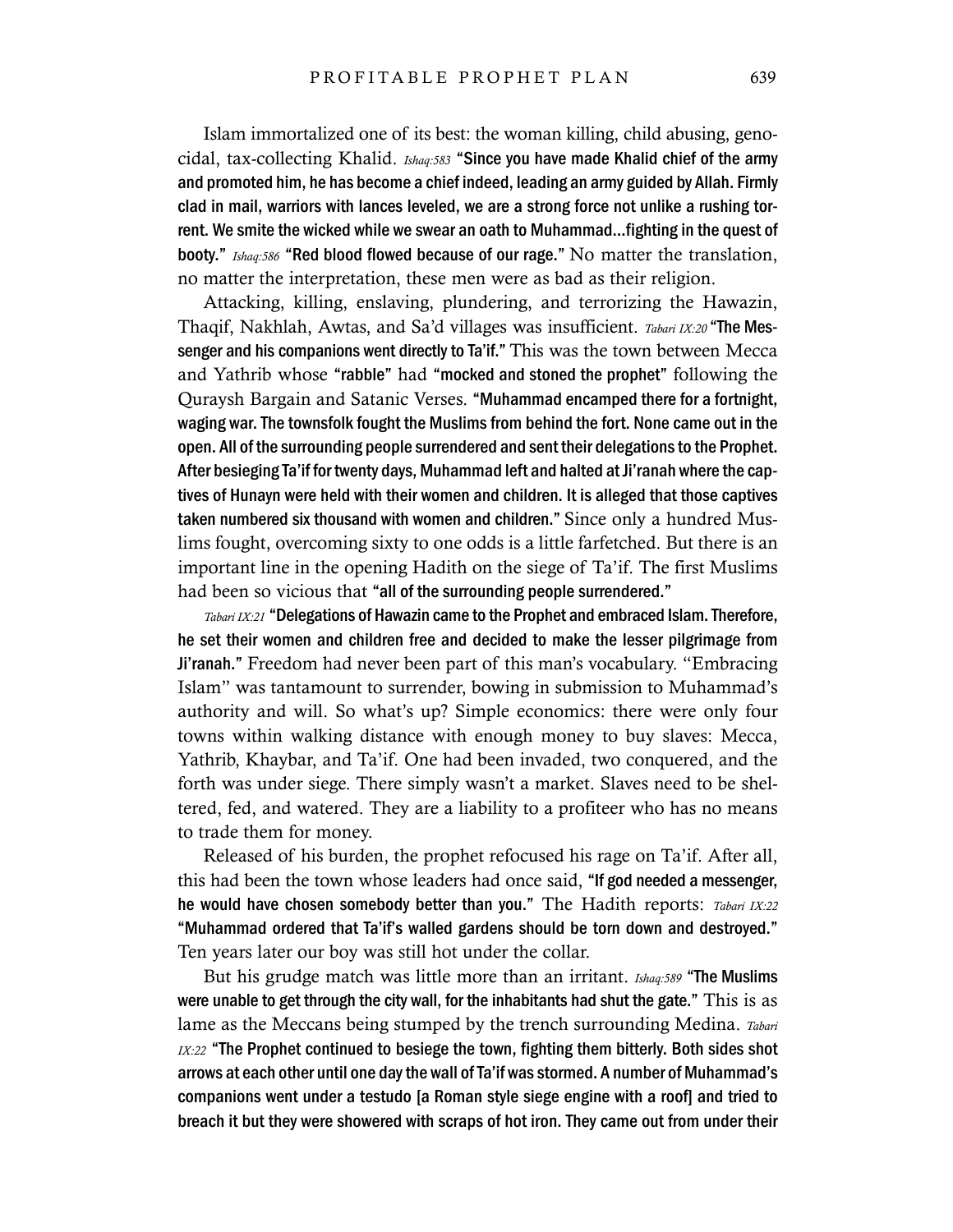Islam immortalized one of its best: the woman killing, child abusing, genocidal, tax-collecting Khalid. *Ishaq:583* **"Since you have made Khalid chief of the army and promoted him, he has become a chief indeed, leading an army guided by Allah. Firmly clad in mail, warriors with lances leveled, we are a strong force not unlike a rushing torrent. We smite the wicked while we swear an oath to Muhammad...fighting in the quest of booty."** *Ishaq:586* **"Red blood flowed because of our rage."** No matter the translation, no matter the interpretation, these men were as bad as their religion.

Attacking, killing, enslaving, plundering, and terrorizing the Hawazin, Thaqif, Nakhlah, Awtas, and Sa'd villages was insufficient. *Tabari IX:20* **"The Messenger and his companions went directly to Ta'if."** This was the town between Mecca and Yathrib whose **"rabble"** had **"mocked and stoned the prophet"** following the Quraysh Bargain and Satanic Verses. **"Muhammad encamped there for a fortnight, waging war. The townsfolk fought the Muslims from behind the fort. None came out in the open. All of the surrounding people surrendered and sent their delegations to the Prophet. After besieging Ta'if for twenty days, Muhammad left and halted at Ji'ranah where the captives of Hunayn were held with their women and children. It is alleged that those captives taken numbered six thousand with women and children."** Since only a hundred Muslims fought, overcoming sixty to one odds is a little farfetched. But there is an important line in the opening Hadith on the siege of Ta'if. The first Muslims had been so vicious that **"all of the surrounding people surrendered."**

*Tabari IX:21* **"Delegations of Hawazin came to the Prophet and embraced Islam. Therefore, he set their women and children free and decided to make the lesser pilgrimage from Ji'ranah."** Freedom had never been part of this man's vocabulary. "Embracing Islam" was tantamount to surrender, bowing in submission to Muhammad's authority and will. So what's up? Simple economics: there were only four towns within walking distance with enough money to buy slaves: Mecca, Yathrib, Khaybar, and Ta'if. One had been invaded, two conquered, and the forth was under siege. There simply wasn't a market. Slaves need to be sheltered, fed, and watered. They are a liability to a profiteer who has no means to trade them for money.

Released of his burden, the prophet refocused his rage on Ta'if. After all, this had been the town whose leaders had once said, **"If god needed a messenger, he would have chosen somebody better than you."** The Hadith reports: *Tabari IX:22* **"Muhammad ordered that Ta'if's walled gardens should be torn down and destroyed."** Ten years later our boy was still hot under the collar.

But his grudge match was little more than an irritant. *Ishaq:589* **"The Muslims were unable to get through the city wall, for the inhabitants had shut the gate."** This is as lame as the Meccans being stumped by the trench surrounding Medina. *Tabari IX:22* **"The Prophet continued to besiege the town, fighting them bitterly. Both sides shot arrows at each other until one day the wall of Ta'if was stormed. A number of Muhammad's companions went under a testudo [a Roman style siege engine with a roof] and tried to breach it but they were showered with scraps of hot iron. They came out from under their**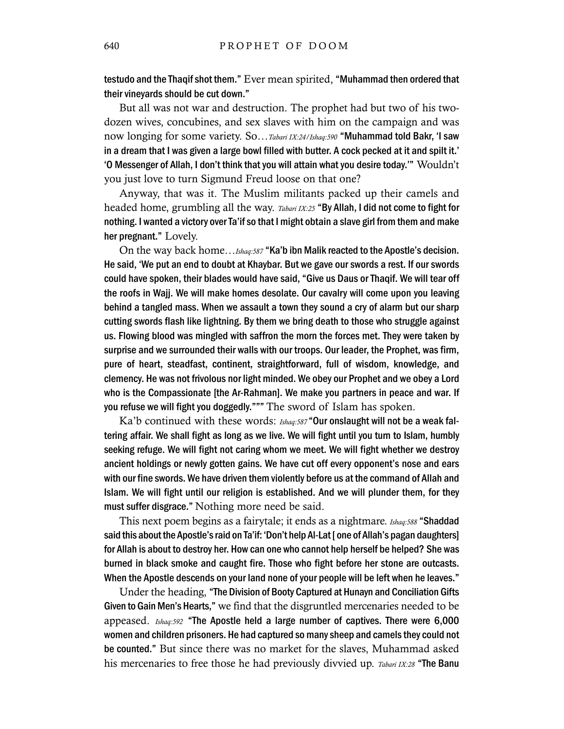testudo and the Thaqif shot them." Ever mean spirited, "Muhammad then ordered that their vineyards should be cut down."

But all was not war and destruction. The prophet had but two of his two-dozen wives, concubines, and sex slaves with him on the campaign and was now longing for some variety. So… *Tabari IX:24/Ishaq:590* "Muhammad told Bakr, 'I saw in a dream that I was given a large bowl filled with butter. A cock pecked at it and spilt it.' 'O Messenger of Allah, I don't think that you will attain what you desire today.'" Wouldn't you just love to turn Sigmund Freud loose on that one?

Anyway, that was it. The Muslim militants packed up their camels and headed home, grumbling all the way. *Tabari IX:25* "By Allah, I did not come to fight for nothing. I wanted a victory over Ta'if so that I might obtain a slave girl from them and make her pregnant." Lovely.

On the way back home… *Ishaq:587* "Ka'b ibn Malik reacted to the Apostle's decision. He said, 'We put an end to doubt at Khaybar. But we gave our swords a rest. If our swords could have spoken, their blades would have said, "Give us Daus or Thaqif. We will tear off the roofs in Wajj. We will make homes desolate. Our cavalry will come upon you leaving behind a tangled mass. When we assault a town they sound a cry of alarm but our sharp cutting swords flash like lightning. By them we bring death to those who struggle against us. Flowing blood was mingled with saffron the morn the forces met. They were taken by surprise and we surrounded their walls with our troops. Our leader, the Prophet, was firm, pure of heart, steadfast, continent, straightforward, full of wisdom, knowledge, and clemency. He was not frivolous nor light minded. We obey our Prophet and we obey a Lord who is the Compassionate [the Ar-Rahman]. We make you partners in peace and war. If you refuse we will fight you doggedly."'" The sword of Islam has spoken.

Ka'b continued with these words: *Ishaq:587* "Our onslaught will not be a weak faltering affair. We shall fight as long as we live. We will fight until you turn to Islam, humbly seeking refuge. We will fight not caring whom we meet. We will fight whether we destroy ancient holdings or newly gotten gains. We have cut off every opponent's nose and ears with our fine swords. We have driven them violently before us at the command of Allah and Islam. We will fight until our religion is established. And we will plunder them, for they must suffer disgrace." Nothing more need be said.

This next poem begins as a fairytale; it ends as a nightmare. *Ishaq:588* "Shaddad said this about the Apostle's raid on Ta'if: 'Don't help Al-Lat [ one of Allah's pagan daughters] for Allah is about to destroy her. How can one who cannot help herself be helped? She was burned in black smoke and caught fire. Those who fight before her stone are outcasts. When the Apostle descends on your land none of your people will be left when he leaves."

Under the heading, "The Division of Booty Captured at Hunayn and Conciliation Gifts Given to Gain Men's Hearts," we find that the disgruntled mercenaries needed to be appeased. *Ishaq:592* "The Apostle held a large number of captives. There were 6,000 women and children prisoners. He had captured so many sheep and camels they could not be counted." But since there was no market for the slaves, Muhammad asked his mercenaries to free those he had previously divvied up. *Tabari IX:28* "The Banu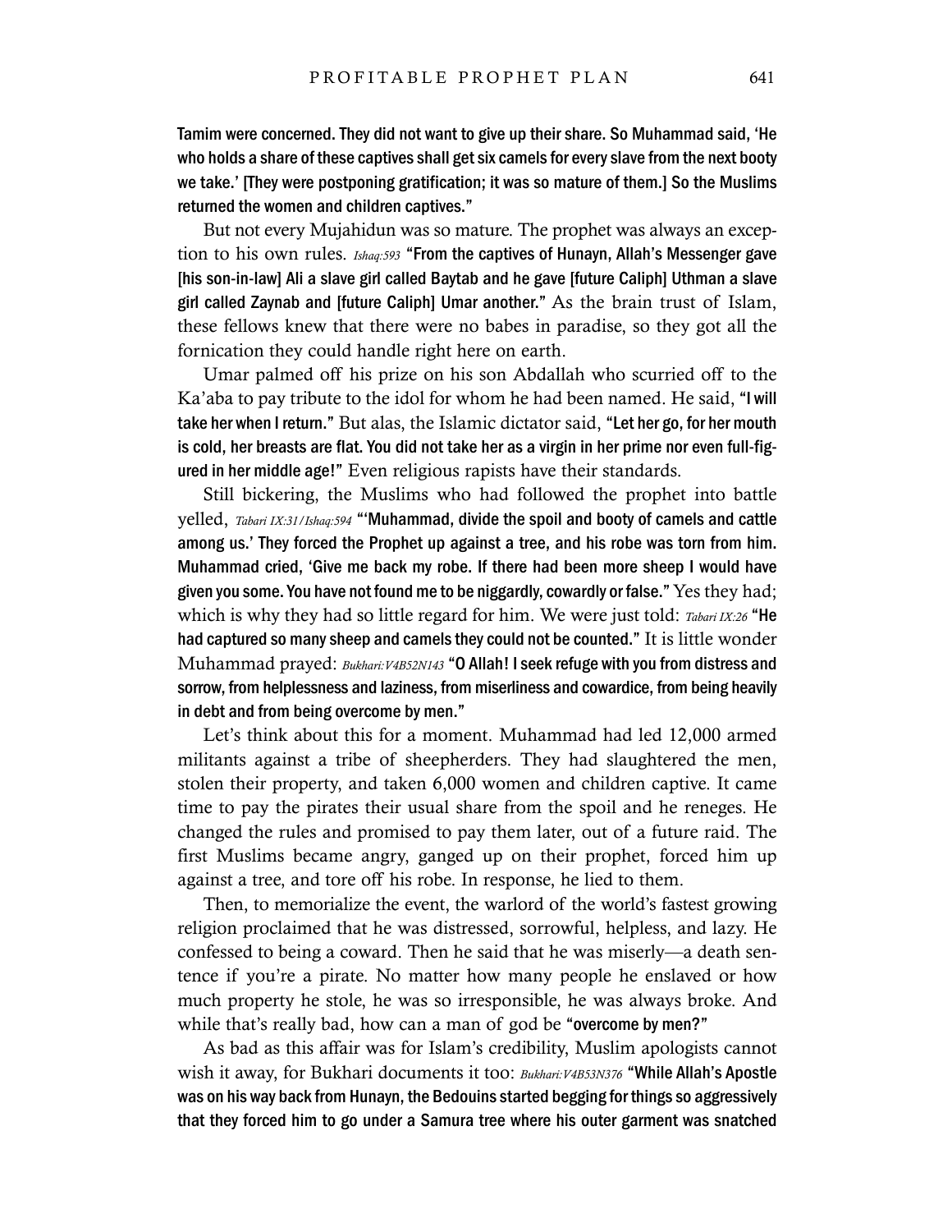Tamim were concerned. They did not want to give up their share. So Muhammad said, 'He who holds a share of these captives shall get six camels for every slave from the next booty we take.' [They were postponing gratification; it was so mature of them.] So the Muslims returned the women and children captives."

But not every Mujahidun was so mature. The prophet was always an exception to his own rules. *Ishaq:593* "From the captives of Hunayn, Allah's Messenger gave [his son-in-law] Ali a slave girl called Baytab and he gave [future Caliph] Uthman a slave girl called Zaynab and [future Caliph] Umar another." As the brain trust of Islam, these fellows knew that there were no babes in paradise, so they got all the fornication they could handle right here on earth.

Umar palmed off his prize on his son Abdallah who scurried off to the Ka'aba to pay tribute to the idol for whom he had been named. He said, "I will take her when I return." But alas, the Islamic dictator said, "Let her go, for her mouth is cold, her breasts are flat. You did not take her as a virgin in her prime nor even full-figured in her middle age!" Even religious rapists have their standards.

Still bickering, the Muslims who had followed the prophet into battle yelled, *Tabari IX:31/Ishaq:594* "'Muhammad, divide the spoil and booty of camels and cattle among us.' They forced the Prophet up against a tree, and his robe was torn from him. Muhammad cried, 'Give me back my robe. If there had been more sheep I would have given you some. You have not found me to be niggardly, cowardly or false." Yes they had; which is why they had so little regard for him. We were just told: *Tabari IX:26* "He had captured so many sheep and camels they could not be counted." It is little wonder Muhammad prayed: *Bukhari:V4B52N143* "O Allah! I seek refuge with you from distress and sorrow, from helplessness and laziness, from miserliness and cowardice, from being heavily in debt and from being overcome by men."

Let's think about this for a moment. Muhammad had led 12,000 armed militants against a tribe of sheepherders. They had slaughtered the men, stolen their property, and taken 6,000 women and children captive. It came time to pay the pirates their usual share from the spoil and he reneges. He changed the rules and promised to pay them later, out of a future raid. The first Muslims became angry, ganged up on their prophet, forced him up against a tree, and tore off his robe. In response, he lied to them.

Then, to memorialize the event, the warlord of the world's fastest growing religion proclaimed that he was distressed, sorrowful, helpless, and lazy. He confessed to being a coward. Then he said that he was miserly—a death sentence if you're a pirate. No matter how many people he enslaved or how much property he stole, he was so irresponsible, he was always broke. And while that's really bad, how can a man of god be "overcome by men?"

As bad as this affair was for Islam's credibility, Muslim apologists cannot wish it away, for Bukhari documents it too: *Bukhari:V4B53N376* "While Allah's Apostle was on his way back from Hunayn, the Bedouins started begging for things so aggressively that they forced him to go under a Samura tree where his outer garment was snatched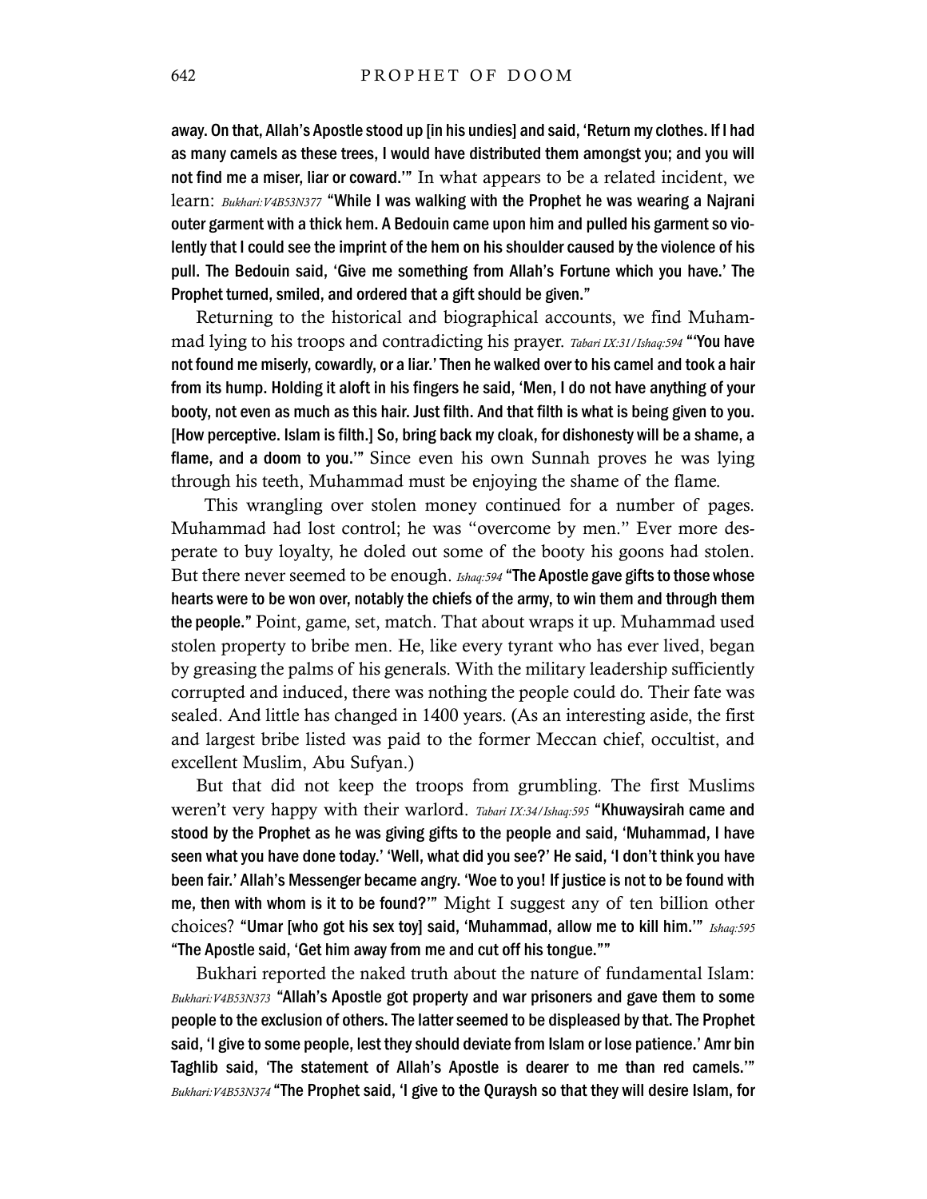away. On that, Allah's Apostle stood up [in his undies] and said, 'Return my clothes. If I had as many camels as these trees, I would have distributed them amongst you; and you will not find me a miser, liar or coward.'" In what appears to be a related incident, we learn: *Bukhari:V4B53N377* "While I was walking with the Prophet he was wearing a Najrani outer garment with a thick hem. A Bedouin came upon him and pulled his garment so violently that I could see the imprint of the hem on his shoulder caused by the violence of his pull. The Bedouin said, 'Give me something from Allah's Fortune which you have.' The Prophet turned, smiled, and ordered that a gift should be given."

Returning to the historical and biographical accounts, we find Muhammad lying to his troops and contradicting his prayer. *Tabari IX:31/Ishaq:594* "'You have not found me miserly, cowardly, or a liar.' Then he walked over to his camel and took a hair from its hump. Holding it aloft in his fingers he said, 'Men, I do not have anything of your booty, not even as much as this hair. Just filth. And that filth is what is being given to you. [How perceptive. Islam is filth.] So, bring back my cloak, for dishonesty will be a shame, a flame, and a doom to you.'" Since even his own Sunnah proves he was lying through his teeth, Muhammad must be enjoying the shame of the flame.

This wrangling over stolen money continued for a number of pages. Muhammad had lost control; he was "overcome by men." Ever more desperate to buy loyalty, he doled out some of the booty his goons had stolen. But there never seemed to be enough. *Ishaq:594* "The Apostle gave gifts to those whose hearts were to be won over, notably the chiefs of the army, to win them and through them the people." Point, game, set, match. That about wraps it up. Muhammad used stolen property to bribe men. He, like every tyrant who has ever lived, began by greasing the palms of his generals. With the military leadership sufficiently corrupted and induced, there was nothing the people could do. Their fate was sealed. And little has changed in 1400 years. (As an interesting aside, the first and largest bribe listed was paid to the former Meccan chief, occultist, and excellent Muslim, Abu Sufyan.)

But that did not keep the troops from grumbling. The first Muslims weren't very happy with their warlord. *Tabari IX:34/Ishaq:595* "Khuwaysirah came and stood by the Prophet as he was giving gifts to the people and said, 'Muhammad, I have seen what you have done today.' 'Well, what did you see?' He said, 'I don't think you have been fair.' Allah's Messenger became angry. 'Woe to you! If justice is not to be found with me, then with whom is it to be found?'" Might I suggest any of ten billion other choices? "Umar [who got his sex toy] said, 'Muhammad, allow me to kill him.'" *Ishaq:595* "The Apostle said, 'Get him away from me and cut off his tongue.'"

Bukhari reported the naked truth about the nature of fundamental Islam: *Bukhari:V4B53N373* "Allah's Apostle got property and war prisoners and gave them to some people to the exclusion of others. The latter seemed to be displeased by that. The Prophet said, 'I give to some people, lest they should deviate from Islam or lose patience.' Amr bin Taghlib said, 'The statement of Allah's Apostle is dearer to me than red camels.'" *Bukhari:V4B53N374* "The Prophet said, 'I give to the Quraysh so that they will desire Islam, for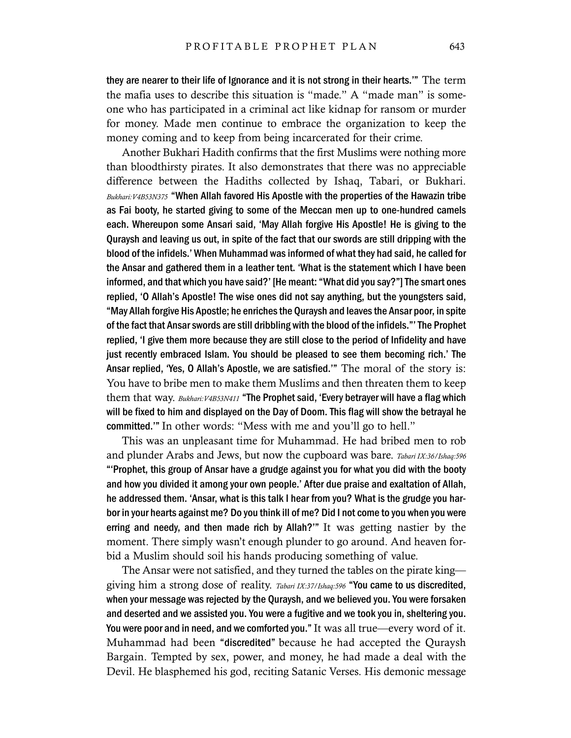they are nearer to their life of Ignorance and it is not strong in their hearts.'" The term the mafia uses to describe this situation is "made." A "made man" is someone who has participated in a criminal act like kidnap for ransom or murder for money. Made men continue to embrace the organization to keep the money coming and to keep from being incarcerated for their crime.

Another Bukhari Hadith confirms that the first Muslims were nothing more than bloodthirsty pirates. It also demonstrates that there was no appreciable difference between the Hadiths collected by Ishaq, Tabari, or Bukhari. *Bukhari:V4B53N375* **"When Allah favored His Apostle with the properties of the Hawazin tribe as Fai booty, he started giving to some of the Meccan men up to one-hundred camels each. Whereupon some Ansari said, 'May Allah forgive His Apostle! He is giving to the Quraysh and leaving us out, in spite of the fact that our swords are still dripping with the blood of the infidels.' When Muhammad was informed of what they had said, he called for the Ansar and gathered them in a leather tent. 'What is the statement which I have been informed, and that which you have said?' [He meant: "What did you say?"] The smart ones replied, 'O Allah's Apostle! The wise ones did not say anything, but the youngsters said, "May Allah forgive His Apostle; he enriches the Quraysh and leaves the Ansar poor, in spite of the fact that Ansar swords are still dribbling with the blood of the infidels."' The Prophet replied, 'I give them more because they are still close to the period of Infidelity and have just recently embraced Islam. You should be pleased to see them becoming rich.' The Ansar replied, 'Yes, O Allah's Apostle, we are satisfied.'"** The moral of the story is: You have to bribe men to make them Muslims and then threaten them to keep them that way. *Bukhari:V4B53N411* **"The Prophet said, 'Every betrayer will have a flag which will be fixed to him and displayed on the Day of Doom. This flag will show the betrayal he committed.'"** In other words: "Mess with me and you'll go to hell."

This was an unpleasant time for Muhammad. He had bribed men to rob and plunder Arabs and Jews, but now the cupboard was bare. *Tabari IX:36/Ishaq:596* **"'Prophet, this group of Ansar have a grudge against you for what you did with the booty and how you divided it among your own people.' After due praise and exaltation of Allah, he addressed them. 'Ansar, what is this talk I hear from you? What is the grudge you harbor in your hearts against me? Do you think ill of me? Did I not come to you when you were erring and needy, and then made rich by Allah?'"** It was getting nastier by the moment. There simply wasn't enough plunder to go around. And heaven forbid a Muslim should soil his hands producing something of value.

The Ansar were not satisfied, and they turned the tables on the pirate king—giving him a strong dose of reality. *Tabari IX:37/Ishaq:596* **"You came to us discredited, when your message was rejected by the Quraysh, and we believed you. You were forsaken and deserted and we assisted you. You were a fugitive and we took you in, sheltering you. You were poor and in need, and we comforted you."** It was all true—every word of it. Muhammad had been **"discredited"** because he had accepted the Quraysh Bargain. Tempted by sex, power, and money, he had made a deal with the Devil. He blasphemed his god, reciting Satanic Verses. His demonic message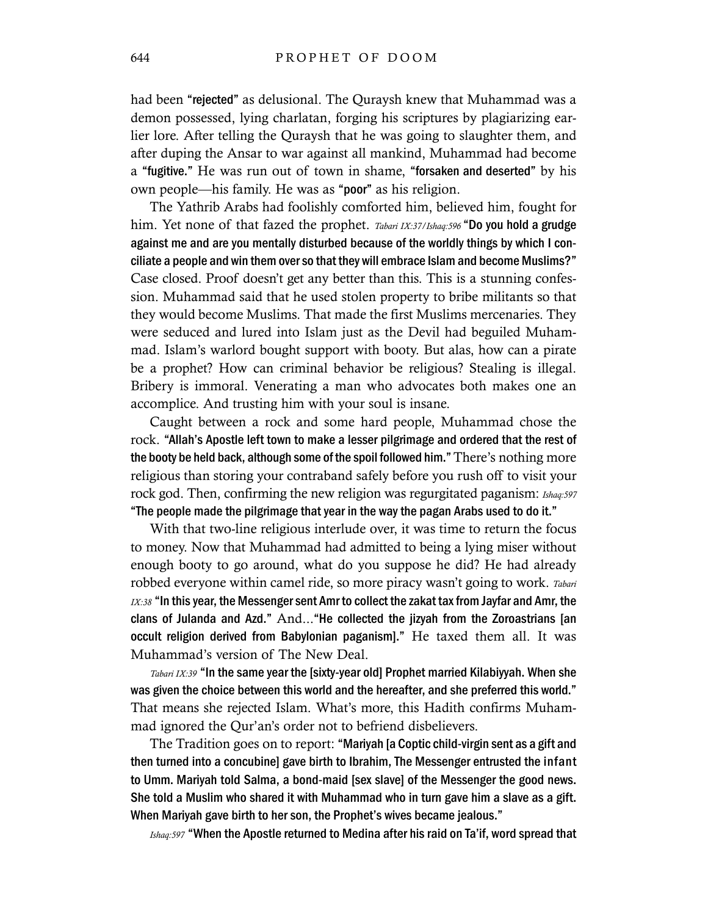had been "**rejected**" as delusional. The Quraysh knew that Muhammad was a demon possessed, lying charlatan, forging his scriptures by plagiarizing earlier lore. After telling the Quraysh that he was going to slaughter them, and after duping the Ansar to war against all mankind, Muhammad had become a "**fugitive.**" He was run out of town in shame, "**forsaken and deserted**" by his own people—his family. He was as "**poor**" as his religion.

The Yathrib Arabs had foolishly comforted him, believed him, fought for him. Yet none of that fazed the prophet. *Tabari IX:37/Ishaq:596* "**Do you hold a grudge against me and are you mentally disturbed because of the worldly things by which I conciliate a people and win them over so that they will embrace Islam and become Muslims?**" Case closed. Proof doesn't get any better than this. This is a stunning confession. Muhammad said that he used stolen property to bribe militants so that they would become Muslims. That made the first Muslims mercenaries. They were seduced and lured into Islam just as the Devil had beguiled Muhammad. Islam's warlord bought support with booty. But alas, how can a pirate be a prophet? How can criminal behavior be religious? Stealing is illegal. Bribery is immoral. Venerating a man who advocates both makes one an accomplice. And trusting him with your soul is insane.

Caught between a rock and some hard people, Muhammad chose the rock. "**Allah's Apostle left town to make a lesser pilgrimage and ordered that the rest of the booty be held back, although some of the spoil followed him.**" There's nothing more religious than storing your contraband safely before you rush off to visit your rock god. Then, confirming the new religion was regurgitated paganism: *Ishaq:597* "**The people made the pilgrimage that year in the way the pagan Arabs used to do it.**"

With that two-line religious interlude over, it was time to return the focus to money. Now that Muhammad had admitted to being a lying miser without enough booty to go around, what do you suppose he did? He had already robbed everyone within camel ride, so more piracy wasn't going to work. *Tabari IX:38* "**In this year, the Messenger sent Amr to collect the zakat tax from Jayfar and Amr, the clans of Julanda and Azd.**" And…"**He collected the jizyah from the Zoroastrians [an occult religion derived from Babylonian paganism].**" He taxed them all. It was Muhammad's version of The New Deal.

*Tabari IX:39* "**In the same year the [sixty-year old] Prophet married Kilabiyyah. When she was given the choice between this world and the hereafter, and she preferred this world.**" That means she rejected Islam. What's more, this Hadith confirms Muhammad ignored the Qur'an's order not to befriend disbelievers.

The Tradition goes on to report: "**Mariyah [a Coptic child-virgin sent as a gift and then turned into a concubine] gave birth to Ibrahim, The Messenger entrusted the infant to Umm. Mariyah told Salma, a bond-maid [sex slave] of the Messenger the good news. She told a Muslim who shared it with Muhammad who in turn gave him a slave as a gift. When Mariyah gave birth to her son, the Prophet's wives became jealous.**"

*Ishaq:597* "**When the Apostle returned to Medina after his raid on Ta'if, word spread that**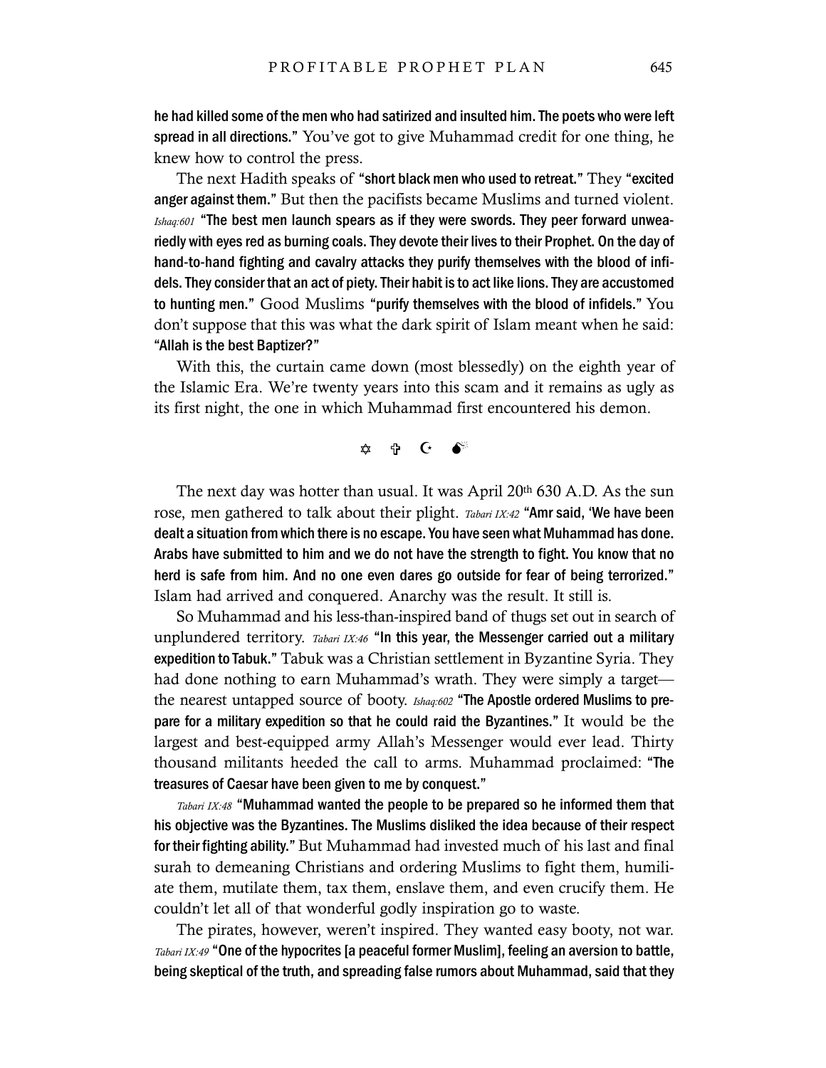he had killed some of the men who had satirized and insulted him. The poets who were left spread in all directions." You've got to give Muhammad credit for one thing, he knew how to control the press.

The next Hadith speaks of "short black men who used to retreat." They "excited anger against them." But then the pacifists became Muslims and turned violent. *Ishaq:601* "The best men launch spears as if they were swords. They peer forward unweariedly with eyes red as burning coals. They devote their lives to their Prophet. On the day of hand-to-hand fighting and cavalry attacks they purify themselves with the blood of infidels. They consider that an act of piety. Their habit is to act like lions. They are accustomed to hunting men." Good Muslims "purify themselves with the blood of infidels." You don't suppose that this was what the dark spirit of Islam meant when he said: "Allah is the best Baptizer?"

With this, the curtain came down (most blessedly) on the eighth year of the Islamic Era. We're twenty years into this scam and it remains as ugly as its first night, the one in which Muhammad first encountered his demon.

✡ ✞ ☪ 💣

The next day was hotter than usual. It was April 20th 630 A.D. As the sun rose, men gathered to talk about their plight. *Tabari IX:42* "Amr said, 'We have been dealt a situation from which there is no escape. You have seen what Muhammad has done. Arabs have submitted to him and we do not have the strength to fight. You know that no herd is safe from him. And no one even dares go outside for fear of being terrorized." Islam had arrived and conquered. Anarchy was the result. It still is.

So Muhammad and his less-than-inspired band of thugs set out in search of unplundered territory. *Tabari IX:46* "In this year, the Messenger carried out a military expedition to Tabuk." Tabuk was a Christian settlement in Byzantine Syria. They had done nothing to earn Muhammad's wrath. They were simply a target—the nearest untapped source of booty. *Ishaq:602* "The Apostle ordered Muslims to prepare for a military expedition so that he could raid the Byzantines." It would be the largest and best-equipped army Allah's Messenger would ever lead. Thirty thousand militants heeded the call to arms. Muhammad proclaimed: "The treasures of Caesar have been given to me by conquest."

*Tabari IX:48* "Muhammad wanted the people to be prepared so he informed them that his objective was the Byzantines. The Muslims disliked the idea because of their respect for their fighting ability." But Muhammad had invested much of his last and final surah to demeaning Christians and ordering Muslims to fight them, humiliate them, mutilate them, tax them, enslave them, and even crucify them. He couldn't let all of that wonderful godly inspiration go to waste.

The pirates, however, weren't inspired. They wanted easy booty, not war. *Tabari IX:49* "One of the hypocrites [a peaceful former Muslim], feeling an aversion to battle, being skeptical of the truth, and spreading false rumors about Muhammad, said that they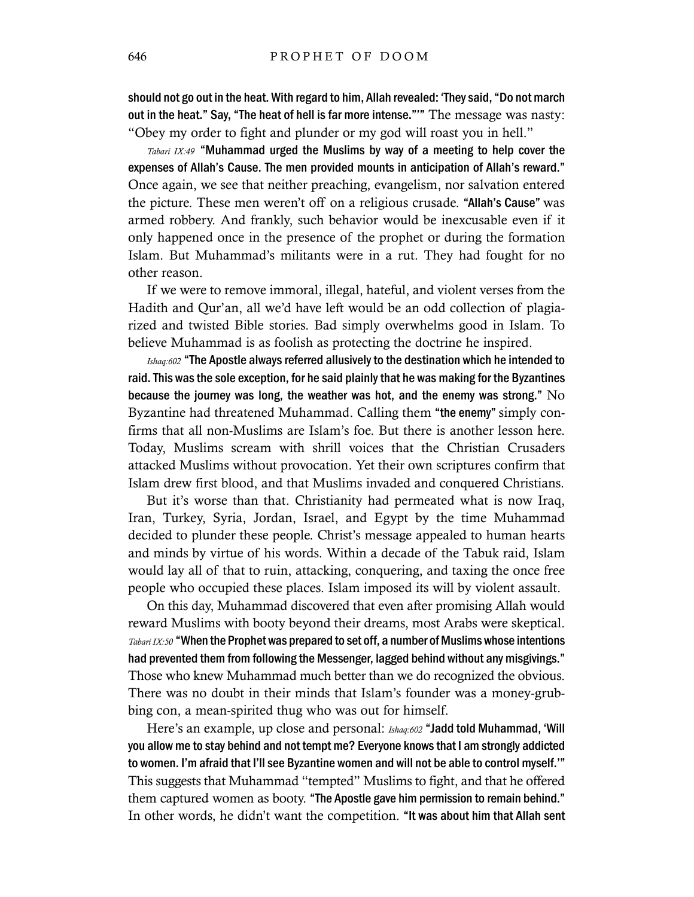**should not go out in the heat. With regard to him, Allah revealed: 'They said, "Do not march out in the heat." Say, "The heat of hell is far more intense."'"** The message was nasty: "Obey my order to fight and plunder or my god will roast you in hell."

*Tabari IX:49* **"Muhammad urged the Muslims by way of a meeting to help cover the expenses of Allah's Cause. The men provided mounts in anticipation of Allah's reward."** Once again, we see that neither preaching, evangelism, nor salvation entered the picture. These men weren't off on a religious crusade. **"Allah's Cause"** was armed robbery. And frankly, such behavior would be inexcusable even if it only happened once in the presence of the prophet or during the formation Islam. But Muhammad's militants were in a rut. They had fought for no other reason.

If we were to remove immoral, illegal, hateful, and violent verses from the Hadith and Qur'an, all we'd have left would be an odd collection of plagiarized and twisted Bible stories. Bad simply overwhelms good in Islam. To believe Muhammad is as foolish as protecting the doctrine he inspired.

*Ishaq:602* **"The Apostle always referred allusively to the destination which he intended to raid. This was the sole exception, for he said plainly that he was making for the Byzantines because the journey was long, the weather was hot, and the enemy was strong."** No Byzantine had threatened Muhammad. Calling them **"the enemy"** simply confirms that all non-Muslims are Islam's foe. But there is another lesson here. Today, Muslims scream with shrill voices that the Christian Crusaders attacked Muslims without provocation. Yet their own scriptures confirm that Islam drew first blood, and that Muslims invaded and conquered Christians.

But it's worse than that. Christianity had permeated what is now Iraq, Iran, Turkey, Syria, Jordan, Israel, and Egypt by the time Muhammad decided to plunder these people. Christ's message appealed to human hearts and minds by virtue of his words. Within a decade of the Tabuk raid, Islam would lay all of that to ruin, attacking, conquering, and taxing the once free people who occupied these places. Islam imposed its will by violent assault.

On this day, Muhammad discovered that even after promising Allah would reward Muslims with booty beyond their dreams, most Arabs were skeptical. *Tabari IX:50* **"When the Prophet was prepared to set off, a number of Muslims whose intentions had prevented them from following the Messenger, lagged behind without any misgivings."** Those who knew Muhammad much better than we do recognized the obvious. There was no doubt in their minds that Islam's founder was a money-grubbing con, a mean-spirited thug who was out for himself.

Here's an example, up close and personal: *Ishaq:602* **"Jadd told Muhammad, 'Will you allow me to stay behind and not tempt me? Everyone knows that I am strongly addicted to women. I'm afraid that I'll see Byzantine women and will not be able to control myself.'"** This suggests that Muhammad "tempted" Muslims to fight, and that he offered them captured women as booty. **"The Apostle gave him permission to remain behind."** In other words, he didn't want the competition. **"It was about him that Allah sent**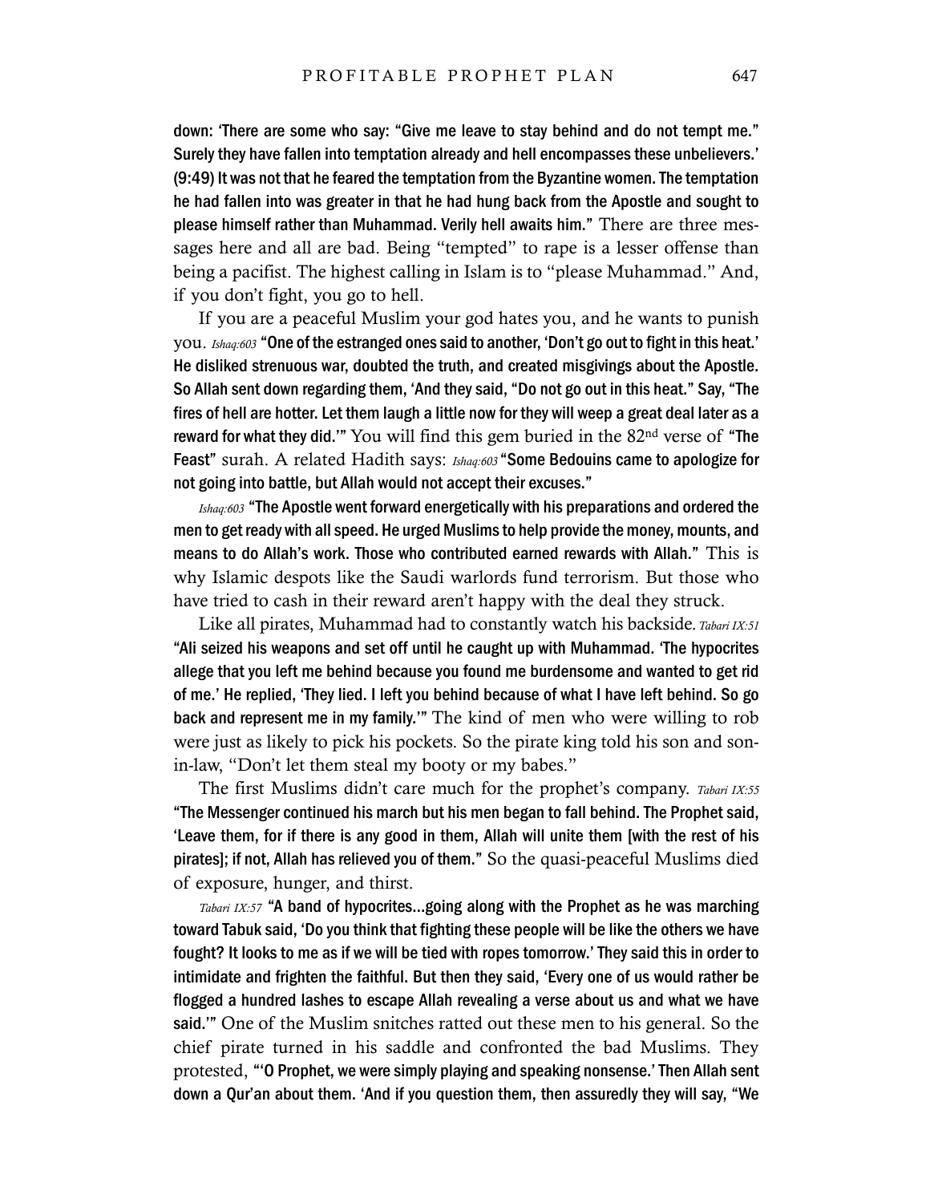down: 'There are some who say: "Give me leave to stay behind and do not tempt me." Surely they have fallen into temptation already and hell encompasses these unbelievers.' (9:49) It was not that he feared the temptation from the Byzantine women. The temptation he had fallen into was greater in that he had hung back from the Apostle and sought to please himself rather than Muhammad. Verily hell awaits him." There are three messages here and all are bad. Being "tempted" to rape is a lesser offense than being a pacifist. The highest calling in Islam is to "please Muhammad." And, if you don't fight, you go to hell.

If you are a peaceful Muslim your god hates you, and he wants to punish you. *Ishaq:603* "One of the estranged ones said to another, 'Don't go out to fight in this heat.' He disliked strenuous war, doubted the truth, and created misgivings about the Apostle. So Allah sent down regarding them, 'And they said, "Do not go out in this heat." Say, "The fires of hell are hotter. Let them laugh a little now for they will weep a great deal later as a reward for what they did.'" You will find this gem buried in the 82nd verse of "The Feast" surah. A related Hadith says: *Ishaq:603* "Some Bedouins came to apologize for not going into battle, but Allah would not accept their excuses."

*Ishaq:603* "The Apostle went forward energetically with his preparations and ordered the men to get ready with all speed. He urged Muslims to help provide the money, mounts, and means to do Allah's work. Those who contributed earned rewards with Allah." This is why Islamic despots like the Saudi warlords fund terrorism. But those who have tried to cash in their reward aren't happy with the deal they struck.

Like all pirates, Muhammad had to constantly watch his backside. *Tabari IX:51* "Ali seized his weapons and set off until he caught up with Muhammad. 'The hypocrites allege that you left me behind because you found me burdensome and wanted to get rid of me.' He replied, 'They lied. I left you behind because of what I have left behind. So go back and represent me in my family.'" The kind of men who were willing to rob were just as likely to pick his pockets. So the pirate king told his son and son-in-law, "Don't let them steal my booty or my babes."

The first Muslims didn't care much for the prophet's company. *Tabari IX:55* "The Messenger continued his march but his men began to fall behind. The Prophet said, 'Leave them, for if there is any good in them, Allah will unite them [with the rest of his pirates]; if not, Allah has relieved you of them." So the quasi-peaceful Muslims died of exposure, hunger, and thirst.

*Tabari IX:57* "A band of hypocrites...going along with the Prophet as he was marching toward Tabuk said, 'Do you think that fighting these people will be like the others we have fought? It looks to me as if we will be tied with ropes tomorrow.' They said this in order to intimidate and frighten the faithful. But then they said, 'Every one of us would rather be flogged a hundred lashes to escape Allah revealing a verse about us and what we have said.'" One of the Muslim snitches ratted out these men to his general. So the chief pirate turned in his saddle and confronted the bad Muslims. They protested, "'O Prophet, we were simply playing and speaking nonsense.' Then Allah sent down a Qur'an about them. 'And if you question them, then assuredly they will say, "We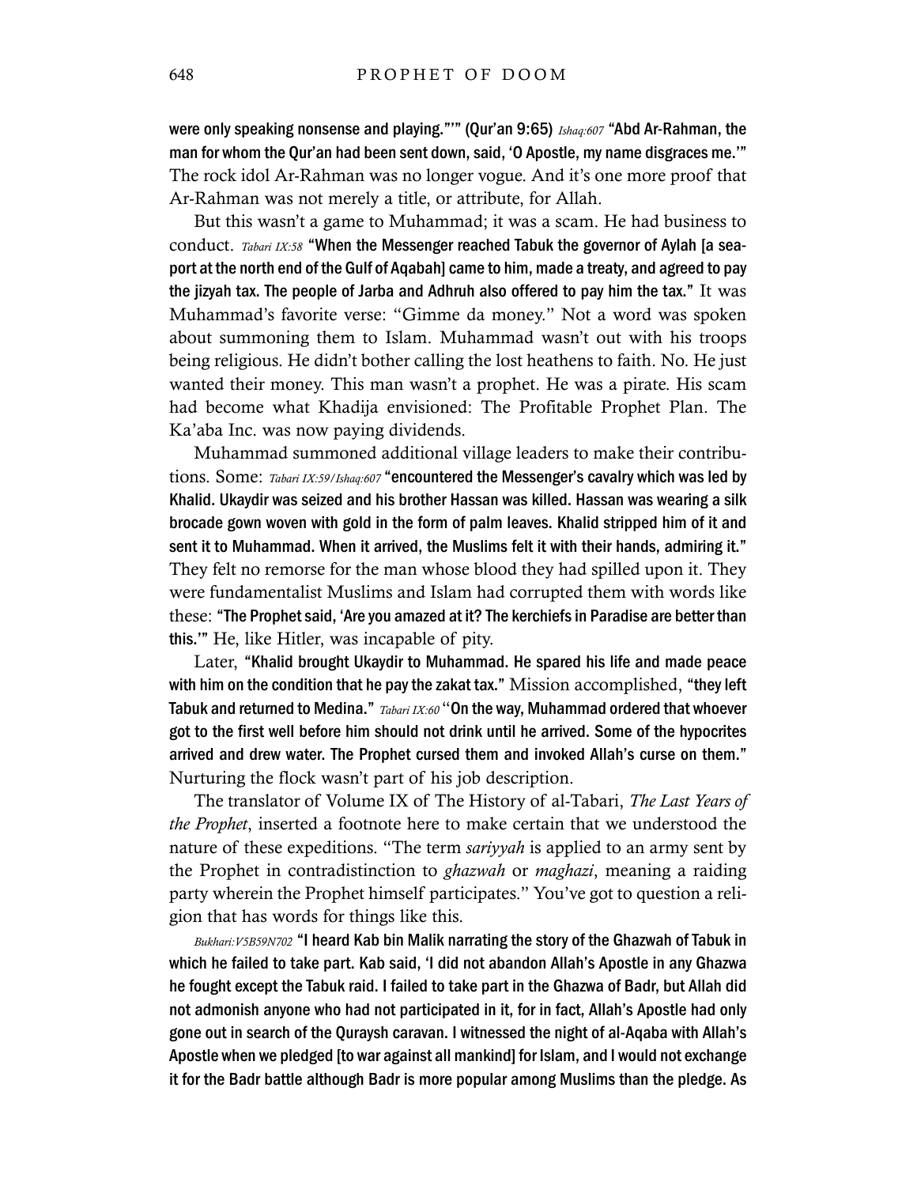were only speaking nonsense and playing."'" (Qur'an 9:65) *Ishaq:607* "Abd Ar-Rahman, the man for whom the Qur'an had been sent down, said, 'O Apostle, my name disgraces me.'" The rock idol Ar-Rahman was no longer vogue. And it's one more proof that Ar-Rahman was not merely a title, or attribute, for Allah.

But this wasn't a game to Muhammad; it was a scam. He had business to conduct. *Tabari IX:58* "When the Messenger reached Tabuk the governor of Aylah [a seaport at the north end of the Gulf of Aqabah] came to him, made a treaty, and agreed to pay the jizyah tax. The people of Jarba and Adhruh also offered to pay him the tax." It was Muhammad's favorite verse: "Gimme da money." Not a word was spoken about summoning them to Islam. Muhammad wasn't out with his troops being religious. He didn't bother calling the lost heathens to faith. No. He just wanted their money. This man wasn't a prophet. He was a pirate. His scam had become what Khadija envisioned: The Profitable Prophet Plan. The Ka'aba Inc. was now paying dividends.

Muhammad summoned additional village leaders to make their contributions. Some: *Tabari IX:59/Ishaq:607* "encountered the Messenger's cavalry which was led by Khalid. Ukaydir was seized and his brother Hassan was killed. Hassan was wearing a silk brocade gown woven with gold in the form of palm leaves. Khalid stripped him of it and sent it to Muhammad. When it arrived, the Muslims felt it with their hands, admiring it." They felt no remorse for the man whose blood they had spilled upon it. They were fundamentalist Muslims and Islam had corrupted them with words like these: "The Prophet said, 'Are you amazed at it? The kerchiefs in Paradise are better than this.'" He, like Hitler, was incapable of pity.

Later, "Khalid brought Ukaydir to Muhammad. He spared his life and made peace with him on the condition that he pay the zakat tax." Mission accomplished, "they left Tabuk and returned to Medina." *Tabari IX:60* "On the way, Muhammad ordered that whoever got to the first well before him should not drink until he arrived. Some of the hypocrites arrived and drew water. The Prophet cursed them and invoked Allah's curse on them." Nurturing the flock wasn't part of his job description.

The translator of Volume IX of The History of al-Tabari, *The Last Years of the Prophet*, inserted a footnote here to make certain that we understood the nature of these expeditions. "The term *sariyyah* is applied to an army sent by the Prophet in contradistinction to *ghazwah* or *maghazi*, meaning a raiding party wherein the Prophet himself participates." You've got to question a religion that has words for things like this.

*Bukhari:V5B59N702* "I heard Kab bin Malik narrating the story of the Ghazwah of Tabuk in which he failed to take part. Kab said, 'I did not abandon Allah's Apostle in any Ghazwa he fought except the Tabuk raid. I failed to take part in the Ghazwa of Badr, but Allah did not admonish anyone who had not participated in it, for in fact, Allah's Apostle had only gone out in search of the Quraysh caravan. I witnessed the night of al-Aqaba with Allah's Apostle when we pledged [to war against all mankind] for Islam, and I would not exchange it for the Badr battle although Badr is more popular among Muslims than the pledge. As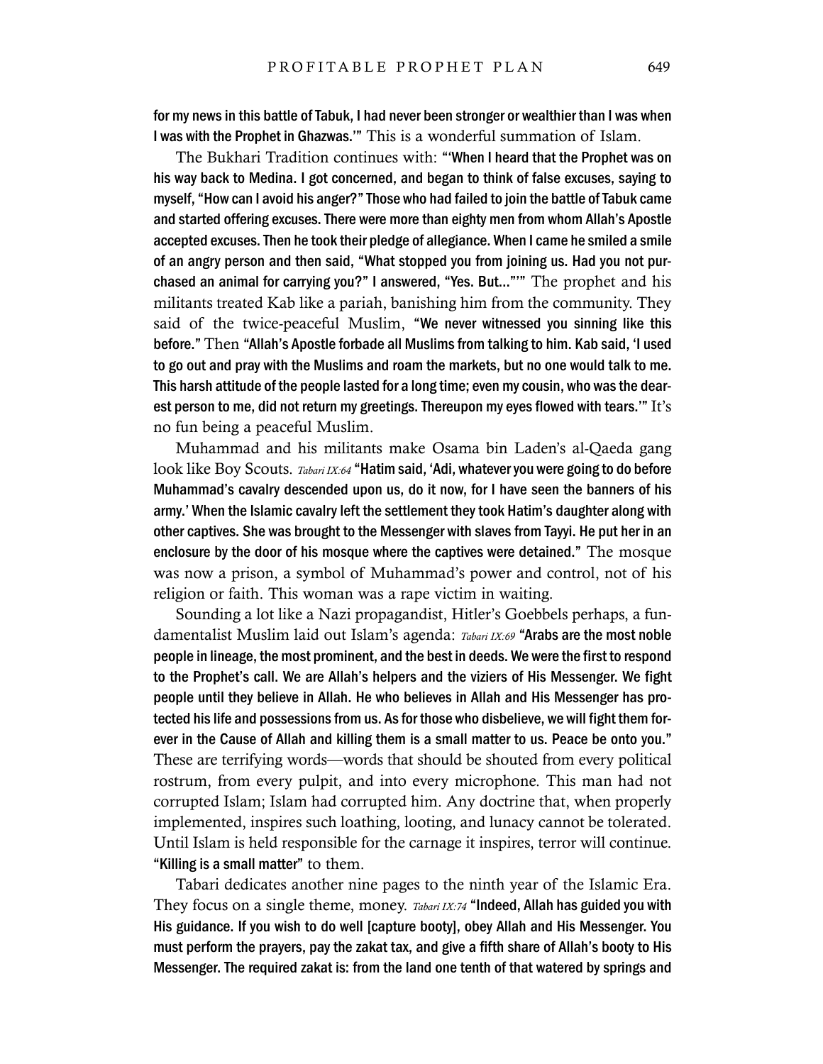**for my news in this battle of Tabuk, I had never been stronger or wealthier than I was when I was with the Prophet in Ghazwas.'"** This is a wonderful summation of Islam.

The Bukhari Tradition continues with: **"'When I heard that the Prophet was on his way back to Medina. I got concerned, and began to think of false excuses, saying to myself, "How can I avoid his anger?" Those who had failed to join the battle of Tabuk came and started offering excuses. There were more than eighty men from whom Allah's Apostle accepted excuses. Then he took their pledge of allegiance. When I came he smiled a smile of an angry person and then said, "What stopped you from joining us. Had you not purchased an animal for carrying you?" I answered, "Yes. But..."'"** The prophet and his militants treated Kab like a pariah, banishing him from the community. They said of the twice-peaceful Muslim, **"We never witnessed you sinning like this before."** Then **"Allah's Apostle forbade all Muslims from talking to him. Kab said, 'I used to go out and pray with the Muslims and roam the markets, but no one would talk to me. This harsh attitude of the people lasted for a long time; even my cousin, who was the dearest person to me, did not return my greetings. Thereupon my eyes flowed with tears.'"** It's no fun being a peaceful Muslim.

Muhammad and his militants make Osama bin Laden's al-Qaeda gang look like Boy Scouts. *Tabari IX:64* **"Hatim said, 'Adi, whatever you were going to do before Muhammad's cavalry descended upon us, do it now, for I have seen the banners of his army.' When the Islamic cavalry left the settlement they took Hatim's daughter along with other captives. She was brought to the Messenger with slaves from Tayyi. He put her in an enclosure by the door of his mosque where the captives were detained."** The mosque was now a prison, a symbol of Muhammad's power and control, not of his religion or faith. This woman was a rape victim in waiting.

Sounding a lot like a Nazi propagandist, Hitler's Goebbels perhaps, a fundamentalist Muslim laid out Islam's agenda: *Tabari IX:69* **"Arabs are the most noble people in lineage, the most prominent, and the best in deeds. We were the first to respond to the Prophet's call. We are Allah's helpers and the viziers of His Messenger. We fight people until they believe in Allah. He who believes in Allah and His Messenger has protected his life and possessions from us. As for those who disbelieve, we will fight them forever in the Cause of Allah and killing them is a small matter to us. Peace be onto you."** These are terrifying words—words that should be shouted from every political rostrum, from every pulpit, and into every microphone. This man had not corrupted Islam; Islam had corrupted him. Any doctrine that, when properly implemented, inspires such loathing, looting, and lunacy cannot be tolerated. Until Islam is held responsible for the carnage it inspires, terror will continue. **"Killing is a small matter"** to them.

Tabari dedicates another nine pages to the ninth year of the Islamic Era. They focus on a single theme, money. *Tabari IX:74* **"Indeed, Allah has guided you with His guidance. If you wish to do well [capture booty], obey Allah and His Messenger. You must perform the prayers, pay the zakat tax, and give a fifth share of Allah's booty to His Messenger. The required zakat is: from the land one tenth of that watered by springs and**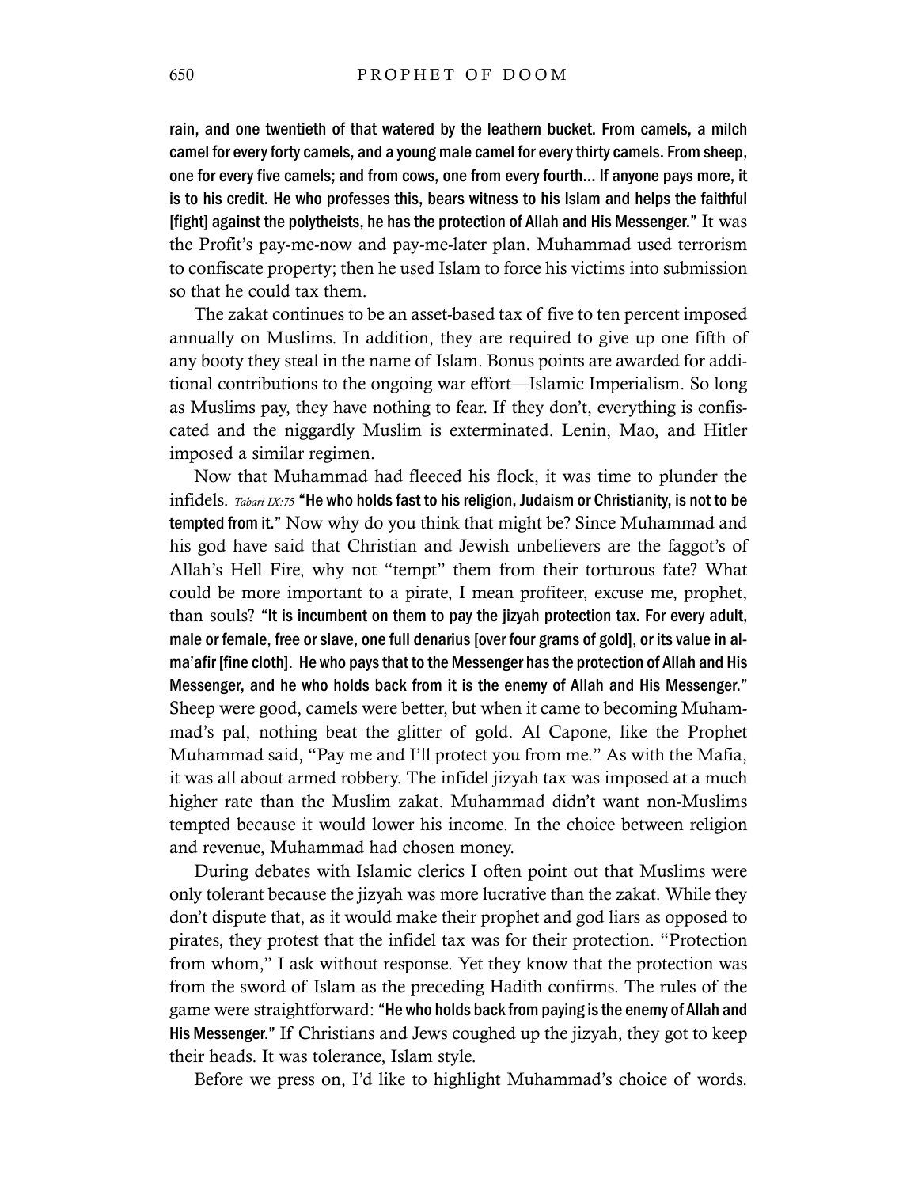**rain, and one twentieth of that watered by the leathern bucket. From camels, a milch camel for every forty camels, and a young male camel for every thirty camels. From sheep, one for every five camels; and from cows, one from every fourth… If anyone pays more, it is to his credit. He who professes this, bears witness to his Islam and helps the faithful [fight] against the polytheists, he has the protection of Allah and His Messenger."** It was the Profit's pay-me-now and pay-me-later plan. Muhammad used terrorism to confiscate property; then he used Islam to force his victims into submission so that he could tax them.

The zakat continues to be an asset-based tax of five to ten percent imposed annually on Muslims. In addition, they are required to give up one fifth of any booty they steal in the name of Islam. Bonus points are awarded for additional contributions to the ongoing war effort—Islamic Imperialism. So long as Muslims pay, they have nothing to fear. If they don't, everything is confiscated and the niggardly Muslim is exterminated. Lenin, Mao, and Hitler imposed a similar regimen.

Now that Muhammad had fleeced his flock, it was time to plunder the infidels. *Tabari IX:75* **"He who holds fast to his religion, Judaism or Christianity, is not to be tempted from it."** Now why do you think that might be? Since Muhammad and his god have said that Christian and Jewish unbelievers are the faggot's of Allah's Hell Fire, why not "tempt" them from their torturous fate? What could be more important to a pirate, I mean profiteer, excuse me, prophet, than souls? **"It is incumbent on them to pay the jizyah protection tax. For every adult, male or female, free or slave, one full denarius [over four grams of gold], or its value in al-ma'afir [fine cloth]. He who pays that to the Messenger has the protection of Allah and His Messenger, and he who holds back from it is the enemy of Allah and His Messenger."** Sheep were good, camels were better, but when it came to becoming Muhammad's pal, nothing beat the glitter of gold. Al Capone, like the Prophet Muhammad said, "Pay me and I'll protect you from me." As with the Mafia, it was all about armed robbery. The infidel jizyah tax was imposed at a much higher rate than the Muslim zakat. Muhammad didn't want non-Muslims tempted because it would lower his income. In the choice between religion and revenue, Muhammad had chosen money.

During debates with Islamic clerics I often point out that Muslims were only tolerant because the jizyah was more lucrative than the zakat. While they don't dispute that, as it would make their prophet and god liars as opposed to pirates, they protest that the infidel tax was for their protection. "Protection from whom," I ask without response. Yet they know that the protection was from the sword of Islam as the preceding Hadith confirms. The rules of the game were straightforward: **"He who holds back from paying is the enemy of Allah and His Messenger."** If Christians and Jews coughed up the jizyah, they got to keep their heads. It was tolerance, Islam style.

Before we press on, I'd like to highlight Muhammad's choice of words.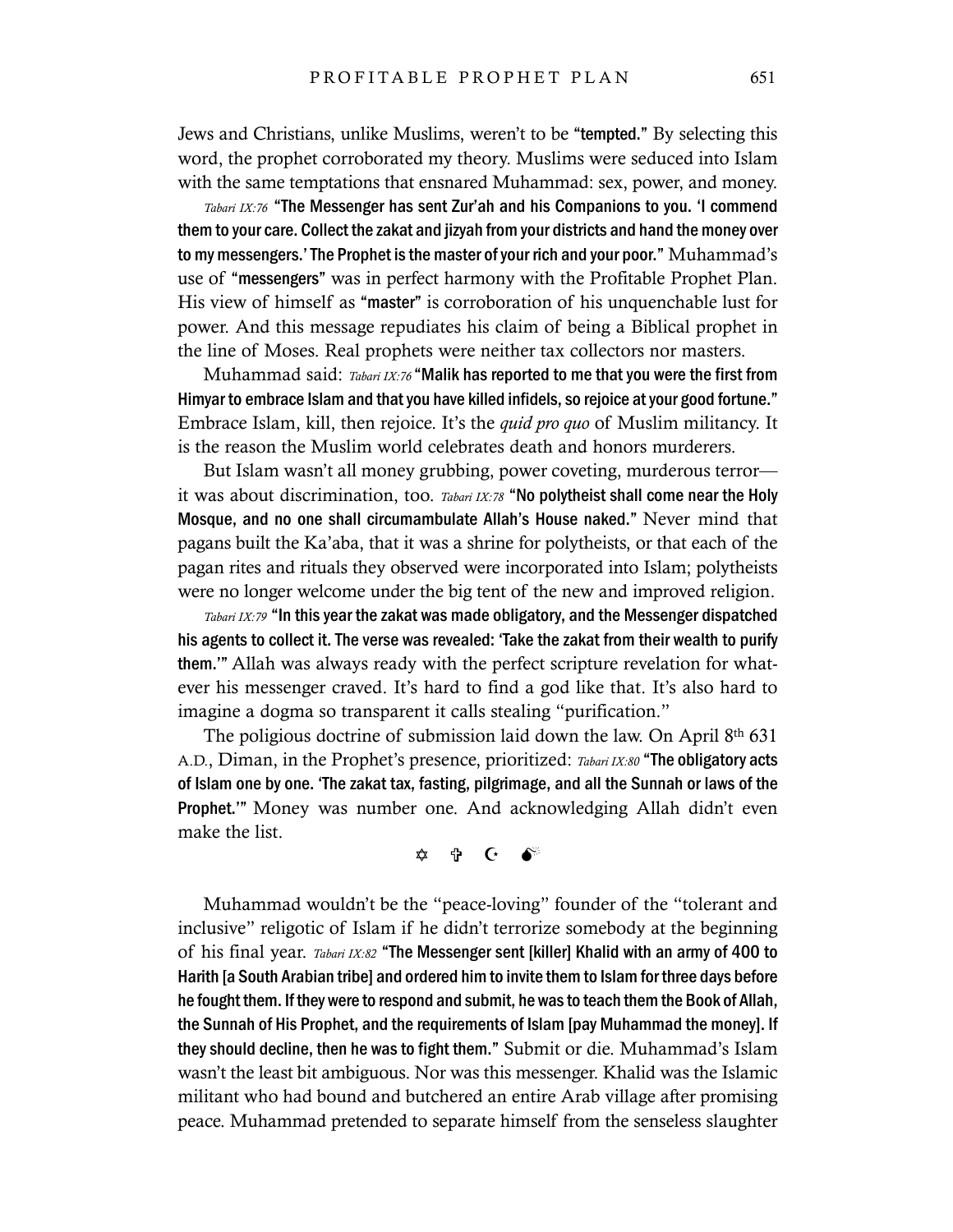Jews and Christians, unlike Muslims, weren't to be **"tempted."** By selecting this word, the prophet corroborated my theory. Muslims were seduced into Islam with the same temptations that ensnared Muhammad: sex, power, and money.

*Tabari IX:76* **"The Messenger has sent Zur'ah and his Companions to you. 'I commend them to your care. Collect the zakat and jizyah from your districts and hand the money over to my messengers.' The Prophet is the master of your rich and your poor."** Muhammad's use of **"messengers"** was in perfect harmony with the Profitable Prophet Plan. His view of himself as **"master"** is corroboration of his unquenchable lust for power. And this message repudiates his claim of being a Biblical prophet in the line of Moses. Real prophets were neither tax collectors nor masters.

Muhammad said: *Tabari IX:76* **"Malik has reported to me that you were the first from Himyar to embrace Islam and that you have killed infidels, so rejoice at your good fortune."** Embrace Islam, kill, then rejoice. It's the *quid pro quo* of Muslim militancy. It is the reason the Muslim world celebrates death and honors murderers.

But Islam wasn't all money grubbing, power coveting, murderous terror—it was about discrimination, too. *Tabari IX:78* **"No polytheist shall come near the Holy Mosque, and no one shall circumambulate Allah's House naked."** Never mind that pagans built the Ka'aba, that it was a shrine for polytheists, or that each of the pagan rites and rituals they observed were incorporated into Islam; polytheists were no longer welcome under the big tent of the new and improved religion.

*Tabari IX:79* **"In this year the zakat was made obligatory, and the Messenger dispatched his agents to collect it. The verse was revealed: 'Take the zakat from their wealth to purify them.'"** Allah was always ready with the perfect scripture revelation for whatever his messenger craved. It's hard to find a god like that. It's also hard to imagine a dogma so transparent it calls stealing "purification."

The poligious doctrine of submission laid down the law. On April 8th 631 A.D., Diman, in the Prophet's presence, prioritized: *Tabari IX:80* **"The obligatory acts of Islam one by one. 'The zakat tax, fasting, pilgrimage, and all the Sunnah or laws of the Prophet.'"** Money was number one. And acknowledging Allah didn't even make the list.

✡ ✞ ☪ 💣

Muhammad wouldn't be the "peace-loving" founder of the "tolerant and inclusive" religotic of Islam if he didn't terrorize somebody at the beginning of his final year. *Tabari IX:82* **"The Messenger sent [killer] Khalid with an army of 400 to Harith [a South Arabian tribe] and ordered him to invite them to Islam for three days before he fought them. If they were to respond and submit, he was to teach them the Book of Allah, the Sunnah of His Prophet, and the requirements of Islam [pay Muhammad the money]. If they should decline, then he was to fight them."** Submit or die. Muhammad's Islam wasn't the least bit ambiguous. Nor was this messenger. Khalid was the Islamic militant who had bound and butchered an entire Arab village after promising peace. Muhammad pretended to separate himself from the senseless slaughter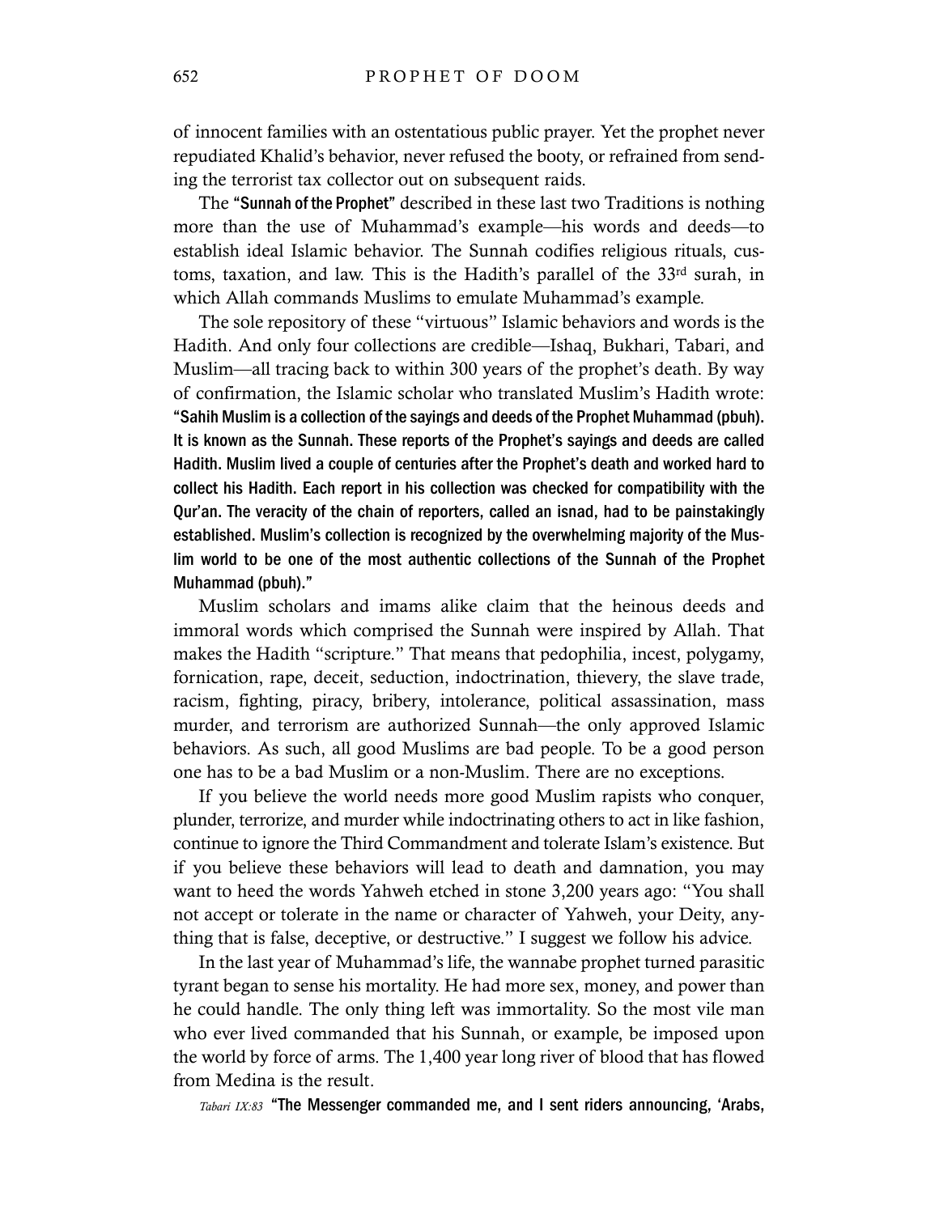of innocent families with an ostentatious public prayer. Yet the prophet never repudiated Khalid's behavior, never refused the booty, or refrained from sending the terrorist tax collector out on subsequent raids.

The **"Sunnah of the Prophet"** described in these last two Traditions is nothing more than the use of Muhammad's example—his words and deeds—to establish ideal Islamic behavior. The Sunnah codifies religious rituals, customs, taxation, and law. This is the Hadith's parallel of the 33rd surah, in which Allah commands Muslims to emulate Muhammad's example.

The sole repository of these "virtuous" Islamic behaviors and words is the Hadith. And only four collections are credible—Ishaq, Bukhari, Tabari, and Muslim—all tracing back to within 300 years of the prophet's death. By way of confirmation, the Islamic scholar who translated Muslim's Hadith wrote: **"Sahih Muslim is a collection of the sayings and deeds of the Prophet Muhammad (pbuh). It is known as the Sunnah. These reports of the Prophet's sayings and deeds are called Hadith. Muslim lived a couple of centuries after the Prophet's death and worked hard to collect his Hadith. Each report in his collection was checked for compatibility with the Qur'an. The veracity of the chain of reporters, called an isnad, had to be painstakingly established. Muslim's collection is recognized by the overwhelming majority of the Muslim world to be one of the most authentic collections of the Sunnah of the Prophet Muhammad (pbuh)."**

Muslim scholars and imams alike claim that the heinous deeds and immoral words which comprised the Sunnah were inspired by Allah. That makes the Hadith "scripture." That means that pedophilia, incest, polygamy, fornication, rape, deceit, seduction, indoctrination, thievery, the slave trade, racism, fighting, piracy, bribery, intolerance, political assassination, mass murder, and terrorism are authorized Sunnah—the only approved Islamic behaviors. As such, all good Muslims are bad people. To be a good person one has to be a bad Muslim or a non-Muslim. There are no exceptions.

If you believe the world needs more good Muslim rapists who conquer, plunder, terrorize, and murder while indoctrinating others to act in like fashion, continue to ignore the Third Commandment and tolerate Islam's existence. But if you believe these behaviors will lead to death and damnation, you may want to heed the words Yahweh etched in stone 3,200 years ago: "You shall not accept or tolerate in the name or character of Yahweh, your Deity, anything that is false, deceptive, or destructive." I suggest we follow his advice.

In the last year of Muhammad's life, the wannabe prophet turned parasitic tyrant began to sense his mortality. He had more sex, money, and power than he could handle. The only thing left was immortality. So the most vile man who ever lived commanded that his Sunnah, or example, be imposed upon the world by force of arms. The 1,400 year long river of blood that has flowed from Medina is the result.

*Tabari IX:83* **"The Messenger commanded me, and I sent riders announcing, 'Arabs,**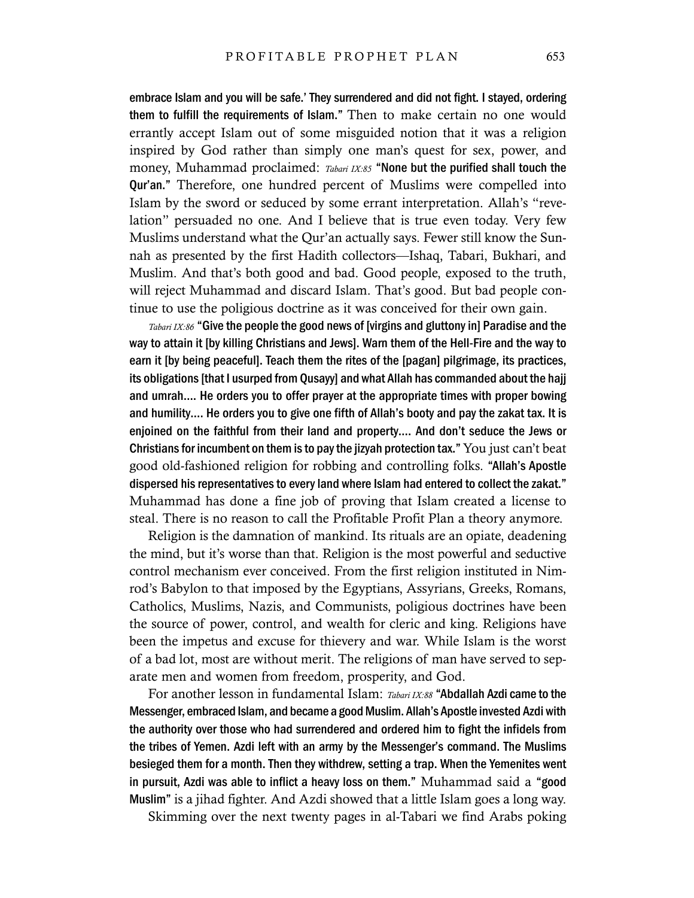**embrace Islam and you will be safe.' They surrendered and did not fight. I stayed, ordering them to fulfill the requirements of Islam."** Then to make certain no one would errantly accept Islam out of some misguided notion that it was a religion inspired by God rather than simply one man's quest for sex, power, and money, Muhammad proclaimed: *Tabari IX:85* **"None but the purified shall touch the Qur'an."** Therefore, one hundred percent of Muslims were compelled into Islam by the sword or seduced by some errant interpretation. Allah's "revelation" persuaded no one. And I believe that is true even today. Very few Muslims understand what the Qur'an actually says. Fewer still know the Sunnah as presented by the first Hadith collectors—Ishaq, Tabari, Bukhari, and Muslim. And that's both good and bad. Good people, exposed to the truth, will reject Muhammad and discard Islam. That's good. But bad people continue to use the poligious doctrine as it was conceived for their own gain.

*Tabari IX:86* **"Give the people the good news of [virgins and gluttony in] Paradise and the way to attain it [by killing Christians and Jews]. Warn them of the Hell-Fire and the way to earn it [by being peaceful]. Teach them the rites of the [pagan] pilgrimage, its practices, its obligations [that I usurped from Qusayy] and what Allah has commanded about the hajj and umrah.... He orders you to offer prayer at the appropriate times with proper bowing and humility.... He orders you to give one fifth of Allah's booty and pay the zakat tax. It is enjoined on the faithful from their land and property.... And don't seduce the Jews or Christians for incumbent on them is to pay the jizyah protection tax."** You just can't beat good old-fashioned religion for robbing and controlling folks. **"Allah's Apostle dispersed his representatives to every land where Islam had entered to collect the zakat."** Muhammad has done a fine job of proving that Islam created a license to steal. There is no reason to call the Profitable Profit Plan a theory anymore.

Religion is the damnation of mankind. Its rituals are an opiate, deadening the mind, but it's worse than that. Religion is the most powerful and seductive control mechanism ever conceived. From the first religion instituted in Nimrod's Babylon to that imposed by the Egyptians, Assyrians, Greeks, Romans, Catholics, Muslims, Nazis, and Communists, poligious doctrines have been the source of power, control, and wealth for cleric and king. Religions have been the impetus and excuse for thievery and war. While Islam is the worst of a bad lot, most are without merit. The religions of man have served to separate men and women from freedom, prosperity, and God.

For another lesson in fundamental Islam: *Tabari IX:88* **"Abdallah Azdi came to the Messenger, embraced Islam, and became a good Muslim. Allah's Apostle invested Azdi with the authority over those who had surrendered and ordered him to fight the infidels from the tribes of Yemen. Azdi left with an army by the Messenger's command. The Muslims besieged them for a month. Then they withdrew, setting a trap. When the Yemenites went in pursuit, Azdi was able to inflict a heavy loss on them."** Muhammad said a **"good Muslim"** is a jihad fighter. And Azdi showed that a little Islam goes a long way.

Skimming over the next twenty pages in al-Tabari we find Arabs poking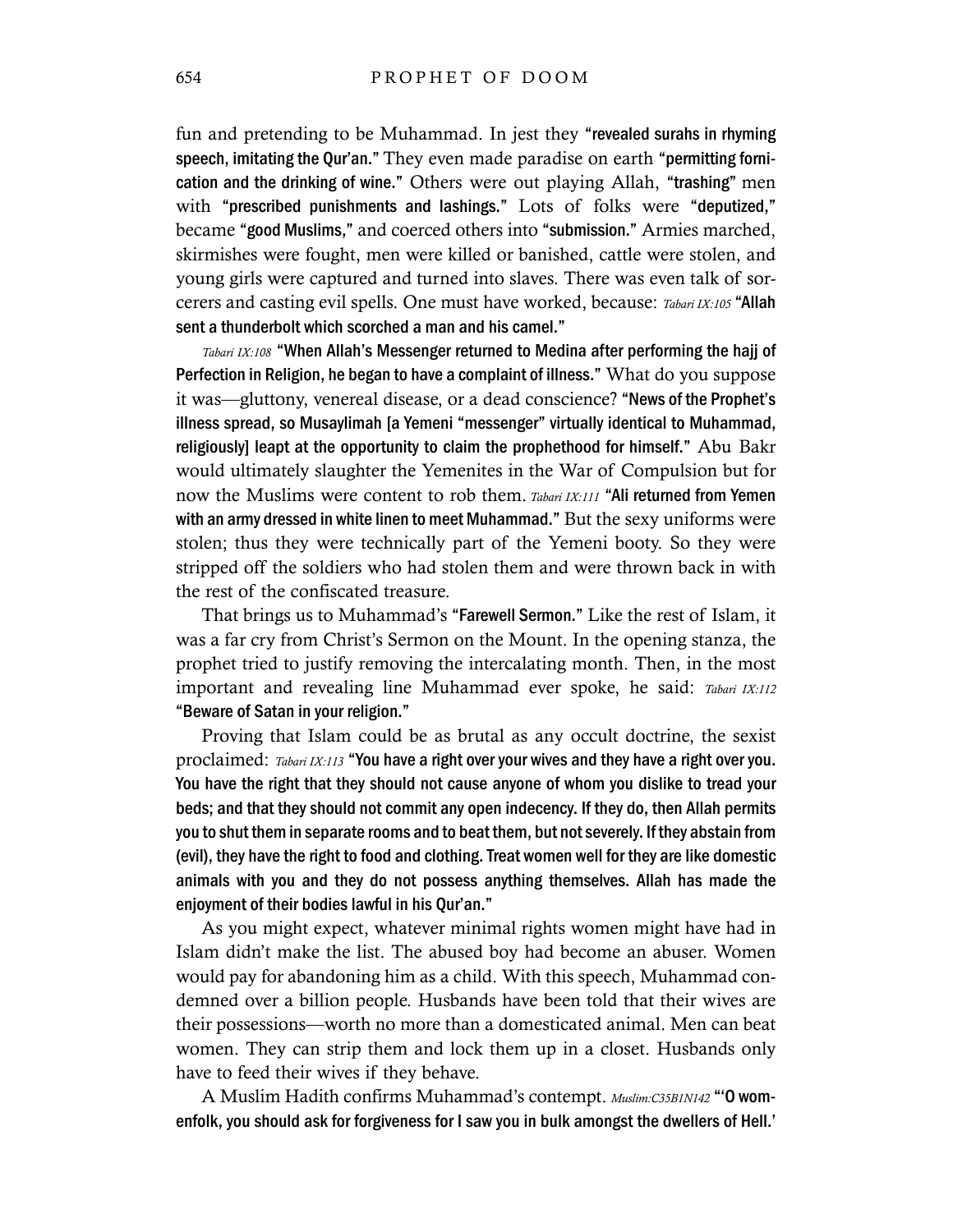fun and pretending to be Muhammad. In jest they **"revealed surahs in rhyming speech, imitating the Qur'an."** They even made paradise on earth **"permitting fornication and the drinking of wine."** Others were out playing Allah, **"trashing"** men with **"prescribed punishments and lashings."** Lots of folks were **"deputized,"** became **"good Muslims,"** and coerced others into **"submission."** Armies marched, skirmishes were fought, men were killed or banished, cattle were stolen, and young girls were captured and turned into slaves. There was even talk of sorcerers and casting evil spells. One must have worked, because: *Tabari IX:105* **"Allah sent a thunderbolt which scorched a man and his camel."**

*Tabari IX:108* **"When Allah's Messenger returned to Medina after performing the hajj of Perfection in Religion, he began to have a complaint of illness."** What do you suppose it was—gluttony, venereal disease, or a dead conscience? **"News of the Prophet's illness spread, so Musaylimah [a Yemeni "messenger" virtually identical to Muhammad, religiously] leapt at the opportunity to claim the prophethood for himself."** Abu Bakr would ultimately slaughter the Yemenites in the War of Compulsion but for now the Muslims were content to rob them. *Tabari IX:111* **"Ali returned from Yemen with an army dressed in white linen to meet Muhammad."** But the sexy uniforms were stolen; thus they were technically part of the Yemeni booty. So they were stripped off the soldiers who had stolen them and were thrown back in with the rest of the confiscated treasure.

That brings us to Muhammad's **"Farewell Sermon."** Like the rest of Islam, it was a far cry from Christ's Sermon on the Mount. In the opening stanza, the prophet tried to justify removing the intercalating month. Then, in the most important and revealing line Muhammad ever spoke, he said: *Tabari IX:112* **"Beware of Satan in your religion."**

Proving that Islam could be as brutal as any occult doctrine, the sexist proclaimed: *Tabari IX:113* **"You have a right over your wives and they have a right over you. You have the right that they should not cause anyone of whom you dislike to tread your beds; and that they should not commit any open indecency. If they do, then Allah permits you to shut them in separate rooms and to beat them, but not severely. If they abstain from (evil), they have the right to food and clothing. Treat women well for they are like domestic animals with you and they do not possess anything themselves. Allah has made the enjoyment of their bodies lawful in his Qur'an."**

As you might expect, whatever minimal rights women might have had in Islam didn't make the list. The abused boy had become an abuser. Women would pay for abandoning him as a child. With this speech, Muhammad condemned over a billion people. Husbands have been told that their wives are their possessions—worth no more than a domesticated animal. Men can beat women. They can strip them and lock them up in a closet. Husbands only have to feed their wives if they behave.

A Muslim Hadith confirms Muhammad's contempt. *Muslim:C35B1N142* **"'O womenfolk, you should ask for forgiveness for I saw you in bulk amongst the dwellers of Hell.'**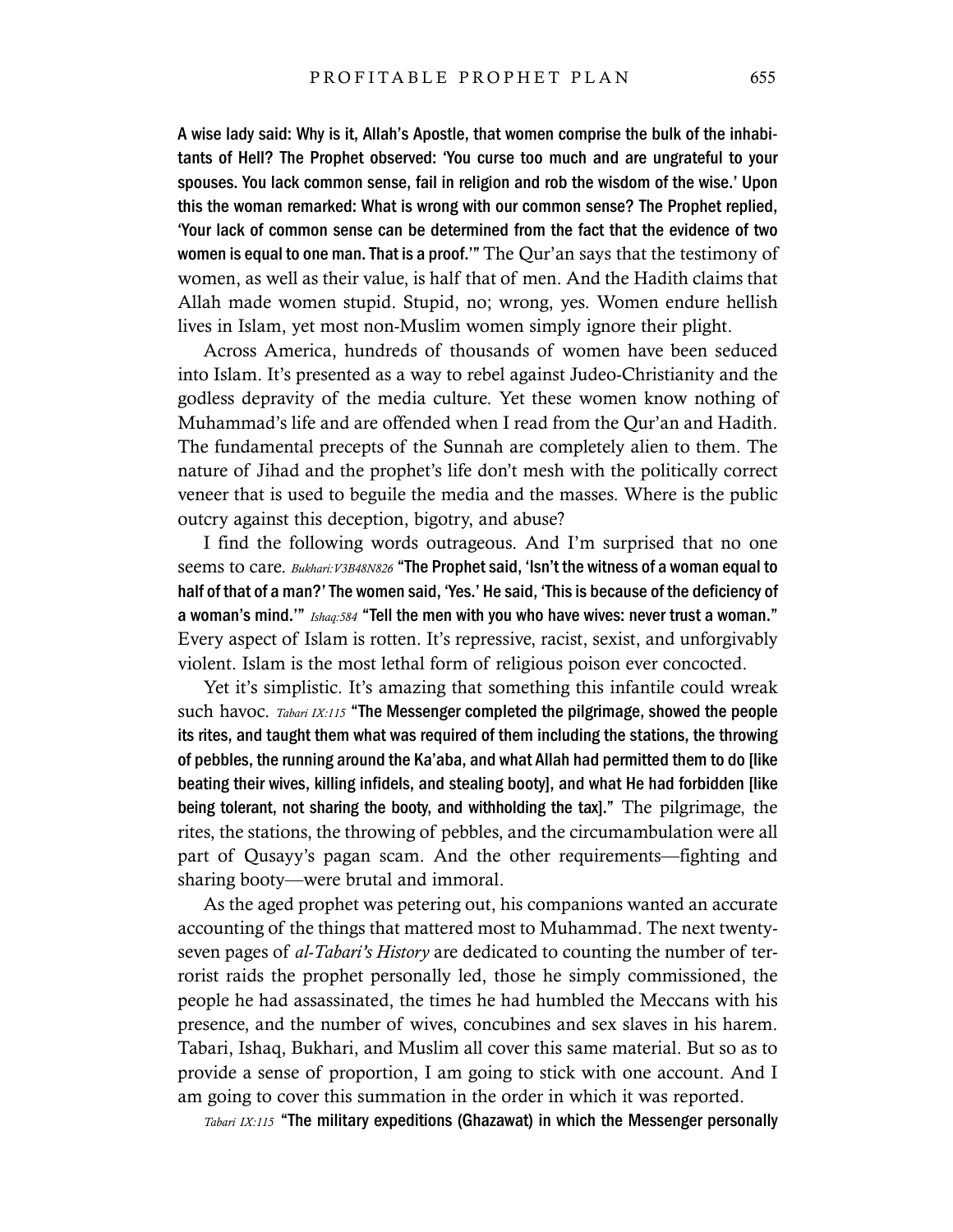**A wise lady said: Why is it, Allah's Apostle, that women comprise the bulk of the inhabitants of Hell? The Prophet observed: 'You curse too much and are ungrateful to your spouses. You lack common sense, fail in religion and rob the wisdom of the wise.' Upon this the woman remarked: What is wrong with our common sense? The Prophet replied, 'Your lack of common sense can be determined from the fact that the evidence of two women is equal to one man. That is a proof.'"** The Qur'an says that the testimony of women, as well as their value, is half that of men. And the Hadith claims that Allah made women stupid. Stupid, no; wrong, yes. Women endure hellish lives in Islam, yet most non-Muslim women simply ignore their plight.

Across America, hundreds of thousands of women have been seduced into Islam. It's presented as a way to rebel against Judeo-Christianity and the godless depravity of the media culture. Yet these women know nothing of Muhammad's life and are offended when I read from the Qur'an and Hadith. The fundamental precepts of the Sunnah are completely alien to them. The nature of Jihad and the prophet's life don't mesh with the politically correct veneer that is used to beguile the media and the masses. Where is the public outcry against this deception, bigotry, and abuse?

I find the following words outrageous. And I'm surprised that no one seems to care. *Bukhari:V3B48N826* **"The Prophet said, 'Isn't the witness of a woman equal to half of that of a man?' The women said, 'Yes.' He said, 'This is because of the deficiency of a woman's mind.'"** *Ishaq:584* **"Tell the men with you who have wives: never trust a woman."** Every aspect of Islam is rotten. It's repressive, racist, sexist, and unforgivably violent. Islam is the most lethal form of religious poison ever concocted.

Yet it's simplistic. It's amazing that something this infantile could wreak such havoc. *Tabari IX:115* **"The Messenger completed the pilgrimage, showed the people its rites, and taught them what was required of them including the stations, the throwing of pebbles, the running around the Ka'aba, and what Allah had permitted them to do [like beating their wives, killing infidels, and stealing booty], and what He had forbidden [like being tolerant, not sharing the booty, and withholding the tax]."** The pilgrimage, the rites, the stations, the throwing of pebbles, and the circumambulation were all part of Qusayy's pagan scam. And the other requirements—fighting and sharing booty—were brutal and immoral.

As the aged prophet was petering out, his companions wanted an accurate accounting of the things that mattered most to Muhammad. The next twenty-seven pages of *al-Tabari's History* are dedicated to counting the number of terrorist raids the prophet personally led, those he simply commissioned, the people he had assassinated, the times he had humbled the Meccans with his presence, and the number of wives, concubines and sex slaves in his harem. Tabari, Ishaq, Bukhari, and Muslim all cover this same material. But so as to provide a sense of proportion, I am going to stick with one account. And I am going to cover this summation in the order in which it was reported.

*Tabari IX:115* **"The military expeditions (Ghazawat) in which the Messenger personally**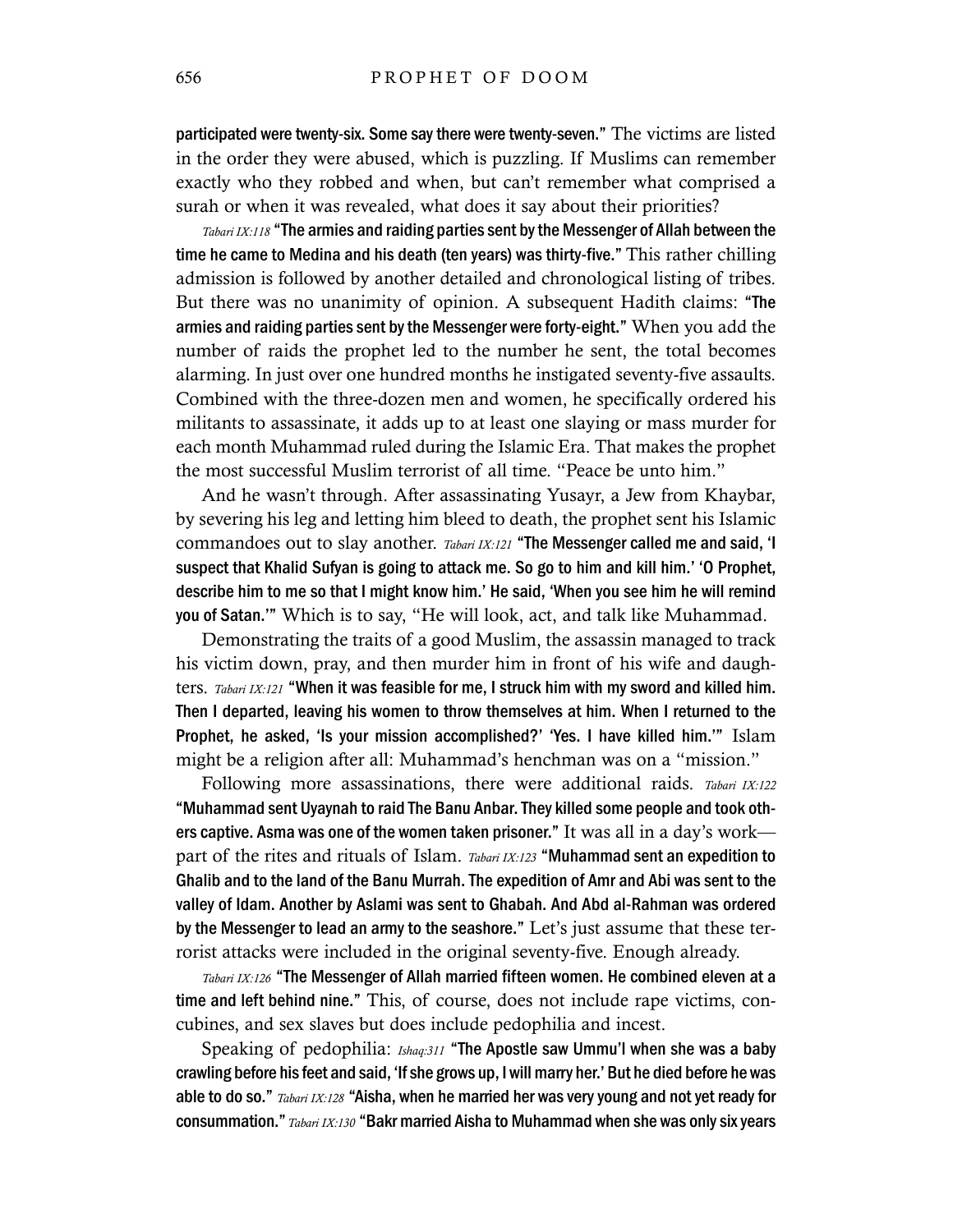**participated were twenty-six. Some say there were twenty-seven."** The victims are listed in the order they were abused, which is puzzling. If Muslims can remember exactly who they robbed and when, but can't remember what comprised a surah or when it was revealed, what does it say about their priorities?

*Tabari IX:118* **"The armies and raiding parties sent by the Messenger of Allah between the time he came to Medina and his death (ten years) was thirty-five."** This rather chilling admission is followed by another detailed and chronological listing of tribes. But there was no unanimity of opinion. A subsequent Hadith claims: **"The armies and raiding parties sent by the Messenger were forty-eight."** When you add the number of raids the prophet led to the number he sent, the total becomes alarming. In just over one hundred months he instigated seventy-five assaults. Combined with the three-dozen men and women, he specifically ordered his militants to assassinate, it adds up to at least one slaying or mass murder for each month Muhammad ruled during the Islamic Era. That makes the prophet the most successful Muslim terrorist of all time. "Peace be unto him."

And he wasn't through. After assassinating Yusayr, a Jew from Khaybar, by severing his leg and letting him bleed to death, the prophet sent his Islamic commandoes out to slay another. *Tabari IX:121* **"The Messenger called me and said, 'I suspect that Khalid Sufyan is going to attack me. So go to him and kill him.' 'O Prophet, describe him to me so that I might know him.' He said, 'When you see him he will remind you of Satan.'"** Which is to say, "He will look, act, and talk like Muhammad.

Demonstrating the traits of a good Muslim, the assassin managed to track his victim down, pray, and then murder him in front of his wife and daughters. *Tabari IX:121* **"When it was feasible for me, I struck him with my sword and killed him. Then I departed, leaving his women to throw themselves at him. When I returned to the Prophet, he asked, 'Is your mission accomplished?' 'Yes. I have killed him.'"** Islam might be a religion after all: Muhammad's henchman was on a "mission."

Following more assassinations, there were additional raids. *Tabari IX:122* **"Muhammad sent Uyaynah to raid The Banu Anbar. They killed some people and took others captive. Asma was one of the women taken prisoner."** It was all in a day's work—part of the rites and rituals of Islam. *Tabari IX:123* **"Muhammad sent an expedition to Ghalib and to the land of the Banu Murrah. The expedition of Amr and Abi was sent to the valley of Idam. Another by Aslami was sent to Ghabah. And Abd al-Rahman was ordered by the Messenger to lead an army to the seashore."** Let's just assume that these terrorist attacks were included in the original seventy-five. Enough already.

*Tabari IX:126* **"The Messenger of Allah married fifteen women. He combined eleven at a time and left behind nine."** This, of course, does not include rape victims, concubines, and sex slaves but does include pedophilia and incest.

Speaking of pedophilia: *Ishaq:311* **"The Apostle saw Ummu'l when she was a baby crawling before his feet and said, 'If she grows up, I will marry her.' But he died before he was able to do so."** *Tabari IX:128* **"Aisha, when he married her was very young and not yet ready for consummation."** *Tabari IX:130* **"Bakr married Aisha to Muhammad when she was only six years**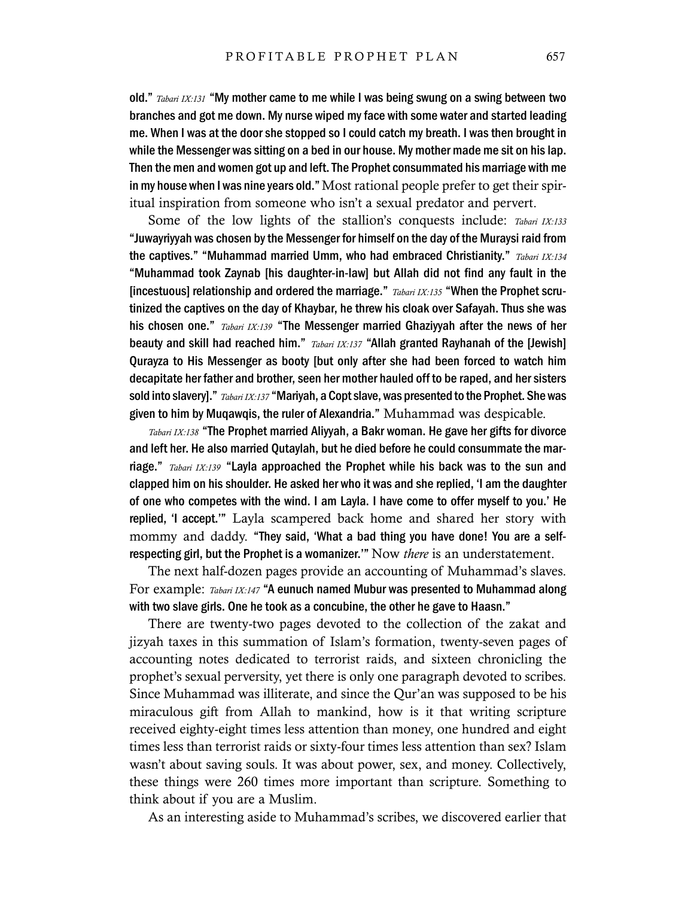old." *Tabari IX:131* **"My mother came to me while I was being swung on a swing between two branches and got me down. My nurse wiped my face with some water and started leading me. When I was at the door she stopped so I could catch my breath. I was then brought in while the Messenger was sitting on a bed in our house. My mother made me sit on his lap. Then the men and women got up and left. The Prophet consummated his marriage with me in my house when I was nine years old."** Most rational people prefer to get their spiritual inspiration from someone who isn't a sexual predator and pervert.

Some of the low lights of the stallion's conquests include: *Tabari IX:133* **"Juwayriyyah was chosen by the Messenger for himself on the day of the Muraysi raid from the captives." "Muhammad married Umm, who had embraced Christianity."** *Tabari IX:134* **"Muhammad took Zaynab [his daughter-in-law] but Allah did not find any fault in the [incestuous] relationship and ordered the marriage."** *Tabari IX:135* **"When the Prophet scrutinized the captives on the day of Khaybar, he threw his cloak over Safayah. Thus she was his chosen one."** *Tabari IX:139* **"The Messenger married Ghaziyyah after the news of her beauty and skill had reached him."** *Tabari IX:137* **"Allah granted Rayhanah of the [Jewish] Qurayza to His Messenger as booty [but only after she had been forced to watch him decapitate her father and brother, seen her mother hauled off to be raped, and her sisters sold into slavery]."** *Tabari IX:137* **"Mariyah, a Copt slave, was presented to the Prophet. She was given to him by Muqawqis, the ruler of Alexandria."** Muhammad was despicable.

*Tabari IX:138* **"The Prophet married Aliyyah, a Bakr woman. He gave her gifts for divorce and left her. He also married Qutaylah, but he died before he could consummate the marriage."** *Tabari IX:139* **"Layla approached the Prophet while his back was to the sun and clapped him on his shoulder. He asked her who it was and she replied, 'I am the daughter of one who competes with the wind. I am Layla. I have come to offer myself to you.' He replied, 'I accept.'"** Layla scampered back home and shared her story with mommy and daddy. **"They said, 'What a bad thing you have done! You are a self-respecting girl, but the Prophet is a womanizer.'"** Now *there* is an understatement.

The next half-dozen pages provide an accounting of Muhammad's slaves. For example: *Tabari IX:147* **"A eunuch named Mubur was presented to Muhammad along with two slave girls. One he took as a concubine, the other he gave to Haasn."**

There are twenty-two pages devoted to the collection of the zakat and jizyah taxes in this summation of Islam's formation, twenty-seven pages of accounting notes dedicated to terrorist raids, and sixteen chronicling the prophet's sexual perversity, yet there is only one paragraph devoted to scribes. Since Muhammad was illiterate, and since the Qur'an was supposed to be his miraculous gift from Allah to mankind, how is it that writing scripture received eighty-eight times less attention than money, one hundred and eight times less than terrorist raids or sixty-four times less attention than sex? Islam wasn't about saving souls. It was about power, sex, and money. Collectively, these things were 260 times more important than scripture. Something to think about if you are a Muslim.

As an interesting aside to Muhammad's scribes, we discovered earlier that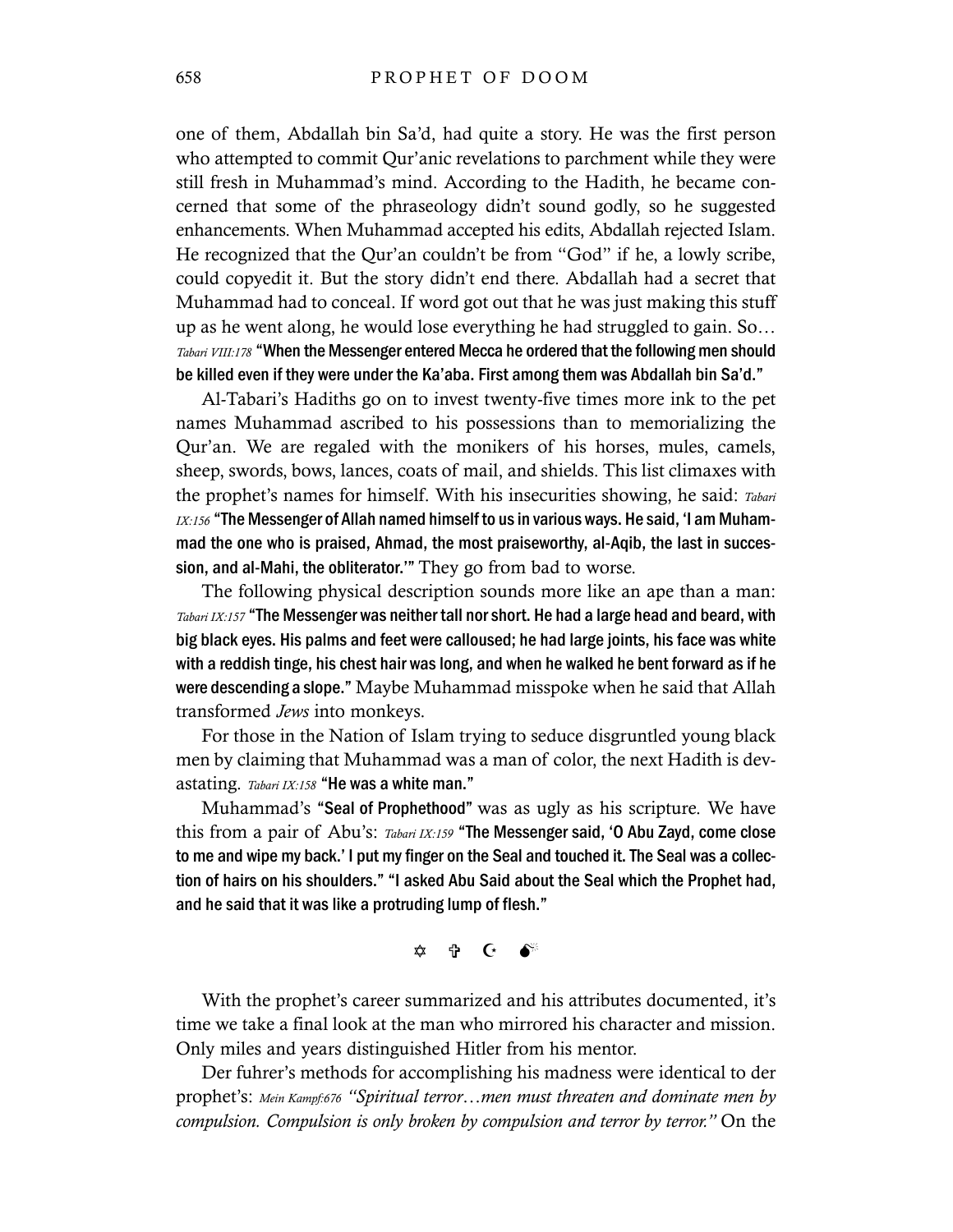one of them, Abdallah bin Sa'd, had quite a story. He was the first person who attempted to commit Qur'anic revelations to parchment while they were still fresh in Muhammad's mind. According to the Hadith, he became concerned that some of the phraseology didn't sound godly, so he suggested enhancements. When Muhammad accepted his edits, Abdallah rejected Islam. He recognized that the Qur'an couldn't be from "God" if he, a lowly scribe, could copyedit it. But the story didn't end there. Abdallah had a secret that Muhammad had to conceal. If word got out that he was just making this stuff up as he went along, he would lose everything he had struggled to gain. So… *Tabari VIII:178* **"When the Messenger entered Mecca he ordered that the following men should be killed even if they were under the Ka'aba. First among them was Abdallah bin Sa'd."**

Al-Tabari's Hadiths go on to invest twenty-five times more ink to the pet names Muhammad ascribed to his possessions than to memorializing the Qur'an. We are regaled with the monikers of his horses, mules, camels, sheep, swords, bows, lances, coats of mail, and shields. This list climaxes with the prophet's names for himself. With his insecurities showing, he said: *Tabari IX:156* **"The Messenger of Allah named himself to us in various ways. He said, 'I am Muhammad the one who is praised, Ahmad, the most praiseworthy, al-Aqib, the last in succession, and al-Mahi, the obliterator.'"** They go from bad to worse.

The following physical description sounds more like an ape than a man: *Tabari IX:157* **"The Messenger was neither tall nor short. He had a large head and beard, with big black eyes. His palms and feet were calloused; he had large joints, his face was white with a reddish tinge, his chest hair was long, and when he walked he bent forward as if he were descending a slope."** Maybe Muhammad misspoke when he said that Allah transformed *Jews* into monkeys.

For those in the Nation of Islam trying to seduce disgruntled young black men by claiming that Muhammad was a man of color, the next Hadith is devastating. *Tabari IX:158* **"He was a white man."**

Muhammad's **"Seal of Prophethood"** was as ugly as his scripture. We have this from a pair of Abu's: *Tabari IX:159* **"The Messenger said, 'O Abu Zayd, come close to me and wipe my back.' I put my finger on the Seal and touched it. The Seal was a collection of hairs on his shoulders." "I asked Abu Said about the Seal which the Prophet had, and he said that it was like a protruding lump of flesh."**

✡ ✞ ☪ 💣

With the prophet's career summarized and his attributes documented, it's time we take a final look at the man who mirrored his character and mission. Only miles and years distinguished Hitler from his mentor.

Der fuhrer's methods for accomplishing his madness were identical to der prophet's: *Mein Kampf:676 "Spiritual terror…men must threaten and dominate men by compulsion. Compulsion is only broken by compulsion and terror by terror."* On the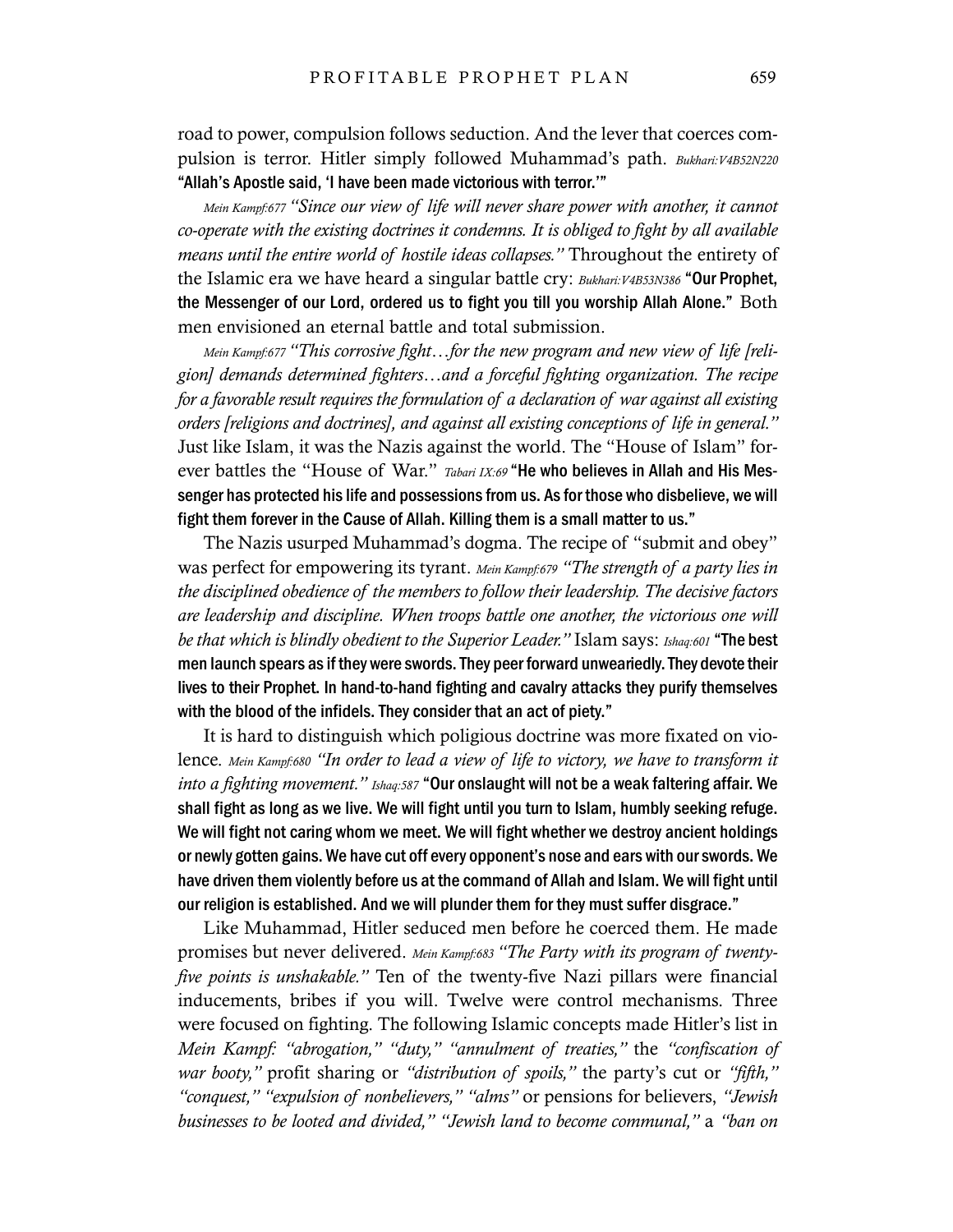road to power, compulsion follows seduction. And the lever that coerces compulsion is terror. Hitler simply followed Muhammad's path. *Bukhari:V4B52N220* **"Allah's Apostle said, 'I have been made victorious with terror.'"**

*Mein Kampf:677 "Since our view of life will never share power with another, it cannot co-operate with the existing doctrines it condemns. It is obliged to fight by all available means until the entire world of hostile ideas collapses."* Throughout the entirety of the Islamic era we have heard a singular battle cry: *Bukhari:V4B53N386* **"Our Prophet, the Messenger of our Lord, ordered us to fight you till you worship Allah Alone."** Both men envisioned an eternal battle and total submission.

*Mein Kampf:677 "This corrosive fight…for the new program and new view of life [religion] demands determined fighters…and a forceful fighting organization. The recipe for a favorable result requires the formulation of a declaration of war against all existing orders [religions and doctrines], and against all existing conceptions of life in general."* Just like Islam, it was the Nazis against the world. The "House of Islam" forever battles the "House of War." *Tabari IX:69* **"He who believes in Allah and His Messenger has protected his life and possessions from us. As for those who disbelieve, we will fight them forever in the Cause of Allah. Killing them is a small matter to us."**

The Nazis usurped Muhammad's dogma. The recipe of "submit and obey" was perfect for empowering its tyrant. *Mein Kampf:679 "The strength of a party lies in the disciplined obedience of the members to follow their leadership. The decisive factors are leadership and discipline. When troops battle one another, the victorious one will be that which is blindly obedient to the Superior Leader."* Islam says: *Ishaq:601* **"The best men launch spears as if they were swords. They peer forward unweariedly. They devote their lives to their Prophet. In hand-to-hand fighting and cavalry attacks they purify themselves with the blood of the infidels. They consider that an act of piety."**

It is hard to distinguish which poligious doctrine was more fixated on violence. *Mein Kampf:680 "In order to lead a view of life to victory, we have to transform it into a fighting movement." Ishaq:587* **"Our onslaught will not be a weak faltering affair. We shall fight as long as we live. We will fight until you turn to Islam, humbly seeking refuge. We will fight not caring whom we meet. We will fight whether we destroy ancient holdings or newly gotten gains. We have cut off every opponent's nose and ears with our swords. We have driven them violently before us at the command of Allah and Islam. We will fight until our religion is established. And we will plunder them for they must suffer disgrace."**

Like Muhammad, Hitler seduced men before he coerced them. He made promises but never delivered. *Mein Kampf:683 "The Party with its program of twenty-five points is unshakable."* Ten of the twenty-five Nazi pillars were financial inducements, bribes if you will. Twelve were control mechanisms. Three were focused on fighting. The following Islamic concepts made Hitler's list in *Mein Kampf*: *"abrogation," "duty," "annulment of treaties,"* the *"confiscation of war booty,"* profit sharing or *"distribution of spoils,"* the party's cut or *"fifth," "conquest," "expulsion of nonbelievers," "alms"* or pensions for believers, *"Jewish businesses to be looted and divided," "Jewish land to become communal,"* a *"ban on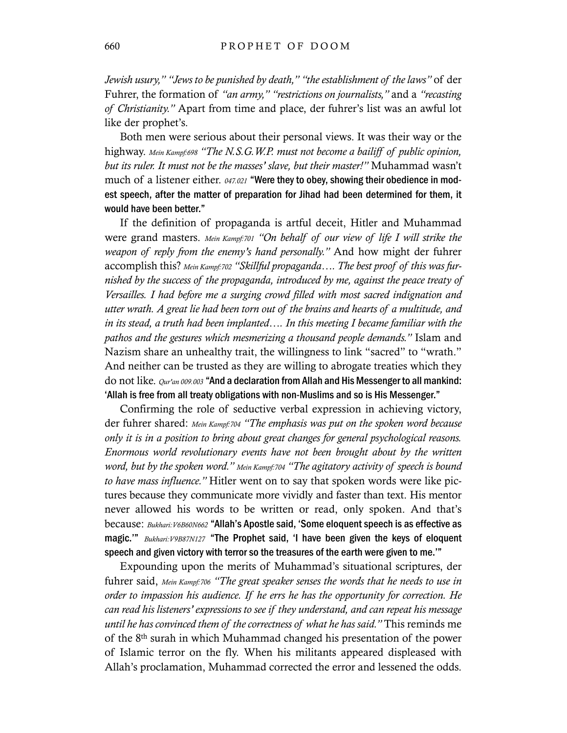*Jewish usury," "Jews to be punished by death," "the establishment of the laws"* of der Fuhrer, the formation of *"an army," "restrictions on journalists,"* and a *"recasting of Christianity."* Apart from time and place, der fuhrer's list was an awful lot like der prophet's.

Both men were serious about their personal views. It was their way or the highway. *Mein Kampf:698 "The N.S.G.W.P. must not become a bailiff of public opinion, but its ruler. It must not be the masses' slave, but their master!"* Muhammad wasn't much of a listener either. *047.021* **"Were they to obey, showing their obedience in modest speech, after the matter of preparation for Jihad had been determined for them, it would have been better."**

If the definition of propaganda is artful deceit, Hitler and Muhammad were grand masters. *Mein Kampf:701 "On behalf of our view of life I will strike the weapon of reply from the enemy's hand personally."* And how might der fuhrer accomplish this? *Mein Kampf:702 "Skillful propaganda…. The best proof of this was furnished by the success of the propaganda, introduced by me, against the peace treaty of Versailles. I had before me a surging crowd filled with most sacred indignation and utter wrath. A great lie had been torn out of the brains and hearts of a multitude, and in its stead, a truth had been implanted…. In this meeting I became familiar with the pathos and the gestures which mesmerizing a thousand people demands."* Islam and Nazism share an unhealthy trait, the willingness to link "sacred" to "wrath." And neither can be trusted as they are willing to abrogate treaties which they do not like. *Qur'an 009.003* **"And a declaration from Allah and His Messenger to all mankind: 'Allah is free from all treaty obligations with non-Muslims and so is His Messenger."**

Confirming the role of seductive verbal expression in achieving victory, der fuhrer shared: *Mein Kampf:704 "The emphasis was put on the spoken word because only it is in a position to bring about great changes for general psychological reasons. Enormous world revolutionary events have not been brought about by the written word, but by the spoken word." Mein Kampf:704 "The agitatory activity of speech is bound to have mass influence."* Hitler went on to say that spoken words were like pictures because they communicate more vividly and faster than text. His mentor never allowed his words to be written or read, only spoken. And that's because: *Bukhari:V6B60N662* **"Allah's Apostle said, 'Some eloquent speech is as effective as magic.'"** *Bukhari:V9B87N127* **"The Prophet said, 'I have been given the keys of eloquent speech and given victory with terror so the treasures of the earth were given to me.'"**

Expounding upon the merits of Muhammad's situational scriptures, der fuhrer said, *Mein Kampf:706 "The great speaker senses the words that he needs to use in order to impassion his audience. If he errs he has the opportunity for correction. He can read his listeners' expressions to see if they understand, and can repeat his message until he has convinced them of the correctness of what he has said."* This reminds me of the 8th surah in which Muhammad changed his presentation of the power of Islamic terror on the fly. When his militants appeared displeased with Allah's proclamation, Muhammad corrected the error and lessened the odds.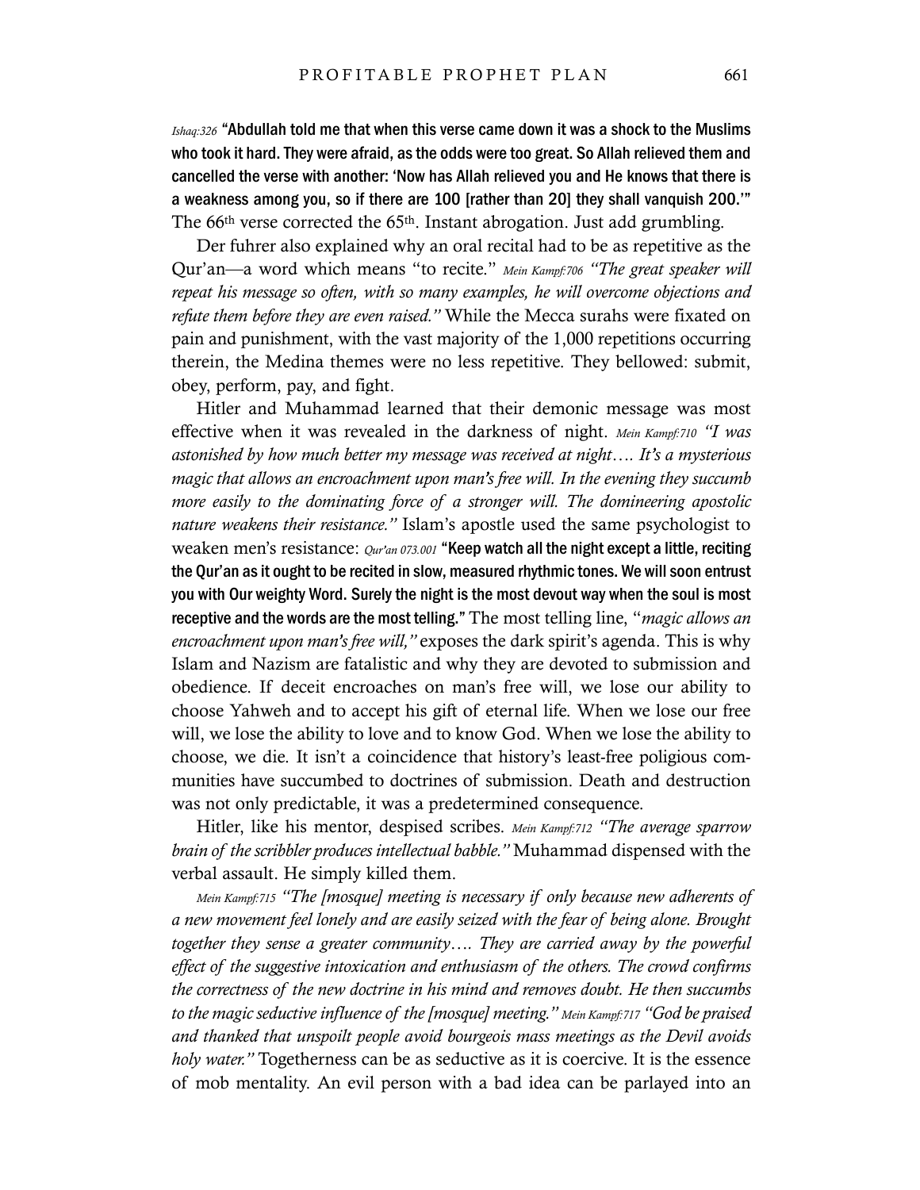*Ishaq:326* **"Abdullah told me that when this verse came down it was a shock to the Muslims who took it hard. They were afraid, as the odds were too great. So Allah relieved them and cancelled the verse with another: 'Now has Allah relieved you and He knows that there is a weakness among you, so if there are 100 [rather than 20] they shall vanquish 200.'"** The 66th verse corrected the 65th. Instant abrogation. Just add grumbling.

Der fuhrer also explained why an oral recital had to be as repetitive as the Qur'an—a word which means "to recite." *Mein Kampf:706 "The great speaker will repeat his message so often, with so many examples, he will overcome objections and refute them before they are even raised."* While the Mecca surahs were fixated on pain and punishment, with the vast majority of the 1,000 repetitions occurring therein, the Medina themes were no less repetitive. They bellowed: submit, obey, perform, pay, and fight.

Hitler and Muhammad learned that their demonic message was most effective when it was revealed in the darkness of night. *Mein Kampf:710 "I was astonished by how much better my message was received at night…. It's a mysterious magic that allows an encroachment upon man's free will. In the evening they succumb more easily to the dominating force of a stronger will. The domineering apostolic nature weakens their resistance."* Islam's apostle used the same psychologist to weaken men's resistance: *Qur'an 073.001* **"Keep watch all the night except a little, reciting the Qur'an as it ought to be recited in slow, measured rhythmic tones. We will soon entrust you with Our weighty Word. Surely the night is the most devout way when the soul is most receptive and the words are the most telling."** The most telling line, "*magic allows an encroachment upon man's free will,"* exposes the dark spirit's agenda. This is why Islam and Nazism are fatalistic and why they are devoted to submission and obedience. If deceit encroaches on man's free will, we lose our ability to choose Yahweh and to accept his gift of eternal life. When we lose our free will, we lose the ability to love and to know God. When we lose the ability to choose, we die. It isn't a coincidence that history's least-free poligious communities have succumbed to doctrines of submission. Death and destruction was not only predictable, it was a predetermined consequence.

Hitler, like his mentor, despised scribes. *Mein Kampf:712 "The average sparrow brain of the scribbler produces intellectual babble."* Muhammad dispensed with the verbal assault. He simply killed them.

*Mein Kampf:715 "The [mosque] meeting is necessary if only because new adherents of a new movement feel lonely and are easily seized with the fear of being alone. Brought together they sense a greater community…. They are carried away by the powerful effect of the suggestive intoxication and enthusiasm of the others. The crowd confirms the correctness of the new doctrine in his mind and removes doubt. He then succumbs to the magic seductive influence of the [mosque] meeting." Mein Kampf:717 "God be praised and thanked that unspoilt people avoid bourgeois mass meetings as the Devil avoids holy water."* Togetherness can be as seductive as it is coercive. It is the essence of mob mentality. An evil person with a bad idea can be parlayed into an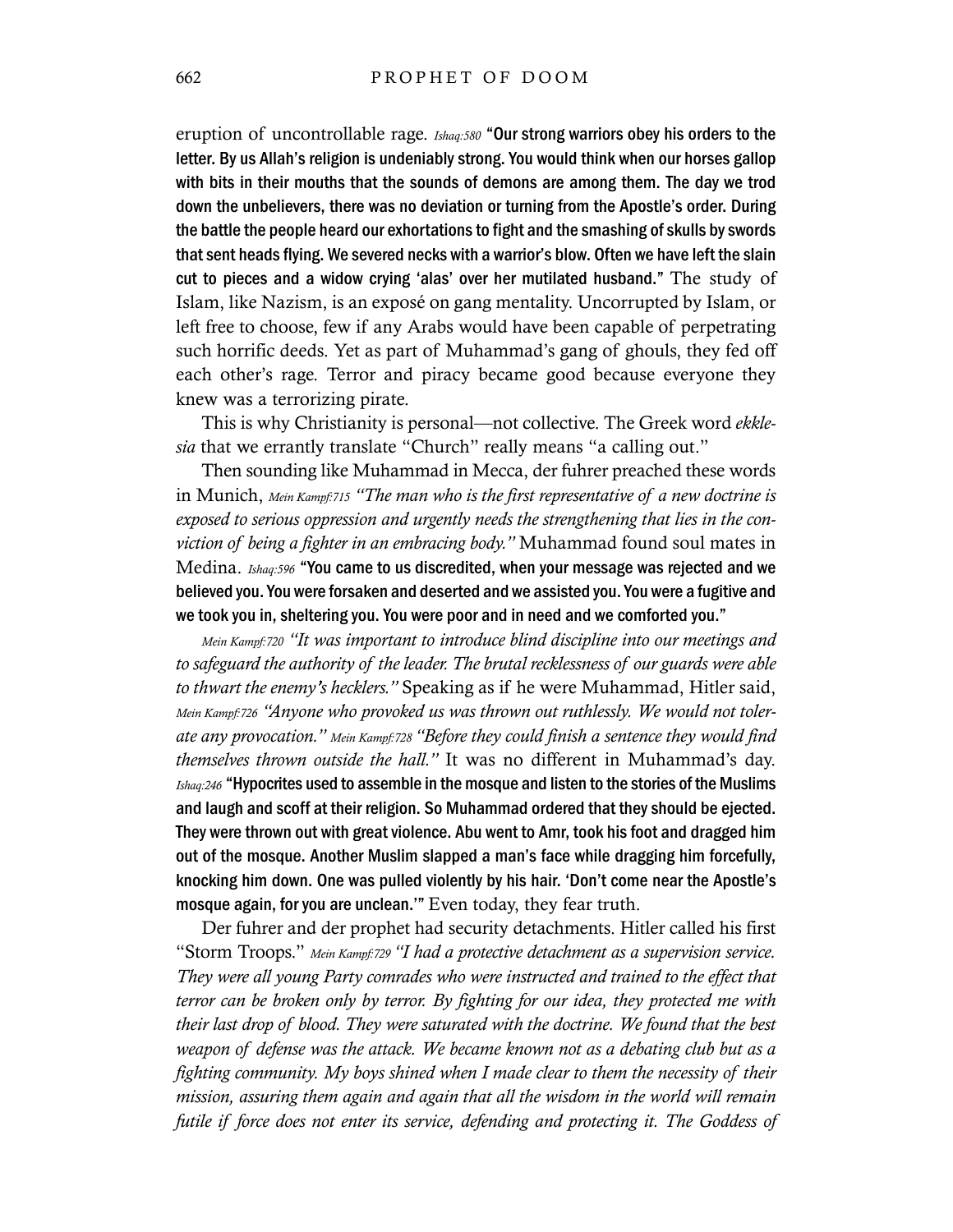eruption of uncontrollable rage. Ishaq:580 **"Our strong warriors obey his orders to the letter. By us Allah's religion is undeniably strong. You would think when our horses gallop with bits in their mouths that the sounds of demons are among them. The day we trod down the unbelievers, there was no deviation or turning from the Apostle's order. During the battle the people heard our exhortations to fight and the smashing of skulls by swords that sent heads flying. We severed necks with a warrior's blow. Often we have left the slain cut to pieces and a widow crying 'alas' over her mutilated husband."** The study of Islam, like Nazism, is an exposé on gang mentality. Uncorrupted by Islam, or left free to choose, few if any Arabs would have been capable of perpetrating such horrific deeds. Yet as part of Muhammad's gang of ghouls, they fed off each other's rage. Terror and piracy became good because everyone they knew was a terrorizing pirate.

This is why Christianity is personal—not collective. The Greek word *ekklesia* that we errantly translate "Church" really means "a calling out."

Then sounding like Muhammad in Mecca, der fuhrer preached these words in Munich, Mein Kampf:715 *"The man who is the first representative of a new doctrine is exposed to serious oppression and urgently needs the strengthening that lies in the conviction of being a fighter in an embracing body."* Muhammad found soul mates in Medina. Ishaq:596 **"You came to us discredited, when your message was rejected and we believed you. You were forsaken and deserted and we assisted you. You were a fugitive and we took you in, sheltering you. You were poor and in need and we comforted you."**

Mein Kampf:720 *"It was important to introduce blind discipline into our meetings and to safeguard the authority of the leader. The brutal recklessness of our guards were able to thwart the enemy's hecklers."* Speaking as if he were Muhammad, Hitler said, Mein Kampf:726 *"Anyone who provoked us was thrown out ruthlessly. We would not tolerate any provocation."* Mein Kampf:728 *"Before they could finish a sentence they would find themselves thrown outside the hall."* It was no different in Muhammad's day. Ishaq:246 **"Hypocrites used to assemble in the mosque and listen to the stories of the Muslims and laugh and scoff at their religion. So Muhammad ordered that they should be ejected. They were thrown out with great violence. Abu went to Amr, took his foot and dragged him out of the mosque. Another Muslim slapped a man's face while dragging him forcefully, knocking him down. One was pulled violently by his hair. 'Don't come near the Apostle's mosque again, for you are unclean.'"** Even today, they fear truth.

Der fuhrer and der prophet had security detachments. Hitler called his first "Storm Troops." Mein Kampf:729 *"I had a protective detachment as a supervision service. They were all young Party comrades who were instructed and trained to the effect that terror can be broken only by terror. By fighting for our idea, they protected me with their last drop of blood. They were saturated with the doctrine. We found that the best weapon of defense was the attack. We became known not as a debating club but as a fighting community. My boys shined when I made clear to them the necessity of their mission, assuring them again and again that all the wisdom in the world will remain futile if force does not enter its service, defending and protecting it. The Goddess of*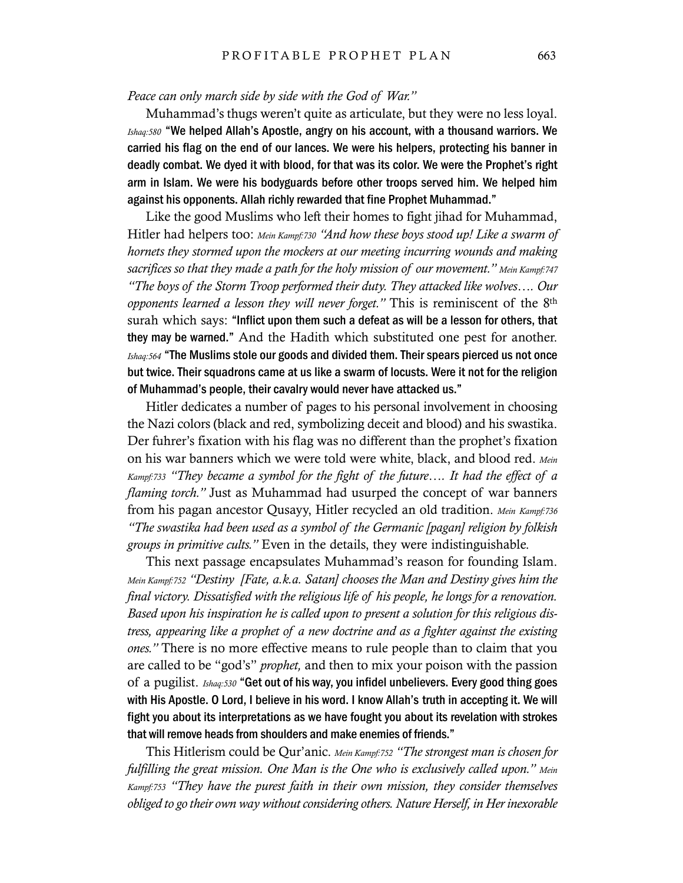*Peace can only march side by side with the God of War."*

Muhammad's thugs weren't quite as articulate, but they were no less loyal. *Ishaq:580* **"We helped Allah's Apostle, angry on his account, with a thousand warriors. We carried his flag on the end of our lances. We were his helpers, protecting his banner in deadly combat. We dyed it with blood, for that was its color. We were the Prophet's right arm in Islam. We were his bodyguards before other troops served him. We helped him against his opponents. Allah richly rewarded that fine Prophet Muhammad."**

Like the good Muslims who left their homes to fight jihad for Muhammad, Hitler had helpers too: *Mein Kampf:730 "And how these boys stood up! Like a swarm of hornets they stormed upon the mockers at our meeting incurring wounds and making sacrifices so that they made a path for the holy mission of our movement." Mein Kampf:747 "The boys of the Storm Troop performed their duty. They attacked like wolves…. Our opponents learned a lesson they will never forget."* This is reminiscent of the 8th surah which says: **"Inflict upon them such a defeat as will be a lesson for others, that they may be warned."** And the Hadith which substituted one pest for another. *Ishaq:564* **"The Muslims stole our goods and divided them. Their spears pierced us not once but twice. Their squadrons came at us like a swarm of locusts. Were it not for the religion of Muhammad's people, their cavalry would never have attacked us."**

Hitler dedicates a number of pages to his personal involvement in choosing the Nazi colors (black and red, symbolizing deceit and blood) and his swastika. Der fuhrer's fixation with his flag was no different than the prophet's fixation on his war banners which we were told were white, black, and blood red. *Mein Kampf:733 "They became a symbol for the fight of the future…. It had the effect of a flaming torch."* Just as Muhammad had usurped the concept of war banners from his pagan ancestor Qusayy, Hitler recycled an old tradition. *Mein Kampf:736 "The swastika had been used as a symbol of the Germanic [pagan] religion by folkish groups in primitive cults."* Even in the details, they were indistinguishable.

This next passage encapsulates Muhammad's reason for founding Islam. *Mein Kampf:752 "Destiny [Fate, a.k.a. Satan] chooses the Man and Destiny gives him the final victory. Dissatisfied with the religious life of his people, he longs for a renovation. Based upon his inspiration he is called upon to present a solution for this religious distress, appearing like a prophet of a new doctrine and as a fighter against the existing ones."* There is no more effective means to rule people than to claim that you are called to be "god's" *prophet,* and then to mix your poison with the passion of a pugilist. *Ishaq:530* **"Get out of his way, you infidel unbelievers. Every good thing goes with His Apostle. O Lord, I believe in his word. I know Allah's truth in accepting it. We will fight you about its interpretations as we have fought you about its revelation with strokes that will remove heads from shoulders and make enemies of friends."**

This Hitlerism could be Qur'anic. *Mein Kampf:752 "The strongest man is chosen for fulfilling the great mission. One Man is the One who is exclusively called upon." Mein Kampf:753 "They have the purest faith in their own mission, they consider themselves obliged to go their own way without considering others. Nature Herself, in Her inexorable*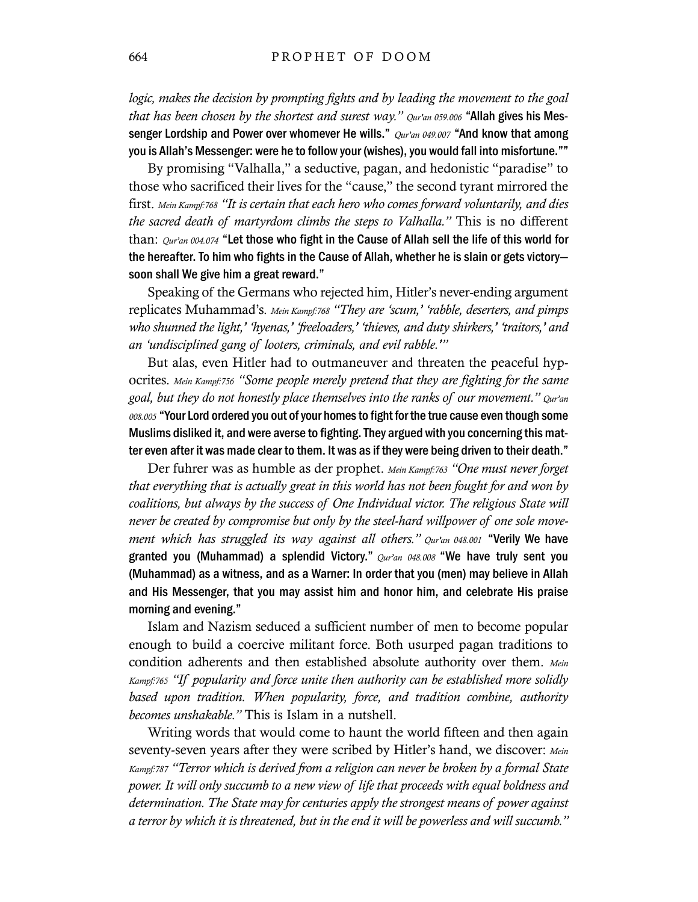*logic, makes the decision by prompting fights and by leading the movement to the goal that has been chosen by the shortest and surest way."* *Qur'an 059.006* **"Allah gives his Messenger Lordship and Power over whomever He wills."** *Qur'an 049.007* **"And know that among you is Allah's Messenger: were he to follow your (wishes), you would fall into misfortune.""**

By promising "Valhalla," a seductive, pagan, and hedonistic "paradise" to those who sacrificed their lives for the "cause," the second tyrant mirrored the first. *Mein Kampf:768 "It is certain that each hero who comes forward voluntarily, and dies the sacred death of martyrdom climbs the steps to Valhalla."* This is no different than: *Qur'an 004.074* **"Let those who fight in the Cause of Allah sell the life of this world for the hereafter. To him who fights in the Cause of Allah, whether he is slain or gets victory—soon shall We give him a great reward."**

Speaking of the Germans who rejected him, Hitler's never-ending argument replicates Muhammad's. *Mein Kampf:768 "They are 'scum,' 'rabble, deserters, and pimps who shunned the light,' 'hyenas,' 'freeloaders,' 'thieves, and duty shirkers,' 'traitors,' and an 'undisciplined gang of looters, criminals, and evil rabble.'"*

But alas, even Hitler had to outmaneuver and threaten the peaceful hypocrites. *Mein Kampf:756 "Some people merely pretend that they are fighting for the same goal, but they do not honestly place themselves into the ranks of our movement."* *Qur'an 008.005* **"Your Lord ordered you out of your homes to fight for the true cause even though some Muslims disliked it, and were averse to fighting. They argued with you concerning this matter even after it was made clear to them. It was as if they were being driven to their death."**

Der fuhrer was as humble as der prophet. *Mein Kampf:763 "One must never forget that everything that is actually great in this world has not been fought for and won by coalitions, but always by the success of One Individual victor. The religious State will never be created by compromise but only by the steel-hard willpower of one sole movement which has struggled its way against all others."* *Qur'an 048.001* **"Verily We have granted you (Muhammad) a splendid Victory."** *Qur'an 048.008* **"We have truly sent you (Muhammad) as a witness, and as a Warner: In order that you (men) may believe in Allah and His Messenger, that you may assist him and honor him, and celebrate His praise morning and evening."**

Islam and Nazism seduced a sufficient number of men to become popular enough to build a coercive militant force. Both usurped pagan traditions to condition adherents and then established absolute authority over them. *Mein Kampf:765 "If popularity and force unite then authority can be established more solidly based upon tradition. When popularity, force, and tradition combine, authority becomes unshakable."* This is Islam in a nutshell.

Writing words that would come to haunt the world fifteen and then again seventy-seven years after they were scribed by Hitler's hand, we discover: *Mein Kampf:787 "Terror which is derived from a religion can never be broken by a formal State power. It will only succumb to a new view of life that proceeds with equal boldness and determination. The State may for centuries apply the strongest means of power against a terror by which it is threatened, but in the end it will be powerless and will succumb."*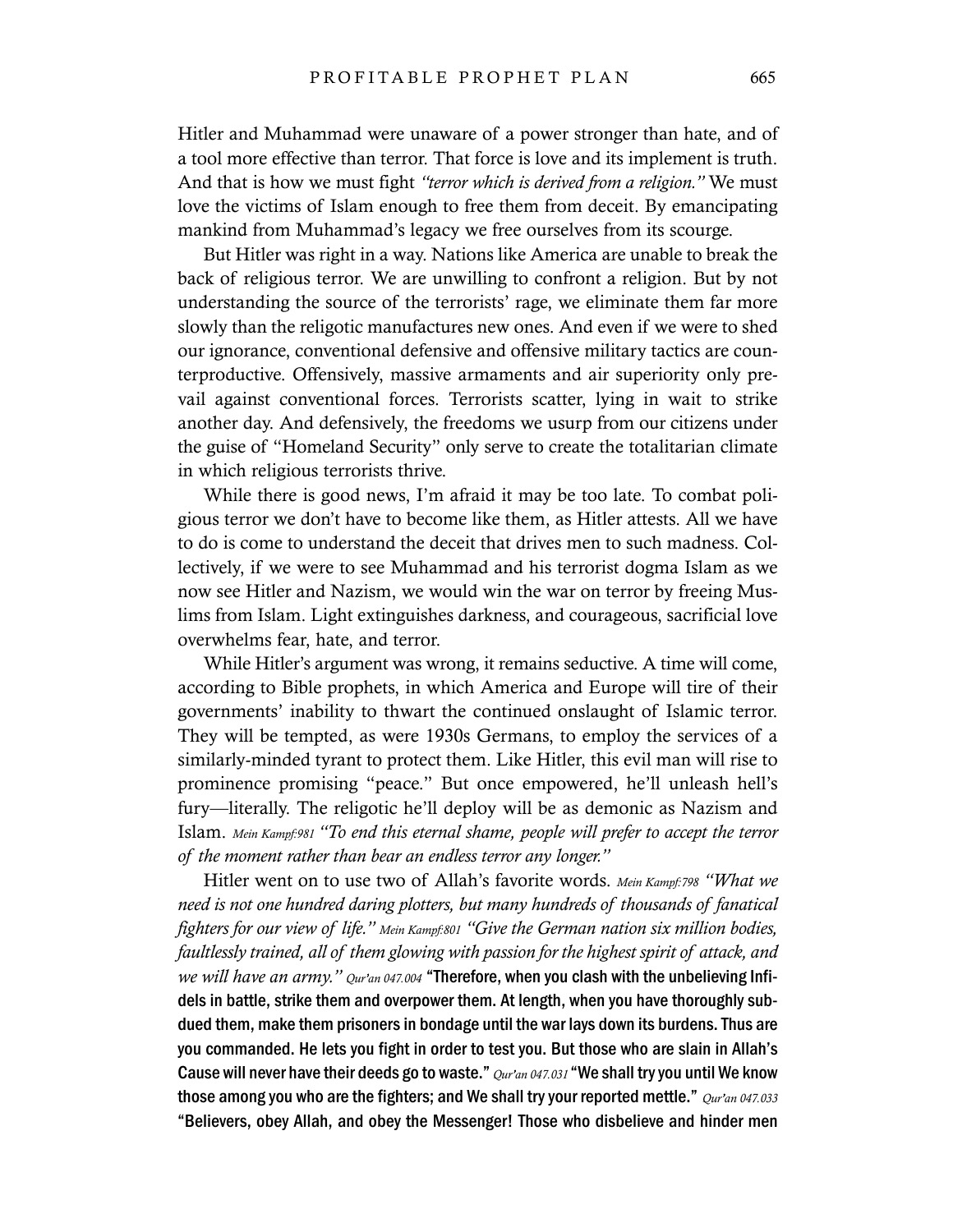Hitler and Muhammad were unaware of a power stronger than hate, and of a tool more effective than terror. That force is love and its implement is truth. And that is how we must fight *"terror which is derived from a religion."* We must love the victims of Islam enough to free them from deceit. By emancipating mankind from Muhammad's legacy we free ourselves from its scourge.

But Hitler was right in a way. Nations like America are unable to break the back of religious terror. We are unwilling to confront a religion. But by not understanding the source of the terrorists' rage, we eliminate them far more slowly than the religotic manufactures new ones. And even if we were to shed our ignorance, conventional defensive and offensive military tactics are counterproductive. Offensively, massive armaments and air superiority only prevail against conventional forces. Terrorists scatter, lying in wait to strike another day. And defensively, the freedoms we usurp from our citizens under the guise of "Homeland Security" only serve to create the totalitarian climate in which religious terrorists thrive.

While there is good news, I'm afraid it may be too late. To combat poligious terror we don't have to become like them, as Hitler attests. All we have to do is come to understand the deceit that drives men to such madness. Collectively, if we were to see Muhammad and his terrorist dogma Islam as we now see Hitler and Nazism, we would win the war on terror by freeing Muslims from Islam. Light extinguishes darkness, and courageous, sacrificial love overwhelms fear, hate, and terror.

While Hitler's argument was wrong, it remains seductive. A time will come, according to Bible prophets, in which America and Europe will tire of their governments' inability to thwart the continued onslaught of Islamic terror. They will be tempted, as were 1930s Germans, to employ the services of a similarly-minded tyrant to protect them. Like Hitler, this evil man will rise to prominence promising "peace." But once empowered, he'll unleash hell's fury—literally. The religotic he'll deploy will be as demonic as Nazism and Islam. *Mein Kampf:981 "To end this eternal shame, people will prefer to accept the terror of the moment rather than bear an endless terror any longer."*

Hitler went on to use two of Allah's favorite words. *Mein Kampf:798 "What we need is not one hundred daring plotters, but many hundreds of thousands of fanatical fighters for our view of life." Mein Kampf:801 "Give the German nation six million bodies, faultlessly trained, all of them glowing with passion for the highest spirit of attack, and we will have an army." Qur'an 047.004* **"Therefore, when you clash with the unbelieving Infidels in battle, strike them and overpower them. At length, when you have thoroughly subdued them, make them prisoners in bondage until the war lays down its burdens. Thus are you commanded. He lets you fight in order to test you. But those who are slain in Allah's Cause will never have their deeds go to waste."** *Qur'an 047.031* **"We shall try you until We know those among you who are the fighters; and We shall try your reported mettle."** *Qur'an 047.033* **"Believers, obey Allah, and obey the Messenger! Those who disbelieve and hinder men**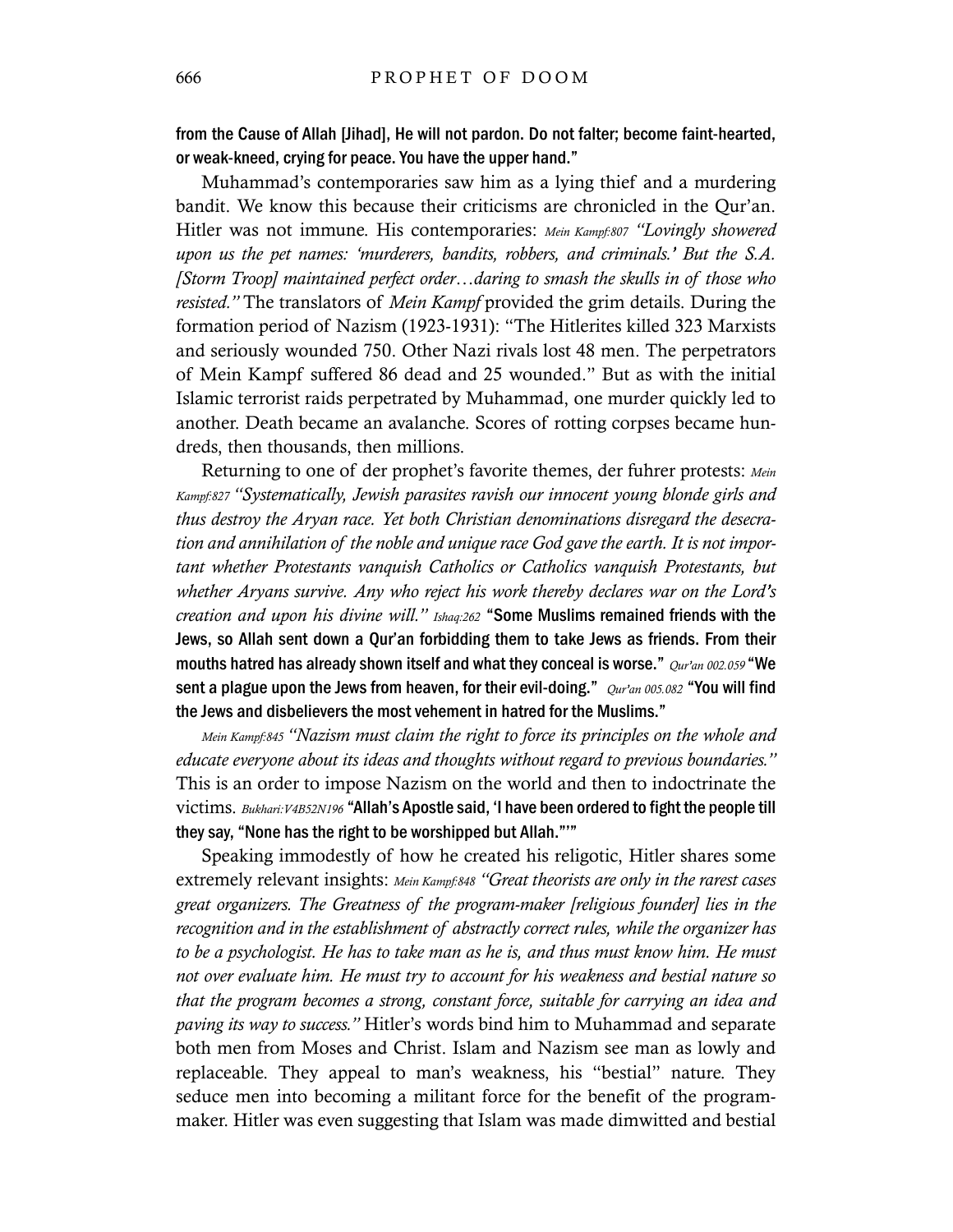**from the Cause of Allah [Jihad], He will not pardon. Do not falter; become faint-hearted, or weak-kneed, crying for peace. You have the upper hand."**

Muhammad's contemporaries saw him as a lying thief and a murdering bandit. We know this because their criticisms are chronicled in the Qur'an. Hitler was not immune. His contemporaries: *Mein Kampf:807 "Lovingly showered upon us the pet names: 'murderers, bandits, robbers, and criminals.' But the S.A. [Storm Troop] maintained perfect order…daring to smash the skulls in of those who resisted."* The translators of *Mein Kampf* provided the grim details. During the formation period of Nazism (1923-1931): "The Hitlerites killed 323 Marxists and seriously wounded 750. Other Nazi rivals lost 48 men. The perpetrators of Mein Kampf suffered 86 dead and 25 wounded." But as with the initial Islamic terrorist raids perpetrated by Muhammad, one murder quickly led to another. Death became an avalanche. Scores of rotting corpses became hundreds, then thousands, then millions.

Returning to one of der prophet's favorite themes, der fuhrer protests: *Mein Kampf:827 "Systematically, Jewish parasites ravish our innocent young blonde girls and thus destroy the Aryan race. Yet both Christian denominations disregard the desecration and annihilation of the noble and unique race God gave the earth. It is not important whether Protestants vanquish Catholics or Catholics vanquish Protestants, but whether Aryans survive. Any who reject his work thereby declares war on the Lord's creation and upon his divine will." Ishaq:262* **"Some Muslims remained friends with the Jews, so Allah sent down a Qur'an forbidding them to take Jews as friends. From their mouths hatred has already shown itself and what they conceal is worse."** *Qur'an 002.059* **"We sent a plague upon the Jews from heaven, for their evil-doing."** *Qur'an 005.082* **"You will find the Jews and disbelievers the most vehement in hatred for the Muslims."**

*Mein Kampf:845 "Nazism must claim the right to force its principles on the whole and educate everyone about its ideas and thoughts without regard to previous boundaries."* This is an order to impose Nazism on the world and then to indoctrinate the victims. *Bukhari:V4B52N196* **"Allah's Apostle said, 'I have been ordered to fight the people till they say, "None has the right to be worshipped but Allah."'"**

Speaking immodestly of how he created his religotic, Hitler shares some extremely relevant insights: *Mein Kampf:848 "Great theorists are only in the rarest cases great organizers. The Greatness of the program-maker [religious founder] lies in the recognition and in the establishment of abstractly correct rules, while the organizer has to be a psychologist. He has to take man as he is, and thus must know him. He must not over evaluate him. He must try to account for his weakness and bestial nature so that the program becomes a strong, constant force, suitable for carrying an idea and paving its way to success."* Hitler's words bind him to Muhammad and separate both men from Moses and Christ. Islam and Nazism see man as lowly and replaceable. They appeal to man's weakness, his "bestial" nature. They seduce men into becoming a militant force for the benefit of the program-maker. Hitler was even suggesting that Islam was made dimwitted and bestial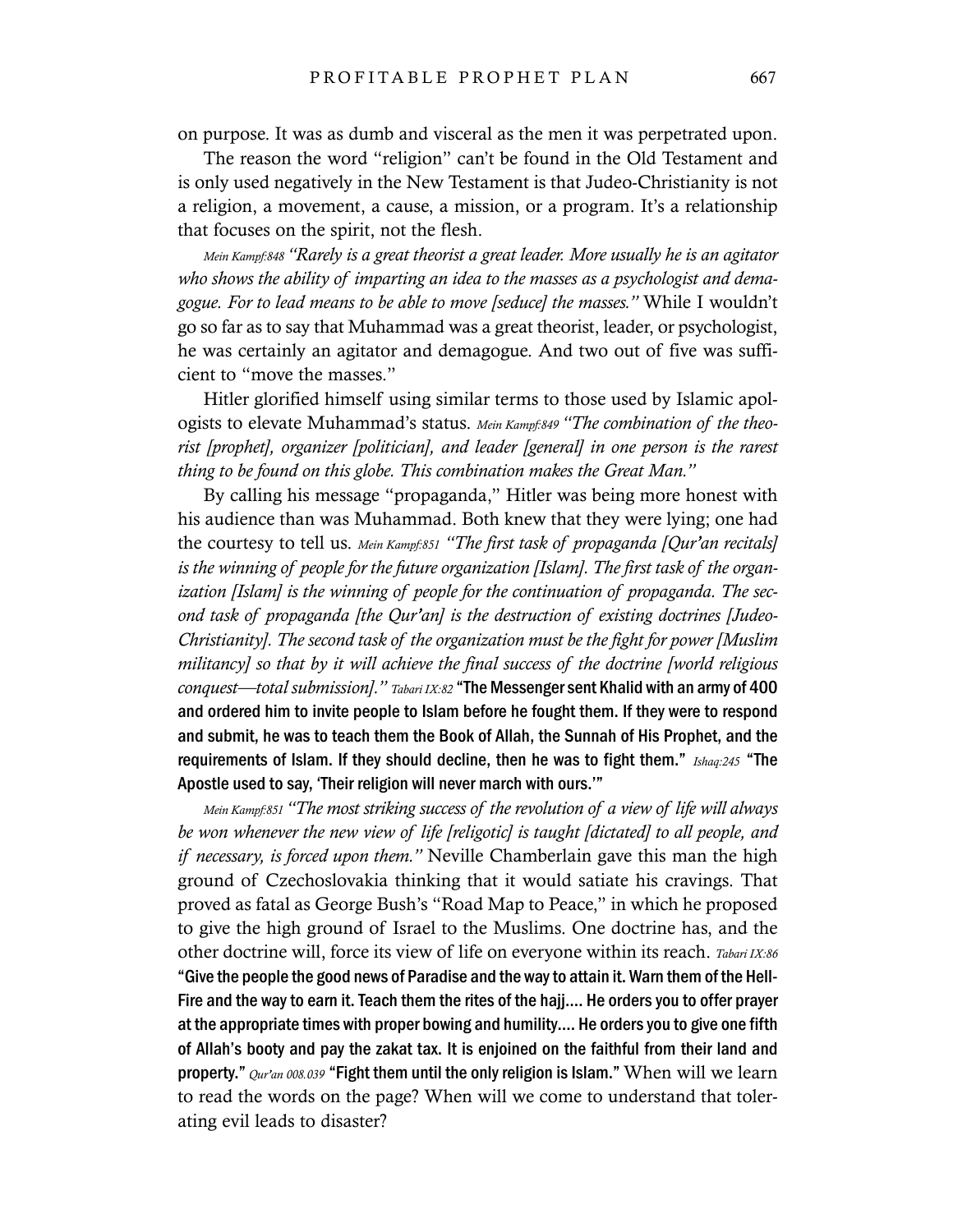on purpose. It was as dumb and visceral as the men it was perpetrated upon.

The reason the word "religion" can't be found in the Old Testament and is only used negatively in the New Testament is that Judeo-Christianity is not a religion, a movement, a cause, a mission, or a program. It's a relationship that focuses on the spirit, not the flesh.

*Mein Kampf:848 "Rarely is a great theorist a great leader. More usually he is an agitator who shows the ability of imparting an idea to the masses as a psychologist and demagogue. For to lead means to be able to move [seduce] the masses."* While I wouldn't go so far as to say that Muhammad was a great theorist, leader, or psychologist, he was certainly an agitator and demagogue. And two out of five was sufficient to "move the masses."

Hitler glorified himself using similar terms to those used by Islamic apologists to elevate Muhammad's status. *Mein Kampf:849 "The combination of the theorist [prophet], organizer [politician], and leader [general] in one person is the rarest thing to be found on this globe. This combination makes the Great Man."*

By calling his message "propaganda," Hitler was being more honest with his audience than was Muhammad. Both knew that they were lying; one had the courtesy to tell us. *Mein Kampf:851 "The first task of propaganda [Qur'an recitals] is the winning of people for the future organization [Islam]. The first task of the organization [Islam] is the winning of people for the continuation of propaganda. The second task of propaganda [the Qur'an] is the destruction of existing doctrines [Judeo-Christianity]. The second task of the organization must be the fight for power [Muslim militancy] so that by it will achieve the final success of the doctrine [world religious conquest—total submission]." Tabari IX:82* **"The Messenger sent Khalid with an army of 400 and ordered him to invite people to Islam before he fought them. If they were to respond and submit, he was to teach them the Book of Allah, the Sunnah of His Prophet, and the requirements of Islam. If they should decline, then he was to fight them."** *Ishaq:245* **"The Apostle used to say, 'Their religion will never march with ours.'"**

*Mein Kampf:851 "The most striking success of the revolution of a view of life will always be won whenever the new view of life [religotic] is taught [dictated] to all people, and if necessary, is forced upon them."* Neville Chamberlain gave this man the high ground of Czechoslovakia thinking that it would satiate his cravings. That proved as fatal as George Bush's "Road Map to Peace," in which he proposed to give the high ground of Israel to the Muslims. One doctrine has, and the other doctrine will, force its view of life on everyone within its reach. *Tabari IX:86* **"Give the people the good news of Paradise and the way to attain it. Warn them of the Hell-Fire and the way to earn it. Teach them the rites of the hajj.... He orders you to offer prayer at the appropriate times with proper bowing and humility.... He orders you to give one fifth of Allah's booty and pay the zakat tax. It is enjoined on the faithful from their land and property."** *Qur'an 008.039* **"Fight them until the only religion is Islam."** When will we learn to read the words on the page? When will we come to understand that tolerating evil leads to disaster?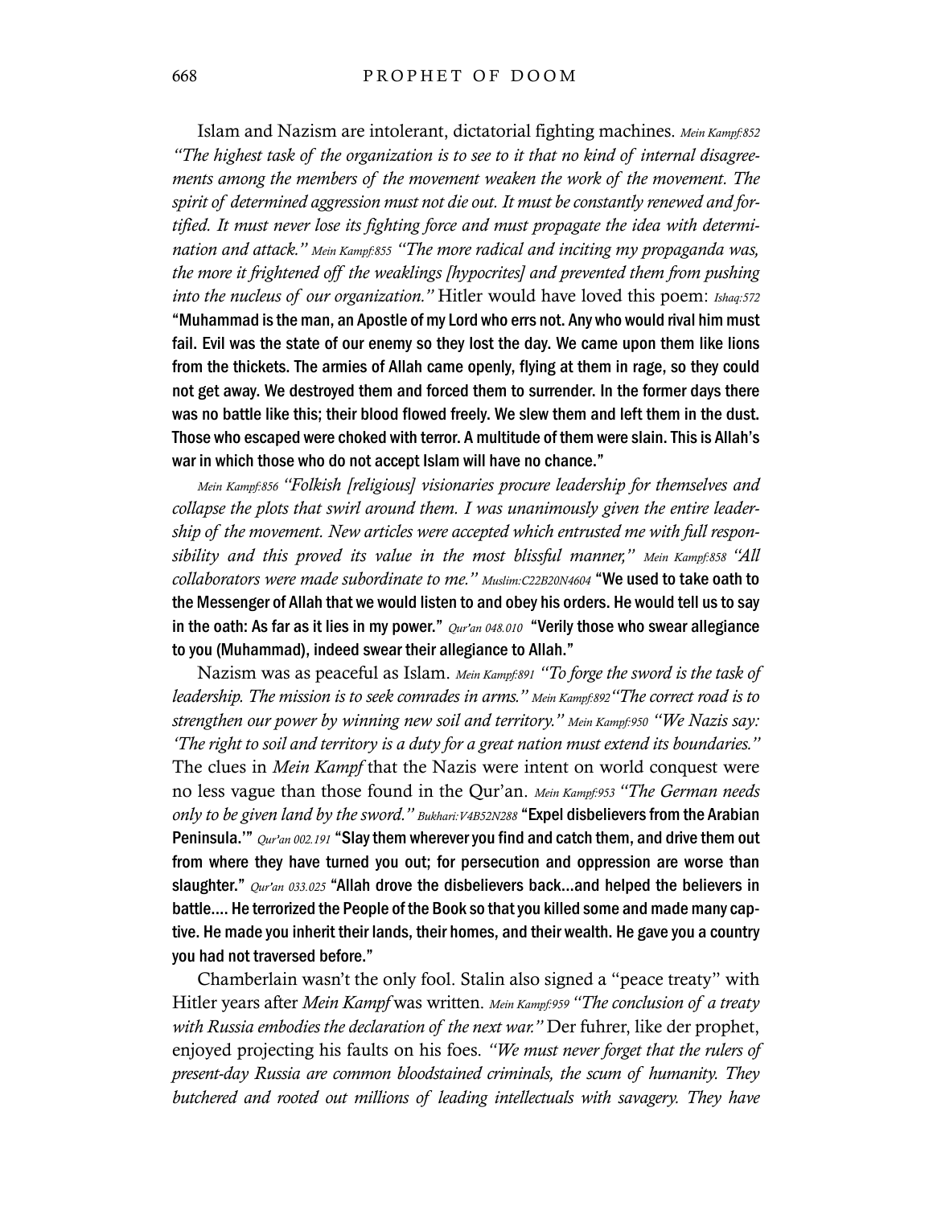Islam and Nazism are intolerant, dictatorial fighting machines. *Mein Kampf:852* *"The highest task of the organization is to see to it that no kind of internal disagreements among the members of the movement weaken the work of the movement. The spirit of determined aggression must not die out. It must be constantly renewed and fortified. It must never lose its fighting force and must propagate the idea with determination and attack."* *Mein Kampf:855* *"The more radical and inciting my propaganda was, the more it frightened off the weaklings [hypocrites] and prevented them from pushing into the nucleus of our organization."* Hitler would have loved this poem: *Ishaq:572* **"Muhammad is the man, an Apostle of my Lord who errs not. Any who would rival him must fail. Evil was the state of our enemy so they lost the day. We came upon them like lions from the thickets. The armies of Allah came openly, flying at them in rage, so they could not get away. We destroyed them and forced them to surrender. In the former days there was no battle like this; their blood flowed freely. We slew them and left them in the dust. Those who escaped were choked with terror. A multitude of them were slain. This is Allah's war in which those who do not accept Islam will have no chance."**

*Mein Kampf:856* *"Folkish [religious] visionaries procure leadership for themselves and collapse the plots that swirl around them. I was unanimously given the entire leadership of the movement. New articles were accepted which entrusted me with full responsibility and this proved its value in the most blissful manner,"* *Mein Kampf:858* *"All collaborators were made subordinate to me."* *Muslim:C22B20N4604* **"We used to take oath to the Messenger of Allah that we would listen to and obey his orders. He would tell us to say in the oath: As far as it lies in my power."** *Qur'an 048.010* **"Verily those who swear allegiance to you (Muhammad), indeed swear their allegiance to Allah."**

Nazism was as peaceful as Islam. *Mein Kampf:891* *"To forge the sword is the task of leadership. The mission is to seek comrades in arms."* *Mein Kampf:892* *"The correct road is to strengthen our power by winning new soil and territory."* *Mein Kampf:950* *"We Nazis say: 'The right to soil and territory is a duty for a great nation must extend its boundaries."* The clues in *Mein Kampf* that the Nazis were intent on world conquest were no less vague than those found in the Qur'an. *Mein Kampf:953* *"The German needs only to be given land by the sword."* *Bukhari:V4B52N288* **"Expel disbelievers from the Arabian Peninsula.'"** *Qur'an 002.191* **"Slay them wherever you find and catch them, and drive them out from where they have turned you out; for persecution and oppression are worse than slaughter."** *Qur'an 033.025* **"Allah drove the disbelievers back...and helped the believers in battle.... He terrorized the People of the Book so that you killed some and made many captive. He made you inherit their lands, their homes, and their wealth. He gave you a country you had not traversed before."**

Chamberlain wasn't the only fool. Stalin also signed a "peace treaty" with Hitler years after *Mein Kampf* was written. *Mein Kampf:959* *"The conclusion of a treaty with Russia embodies the declaration of the next war."* Der fuhrer, like der prophet, enjoyed projecting his faults on his foes. *"We must never forget that the rulers of present-day Russia are common bloodstained criminals, the scum of humanity. They butchered and rooted out millions of leading intellectuals with savagery. They have*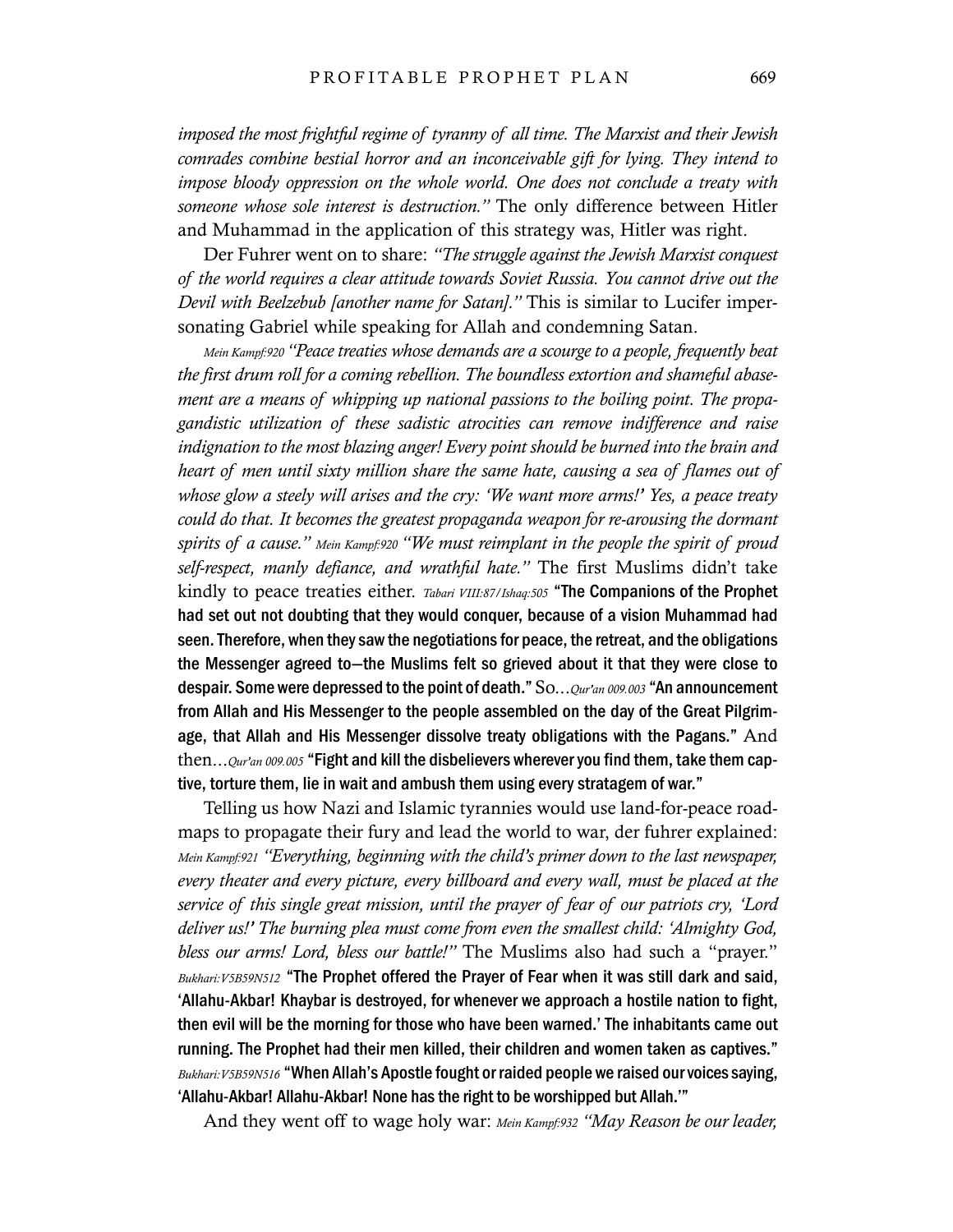*imposed the most frightful regime of tyranny of all time. The Marxist and their Jewish comrades combine bestial horror and an inconceivable gift for lying. They intend to impose bloody oppression on the whole world. One does not conclude a treaty with someone whose sole interest is destruction."* The only difference between Hitler and Muhammad in the application of this strategy was, Hitler was right.

Der Fuhrer went on to share: *"The struggle against the Jewish Marxist conquest of the world requires a clear attitude towards Soviet Russia. You cannot drive out the Devil with Beelzebub [another name for Satan]."* This is similar to Lucifer impersonating Gabriel while speaking for Allah and condemning Satan.

*Mein Kampf:920 "Peace treaties whose demands are a scourge to a people, frequently beat the first drum roll for a coming rebellion. The boundless extortion and shameful abasement are a means of whipping up national passions to the boiling point. The propagandistic utilization of these sadistic atrocities can remove indifference and raise indignation to the most blazing anger! Every point should be burned into the brain and heart of men until sixty million share the same hate, causing a sea of flames out of whose glow a steely will arises and the cry: 'We want more arms!' Yes, a peace treaty could do that. It becomes the greatest propaganda weapon for re-arousing the dormant spirits of a cause." Mein Kampf:920 "We must reimplant in the people the spirit of proud self-respect, manly defiance, and wrathful hate."* The first Muslims didn't take kindly to peace treaties either. *Tabari VIII:87/Ishaq:505* **"The Companions of the Prophet had set out not doubting that they would conquer, because of a vision Muhammad had seen. Therefore, when they saw the negotiations for peace, the retreat, and the obligations the Messenger agreed to—the Muslims felt so grieved about it that they were close to despair. Some were depressed to the point of death."** So... *Qur'an 009.003* **"An announcement from Allah and His Messenger to the people assembled on the day of the Great Pilgrimage, that Allah and His Messenger dissolve treaty obligations with the Pagans."** And then... *Qur'an 009.005* **"Fight and kill the disbelievers wherever you find them, take them captive, torture them, lie in wait and ambush them using every stratagem of war."**

Telling us how Nazi and Islamic tyrannies would use land-for-peace roadmaps to propagate their fury and lead the world to war, der fuhrer explained: *Mein Kampf:921 "Everything, beginning with the child's primer down to the last newspaper, every theater and every picture, every billboard and every wall, must be placed at the service of this single great mission, until the prayer of fear of our patriots cry, 'Lord deliver us!' The burning plea must come from even the smallest child: 'Almighty God, bless our arms! Lord, bless our battle!"* The Muslims also had such a "prayer." *Bukhari:V5B59N512* **"The Prophet offered the Prayer of Fear when it was still dark and said, 'Allahu-Akbar! Khaybar is destroyed, for whenever we approach a hostile nation to fight, then evil will be the morning for those who have been warned.' The inhabitants came out running. The Prophet had their men killed, their children and women taken as captives."** *Bukhari:V5B59N516* **"When Allah's Apostle fought or raided people we raised our voices saying, 'Allahu-Akbar! Allahu-Akbar! None has the right to be worshipped but Allah.'"**

And they went off to wage holy war: *Mein Kampf:932 "May Reason be our leader,*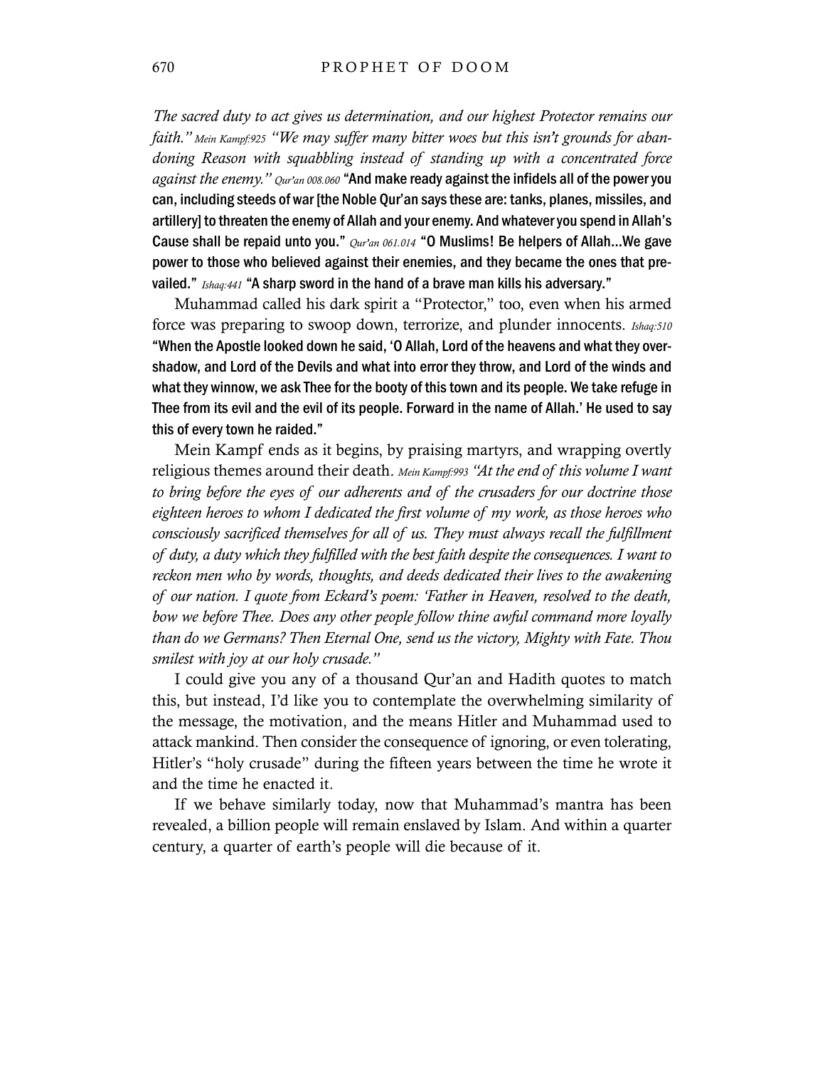*The sacred duty to act gives us determination, and our highest Protector remains our faith."* *Mein Kampf:925* *"We may suffer many bitter woes but this isn't grounds for abandoning Reason with squabbling instead of standing up with a concentrated force against the enemy."* *Qur'an 008.060* **"And make ready against the infidels all of the power you can, including steeds of war [the Noble Qur'an says these are: tanks, planes, missiles, and artillery] to threaten the enemy of Allah and your enemy. And whatever you spend in Allah's Cause shall be repaid unto you."** *Qur'an 061.014* **"O Muslims! Be helpers of Allah…We gave power to those who believed against their enemies, and they became the ones that prevailed."** *Ishaq:441* **"A sharp sword in the hand of a brave man kills his adversary."**

Muhammad called his dark spirit a "Protector," too, even when his armed force was preparing to swoop down, terrorize, and plunder innocents. *Ishaq:510* **"When the Apostle looked down he said, 'O Allah, Lord of the heavens and what they overshadow, and Lord of the Devils and what into error they throw, and Lord of the winds and what they winnow, we ask Thee for the booty of this town and its people. We take refuge in Thee from its evil and the evil of its people. Forward in the name of Allah.' He used to say this of every town he raided."**

Mein Kampf ends as it begins, by praising martyrs, and wrapping overtly religious themes around their death. *Mein Kampf:993* *"At the end of this volume I want to bring before the eyes of our adherents and of the crusaders for our doctrine those eighteen heroes to whom I dedicated the first volume of my work, as those heroes who consciously sacrificed themselves for all of us. They must always recall the fulfillment of duty, a duty which they fulfilled with the best faith despite the consequences. I want to reckon men who by words, thoughts, and deeds dedicated their lives to the awakening of our nation. I quote from Eckard's poem: 'Father in Heaven, resolved to the death, bow we before Thee. Does any other people follow thine awful command more loyally than do we Germans? Then Eternal One, send us the victory, Mighty with Fate. Thou smilest with joy at our holy crusade."*

I could give you any of a thousand Qur'an and Hadith quotes to match this, but instead, I'd like you to contemplate the overwhelming similarity of the message, the motivation, and the means Hitler and Muhammad used to attack mankind. Then consider the consequence of ignoring, or even tolerating, Hitler's "holy crusade" during the fifteen years between the time he wrote it and the time he enacted it.

If we behave similarly today, now that Muhammad's mantra has been revealed, a billion people will remain enslaved by Islam. And within a quarter century, a quarter of earth's people will die because of it.